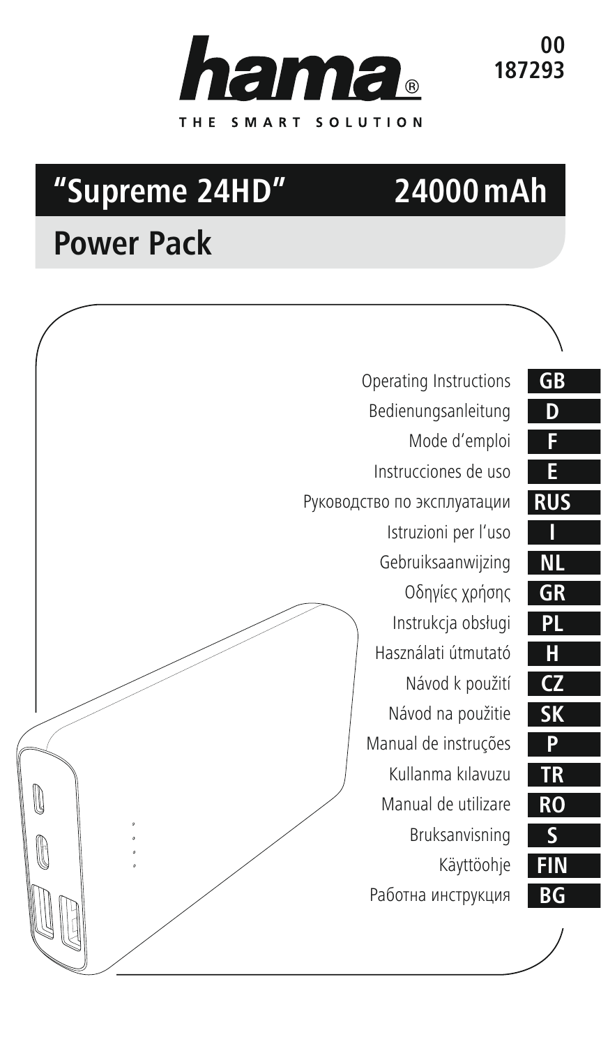hama®

THE SMART SOLUTION

00
187293

# "Supreme 24HD" 24000 mAh

## Power Pack

| | |
|---|---|
| Operating Instructions | GB |
| Bedienungsanleitung | D |
| Mode d'emploi | F |
| Instrucciones de uso | E |
| Руководство по эксплуатации | RUS |
| Istruzioni per l'uso | I |
| Gebruiksaanwijzing | NL |
| Οδηγίες χρήσης | GR |
| Instrukcja obsługi | PL |
| Használati útmutató | H |
| Návod k použití | CZ |
| Návod na použitie | SK |
| Manual de instruções | P |
| Kullanma kılavuzu | TR |
| Manual de utilizare | RO |
| Bruksanvisning | S |
| Käyttöohje | FIN |
| Работна инструкция | BG |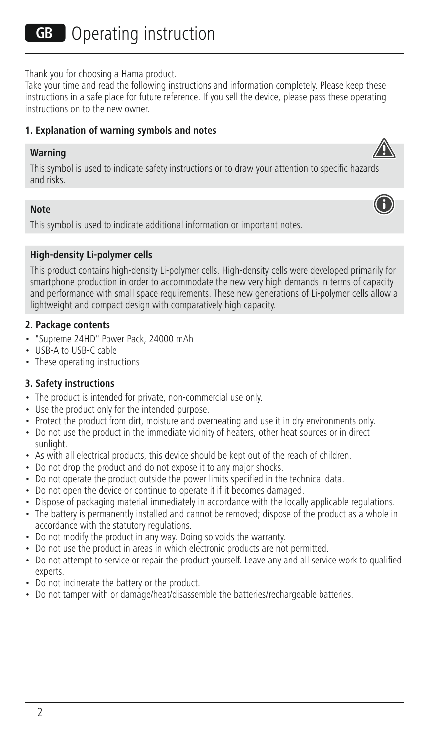# GB Operating instruction

Thank you for choosing a Hama product.
Take your time and read the following instructions and information completely. Please keep these instructions in a safe place for future reference. If you sell the device, please pass these operating instructions on to the new owner.

**1. Explanation of warning symbols and notes**

**Warning**

This symbol is used to indicate safety instructions or to draw your attention to specific hazards and risks.

**Note**

This symbol is used to indicate additional information or important notes.

**High-density Li-polymer cells**

This product contains high-density Li-polymer cells. High-density cells were developed primarily for smartphone production in order to accommodate the new very high demands in terms of capacity and performance with small space requirements. These new generations of Li-polymer cells allow a lightweight and compact design with comparatively high capacity.

**2. Package contents**

- "Supreme 24HD" Power Pack, 24000 mAh
- USB-A to USB-C cable
- These operating instructions

**3. Safety instructions**

- The product is intended for private, non-commercial use only.
- Use the product only for the intended purpose.
- Protect the product from dirt, moisture and overheating and use it in dry environments only.
- Do not use the product in the immediate vicinity of heaters, other heat sources or in direct sunlight.
- As with all electrical products, this device should be kept out of the reach of children.
- Do not drop the product and do not expose it to any major shocks.
- Do not operate the product outside the power limits specified in the technical data.
- Do not open the device or continue to operate it if it becomes damaged.
- Dispose of packaging material immediately in accordance with the locally applicable regulations.
- The battery is permanently installed and cannot be removed; dispose of the product as a whole in accordance with the statutory regulations.
- Do not modify the product in any way. Doing so voids the warranty.
- Do not use the product in areas in which electronic products are not permitted.
- Do not attempt to service or repair the product yourself. Leave any and all service work to qualified experts.
- Do not incinerate the battery or the product.
- Do not tamper with or damage/heat/disassemble the batteries/rechargeable batteries.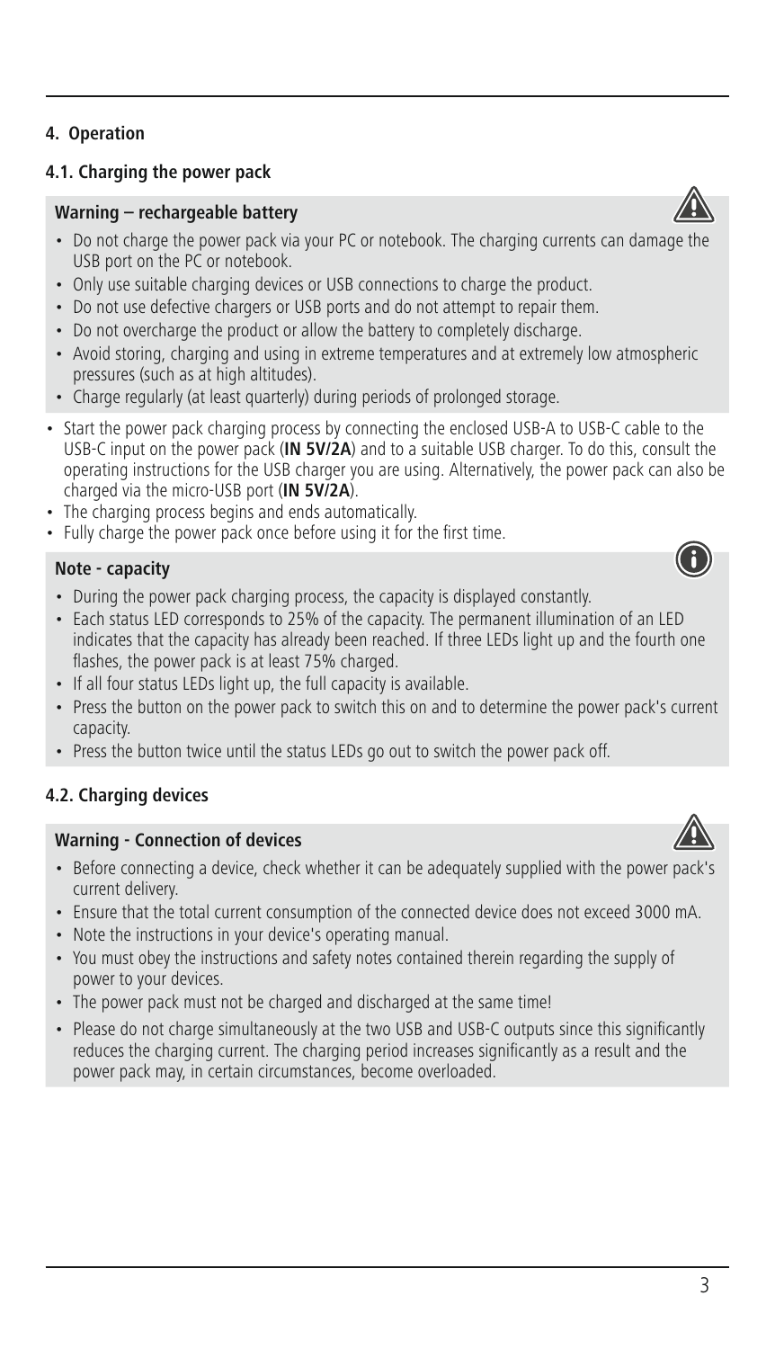## 4. Operation

### 4.1. Charging the power pack

**Warning – rechargeable battery**

- Do not charge the power pack via your PC or notebook. The charging currents can damage the USB port on the PC or notebook.
- Only use suitable charging devices or USB connections to charge the product.
- Do not use defective chargers or USB ports and do not attempt to repair them.
- Do not overcharge the product or allow the battery to completely discharge.
- Avoid storing, charging and using in extreme temperatures and at extremely low atmospheric pressures (such as at high altitudes).
- Charge regularly (at least quarterly) during periods of prolonged storage.

- Start the power pack charging process by connecting the enclosed USB-A to USB-C cable to the USB-C input on the power pack (**IN 5V/2A**) and to a suitable USB charger. To do this, consult the operating instructions for the USB charger you are using. Alternatively, the power pack can also be charged via the micro-USB port (**IN 5V/2A**).
- The charging process begins and ends automatically.
- Fully charge the power pack once before using it for the first time.

**Note - capacity**

- During the power pack charging process, the capacity is displayed constantly.
- Each status LED corresponds to 25% of the capacity. The permanent illumination of an LED indicates that the capacity has already been reached. If three LEDs light up and the fourth one flashes, the power pack is at least 75% charged.
- If all four status LEDs light up, the full capacity is available.
- Press the button on the power pack to switch this on and to determine the power pack's current capacity.
- Press the button twice until the status LEDs go out to switch the power pack off.

### 4.2. Charging devices

**Warning - Connection of devices**

- Before connecting a device, check whether it can be adequately supplied with the power pack's current delivery.
- Ensure that the total current consumption of the connected device does not exceed 3000 mA.
- Note the instructions in your device's operating manual.
- You must obey the instructions and safety notes contained therein regarding the supply of power to your devices.
- The power pack must not be charged and discharged at the same time!
- Please do not charge simultaneously at the two USB and USB-C outputs since this significantly reduces the charging current. The charging period increases significantly as a result and the power pack may, in certain circumstances, become overloaded.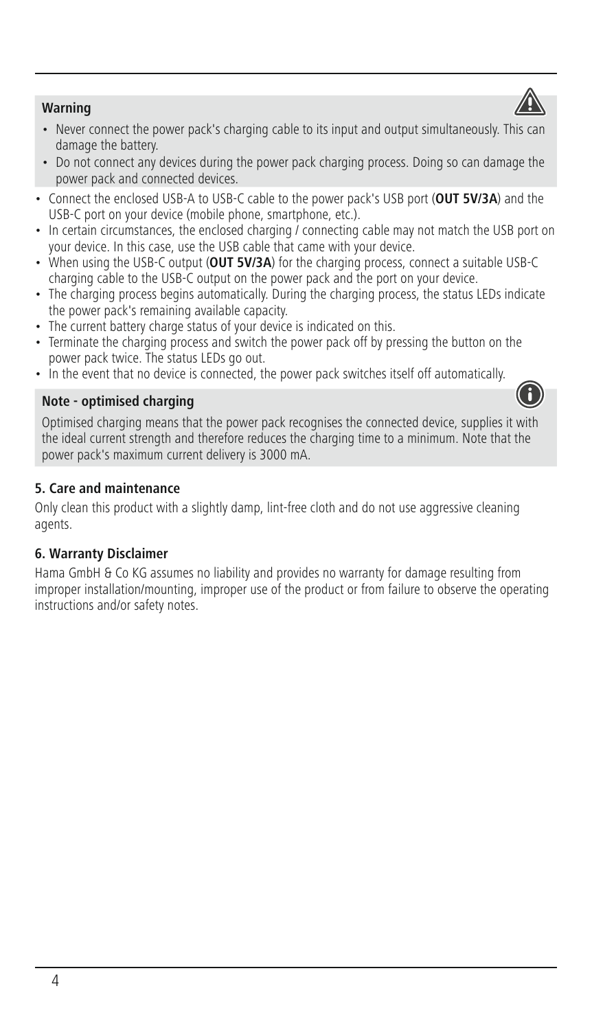**Warning**

- Never connect the power pack's charging cable to its input and output simultaneously. This can damage the battery.
- Do not connect any devices during the power pack charging process. Doing so can damage the power pack and connected devices.

- Connect the enclosed USB-A to USB-C cable to the power pack's USB port (**OUT 5V/3A**) and the USB-C port on your device (mobile phone, smartphone, etc.).
- In certain circumstances, the enclosed charging / connecting cable may not match the USB port on your device. In this case, use the USB cable that came with your device.
- When using the USB-C output (**OUT 5V/3A**) for the charging process, connect a suitable USB-C charging cable to the USB-C output on the power pack and the port on your device.
- The charging process begins automatically. During the charging process, the status LEDs indicate the power pack's remaining available capacity.
- The current battery charge status of your device is indicated on this.
- Terminate the charging process and switch the power pack off by pressing the button on the power pack twice. The status LEDs go out.
- In the event that no device is connected, the power pack switches itself off automatically.

**Note - optimised charging**

Optimised charging means that the power pack recognises the connected device, supplies it with the ideal current strength and therefore reduces the charging time to a minimum. Note that the power pack's maximum current delivery is 3000 mA.

### 5. Care and maintenance

Only clean this product with a slightly damp, lint-free cloth and do not use aggressive cleaning agents.

### 6. Warranty Disclaimer

Hama GmbH & Co KG assumes no liability and provides no warranty for damage resulting from improper installation/mounting, improper use of the product or from failure to observe the operating instructions and/or safety notes.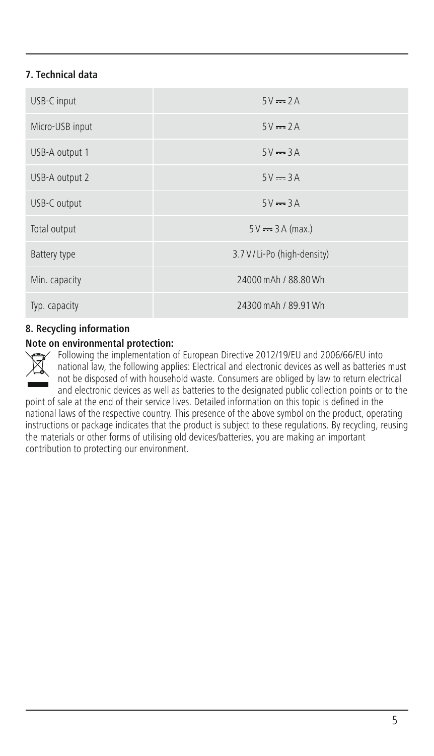## 7. Technical data

| | |
|---|---|
| USB-C input | 5 V ⎓ 2 A |
| Micro-USB input | 5 V ⎓ 2 A |
| USB-A output 1 | 5 V ⎓ 3 A |
| USB-A output 2 | 5 V ⎓ 3 A |
| USB-C output | 5 V ⎓ 3 A |
| Total output | 5 V ⎓ 3 A (max.) |
| Battery type | 3.7 V / Li-Po (high-density) |
| Min. capacity | 24000 mAh / 88.80 Wh |
| Typ. capacity | 24300 mAh / 89.91 Wh |

## 8. Recycling information

**Note on environmental protection:**

Following the implementation of European Directive 2012/19/EU and 2006/66/EU into national law, the following applies: Electrical and electronic devices as well as batteries must not be disposed of with household waste. Consumers are obliged by law to return electrical and electronic devices as well as batteries to the designated public collection points or to the point of sale at the end of their service lives. Detailed information on this topic is defined in the national laws of the respective country. This presence of the above symbol on the product, operating instructions or package indicates that the product is subject to these regulations. By recycling, reusing the materials or other forms of utilising old devices/batteries, you are making an important contribution to protecting our environment.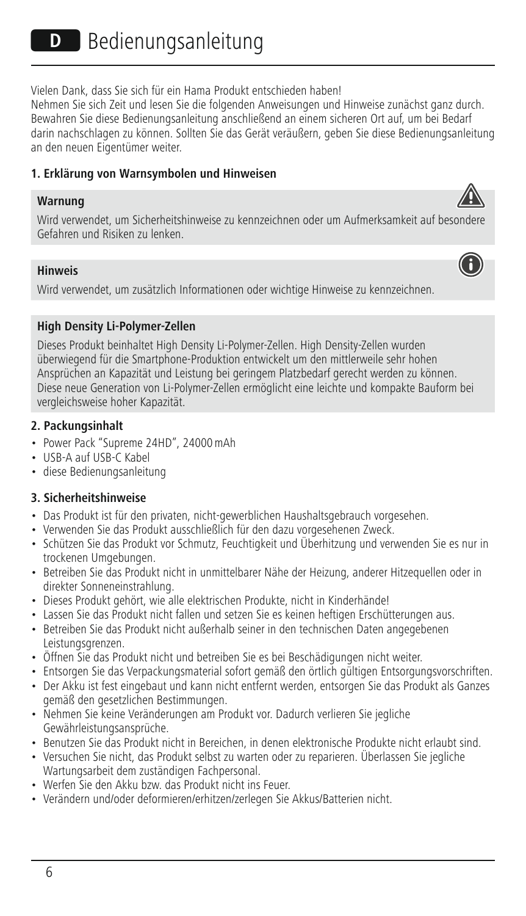# D Bedienungsanleitung

Vielen Dank, dass Sie sich für ein Hama Produkt entschieden haben!
Nehmen Sie sich Zeit und lesen Sie die folgenden Anweisungen und Hinweise zunächst ganz durch. Bewahren Sie diese Bedienungsanleitung anschließend an einem sicheren Ort auf, um bei Bedarf darin nachschlagen zu können. Sollten Sie das Gerät veräußern, geben Sie diese Bedienungsanleitung an den neuen Eigentümer weiter.

## 1. Erklärung von Warnsymbolen und Hinweisen

**Warnung**

Wird verwendet, um Sicherheitshinweise zu kennzeichnen oder um Aufmerksamkeit auf besondere Gefahren und Risiken zu lenken.

**Hinweis**

Wird verwendet, um zusätzlich Informationen oder wichtige Hinweise zu kennzeichnen.

**High Density Li-Polymer-Zellen**

Dieses Produkt beinhaltet High Density Li-Polymer-Zellen. High Density-Zellen wurden überwiegend für die Smartphone-Produktion entwickelt um den mittlerweile sehr hohen Ansprüchen an Kapazität und Leistung bei geringem Platzbedarf gerecht werden zu können. Diese neue Generation von Li-Polymer-Zellen ermöglicht eine leichte und kompakte Bauform bei vergleichsweise hoher Kapazität.

## 2. Packungsinhalt

- Power Pack "Supreme 24HD", 24000 mAh
- USB-A auf USB-C Kabel
- diese Bedienungsanleitung

## 3. Sicherheitshinweise

- Das Produkt ist für den privaten, nicht-gewerblichen Haushaltsgebrauch vorgesehen.
- Verwenden Sie das Produkt ausschließlich für den dazu vorgesehenen Zweck.
- Schützen Sie das Produkt vor Schmutz, Feuchtigkeit und Überhitzung und verwenden Sie es nur in trockenen Umgebungen.
- Betreiben Sie das Produkt nicht in unmittelbarer Nähe der Heizung, anderer Hitzequellen oder in direkter Sonneneinstrahlung.
- Dieses Produkt gehört, wie alle elektrischen Produkte, nicht in Kinderhände!
- Lassen Sie das Produkt nicht fallen und setzen Sie es keinen heftigen Erschütterungen aus.
- Betreiben Sie das Produkt nicht außerhalb seiner in den technischen Daten angegebenen Leistungsgrenzen.
- Öffnen Sie das Produkt nicht und betreiben Sie es bei Beschädigungen nicht weiter.
- Entsorgen Sie das Verpackungsmaterial sofort gemäß den örtlich gültigen Entsorgungsvorschriften.
- Der Akku ist fest eingebaut und kann nicht entfernt werden, entsorgen Sie das Produkt als Ganzes gemäß den gesetzlichen Bestimmungen.
- Nehmen Sie keine Veränderungen am Produkt vor. Dadurch verlieren Sie jegliche Gewährleistungsansprüche.
- Benutzen Sie das Produkt nicht in Bereichen, in denen elektronische Produkte nicht erlaubt sind.
- Versuchen Sie nicht, das Produkt selbst zu warten oder zu reparieren. Überlassen Sie jegliche Wartungsarbeit dem zuständigen Fachpersonal.
- Werfen Sie den Akku bzw. das Produkt nicht ins Feuer.
- Verändern und/oder deformieren/erhitzen/zerlegen Sie Akkus/Batterien nicht.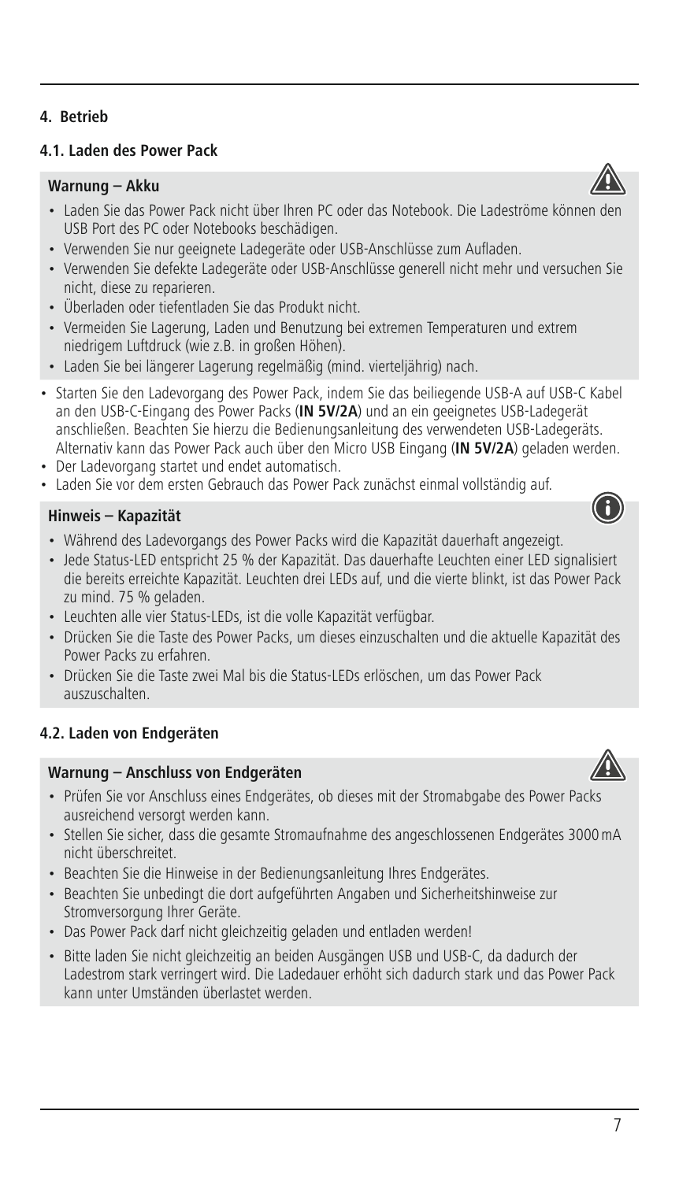## 4. Betrieb

### 4.1. Laden des Power Pack

**Warnung – Akku**

- Laden Sie das Power Pack nicht über Ihren PC oder das Notebook. Die Ladeströme können den USB Port des PC oder Notebooks beschädigen.
- Verwenden Sie nur geeignete Ladegeräte oder USB-Anschlüsse zum Aufladen.
- Verwenden Sie defekte Ladegeräte oder USB-Anschlüsse generell nicht mehr und versuchen Sie nicht, diese zu reparieren.
- Überladen oder tiefentladen Sie das Produkt nicht.
- Vermeiden Sie Lagerung, Laden und Benutzung bei extremen Temperaturen und extrem niedrigem Luftdruck (wie z.B. in großen Höhen).
- Laden Sie bei längerer Lagerung regelmäßig (mind. vierteljährig) nach.

- Starten Sie den Ladevorgang des Power Pack, indem Sie das beiliegende USB-A auf USB-C Kabel an den USB-C-Eingang des Power Packs (**IN 5V/2A**) und an ein geeignetes USB-Ladegerät anschließen. Beachten Sie hierzu die Bedienungsanleitung des verwendeten USB-Ladegeräts. Alternativ kann das Power Pack auch über den Micro USB Eingang (**IN 5V/2A**) geladen werden.
- Der Ladevorgang startet und endet automatisch.
- Laden Sie vor dem ersten Gebrauch das Power Pack zunächst einmal vollständig auf.

**Hinweis – Kapazität**

- Während des Ladevorgangs des Power Packs wird die Kapazität dauerhaft angezeigt.
- Jede Status-LED entspricht 25 % der Kapazität. Das dauerhafte Leuchten einer LED signalisiert die bereits erreichte Kapazität. Leuchten drei LEDs auf, und die vierte blinkt, ist das Power Pack zu mind. 75 % geladen.
- Leuchten alle vier Status-LEDs, ist die volle Kapazität verfügbar.
- Drücken Sie die Taste des Power Packs, um dieses einzuschalten und die aktuelle Kapazität des Power Packs zu erfahren.
- Drücken Sie die Taste zwei Mal bis die Status-LEDs erlöschen, um das Power Pack auszuschalten.

### 4.2. Laden von Endgeräten

**Warnung – Anschluss von Endgeräten**

- Prüfen Sie vor Anschluss eines Endgerätes, ob dieses mit der Stromabgabe des Power Packs ausreichend versorgt werden kann.
- Stellen Sie sicher, dass die gesamte Stromaufnahme des angeschlossenen Endgerätes 3000 mA nicht überschreitet.
- Beachten Sie die Hinweise in der Bedienungsanleitung Ihres Endgerätes.
- Beachten Sie unbedingt die dort aufgeführten Angaben und Sicherheitshinweise zur Stromversorgung Ihrer Geräte.
- Das Power Pack darf nicht gleichzeitig geladen und entladen werden!
- Bitte laden Sie nicht gleichzeitig an beiden Ausgängen USB und USB-C, da dadurch der Ladestrom stark verringert wird. Die Ladedauer erhöht sich dadurch stark und das Power Pack kann unter Umständen überlastet werden.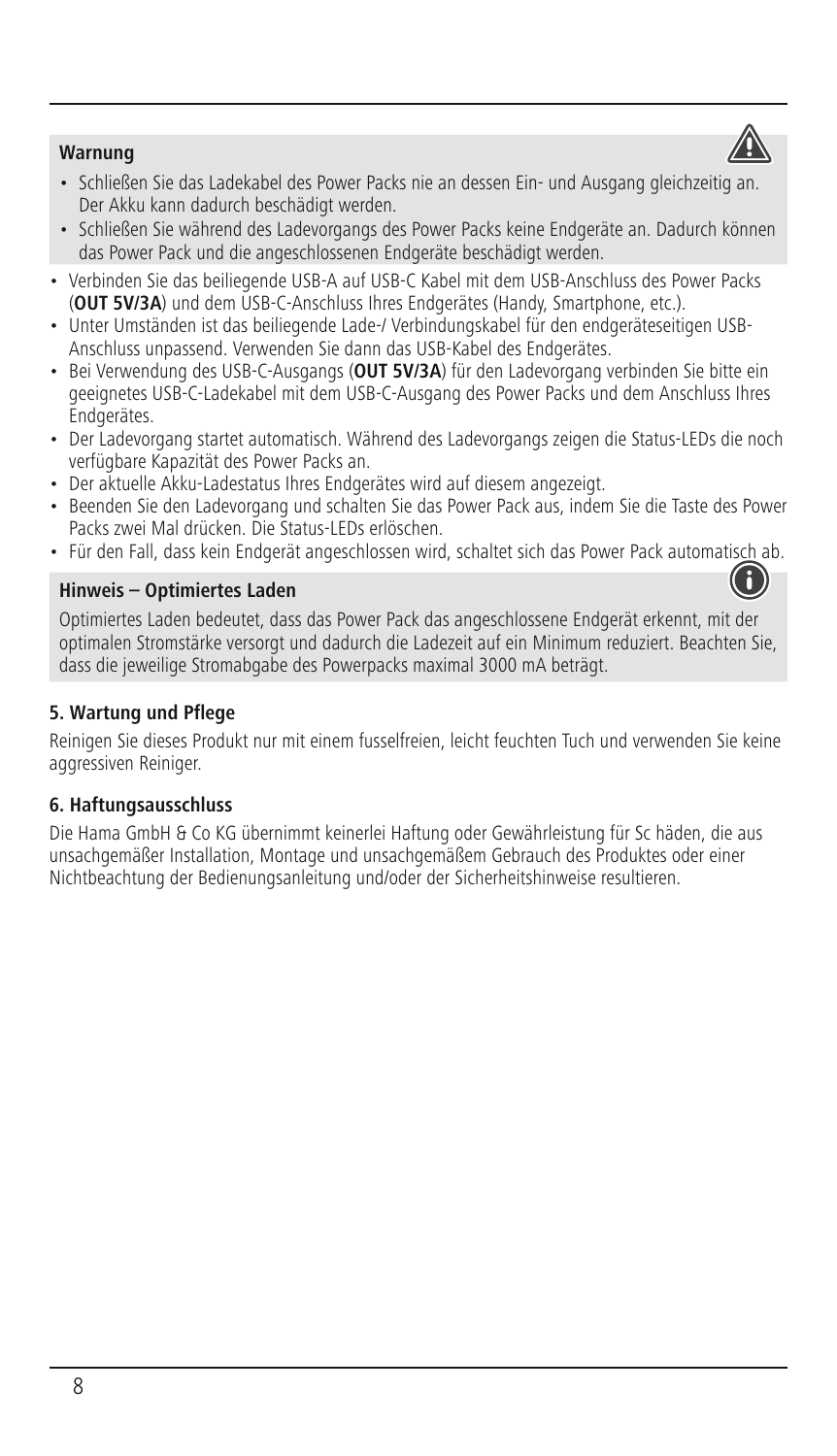**Warnung**

- Schließen Sie das Ladekabel des Power Packs nie an dessen Ein- und Ausgang gleichzeitig an. Der Akku kann dadurch beschädigt werden.
- Schließen Sie während des Ladevorgangs des Power Packs keine Endgeräte an. Dadurch können das Power Pack und die angeschlossenen Endgeräte beschädigt werden.

- Verbinden Sie das beiliegende USB-A auf USB-C Kabel mit dem USB-Anschluss des Power Packs (**OUT 5V/3A**) und dem USB-C-Anschluss Ihres Endgerätes (Handy, Smartphone, etc.).
- Unter Umständen ist das beiliegende Lade-/ Verbindungskabel für den endgeräteseitigen USB-Anschluss unpassend. Verwenden Sie dann das USB-Kabel des Endgerätes.
- Bei Verwendung des USB-C-Ausgangs (**OUT 5V/3A**) für den Ladevorgang verbinden Sie bitte ein geeignetes USB-C-Ladekabel mit dem USB-C-Ausgang des Power Packs und dem Anschluss Ihres Endgerätes.
- Der Ladevorgang startet automatisch. Während des Ladevorgangs zeigen die Status-LEDs die noch verfügbare Kapazität des Power Packs an.
- Der aktuelle Akku-Ladestatus Ihres Endgerätes wird auf diesem angezeigt.
- Beenden Sie den Ladevorgang und schalten Sie das Power Pack aus, indem Sie die Taste des Power Packs zwei Mal drücken. Die Status-LEDs erlöschen.
- Für den Fall, dass kein Endgerät angeschlossen wird, schaltet sich das Power Pack automatisch ab.

**Hinweis – Optimiertes Laden**

Optimiertes Laden bedeutet, dass das Power Pack das angeschlossene Endgerät erkennt, mit der optimalen Stromstärke versorgt und dadurch die Ladezeit auf ein Minimum reduziert. Beachten Sie, dass die jeweilige Stromabgabe des Powerpacks maximal 3000 mA beträgt.

## 5. Wartung und Pflege

Reinigen Sie dieses Produkt nur mit einem fusselfreien, leicht feuchten Tuch und verwenden Sie keine aggressiven Reiniger.

## 6. Haftungsausschluss

Die Hama GmbH & Co KG übernimmt keinerlei Haftung oder Gewährleistung für Sc häden, die aus unsachgemäßer Installation, Montage und unsachgemäßem Gebrauch des Produktes oder einer Nichtbeachtung der Bedienungsanleitung und/oder der Sicherheitshinweise resultieren.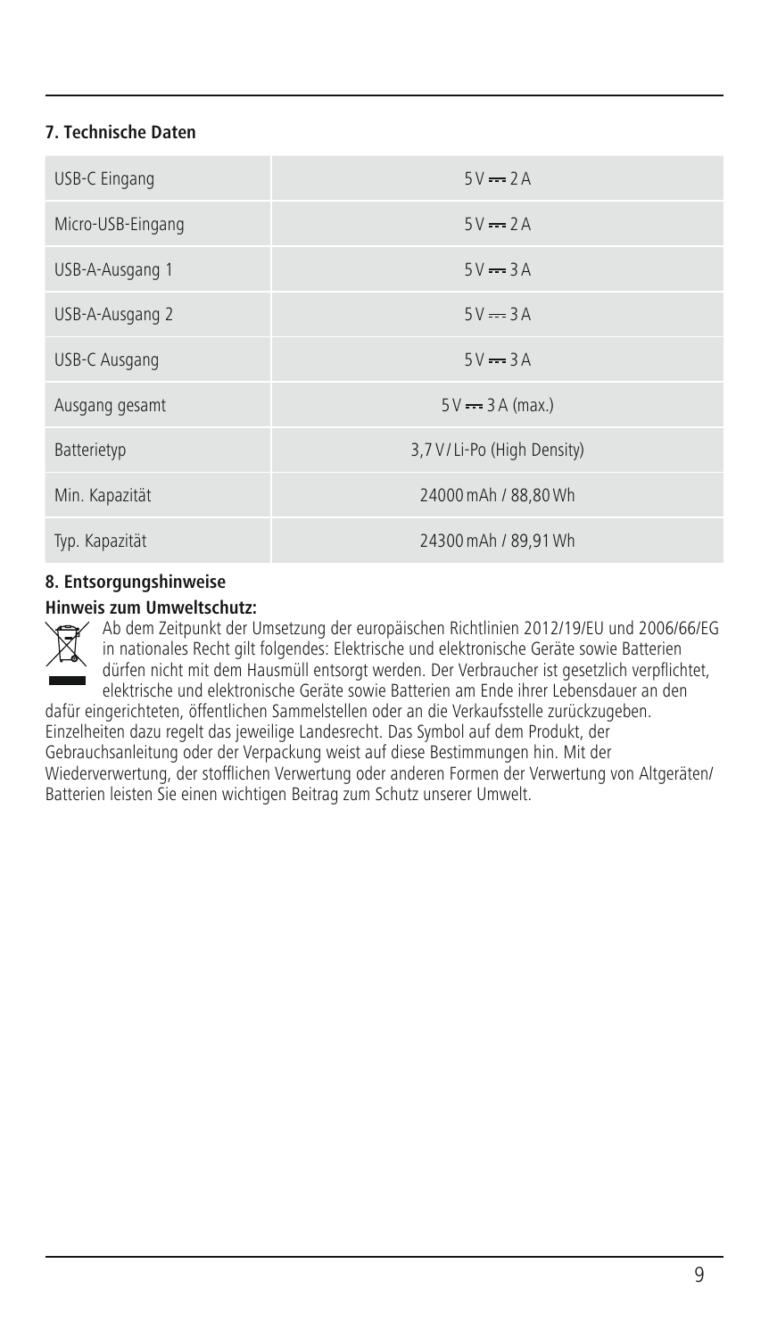## 7. Technische Daten

| | |
|---|---|
| USB-C Eingang | 5 V ⎓ 2 A |
| Micro-USB-Eingang | 5 V ⎓ 2 A |
| USB-A-Ausgang 1 | 5 V ⎓ 3 A |
| USB-A-Ausgang 2 | 5 V ⎓ 3 A |
| USB-C Ausgang | 5 V ⎓ 3 A |
| Ausgang gesamt | 5 V ⎓ 3 A (max.) |
| Batterietyp | 3,7 V / Li-Po (High Density) |
| Min. Kapazität | 24000 mAh / 88,80 Wh |
| Typ. Kapazität | 24300 mAh / 89,91 Wh |

## 8. Entsorgungshinweise

**Hinweis zum Umweltschutz:**

Ab dem Zeitpunkt der Umsetzung der europäischen Richtlinien 2012/19/EU und 2006/66/EG in nationales Recht gilt folgendes: Elektrische und elektronische Geräte sowie Batterien dürfen nicht mit dem Hausmüll entsorgt werden. Der Verbraucher ist gesetzlich verpflichtet, elektrische und elektronische Geräte sowie Batterien am Ende ihrer Lebensdauer an den dafür eingerichteten, öffentlichen Sammelstellen oder an die Verkaufsstelle zurückzugeben. Einzelheiten dazu regelt das jeweilige Landesrecht. Das Symbol auf dem Produkt, der Gebrauchsanleitung oder der Verpackung weist auf diese Bestimmungen hin. Mit der Wiederverwertung, der stofflichen Verwertung oder anderen Formen der Verwertung von Altgeräten/Batterien leisten Sie einen wichtigen Beitrag zum Schutz unserer Umwelt.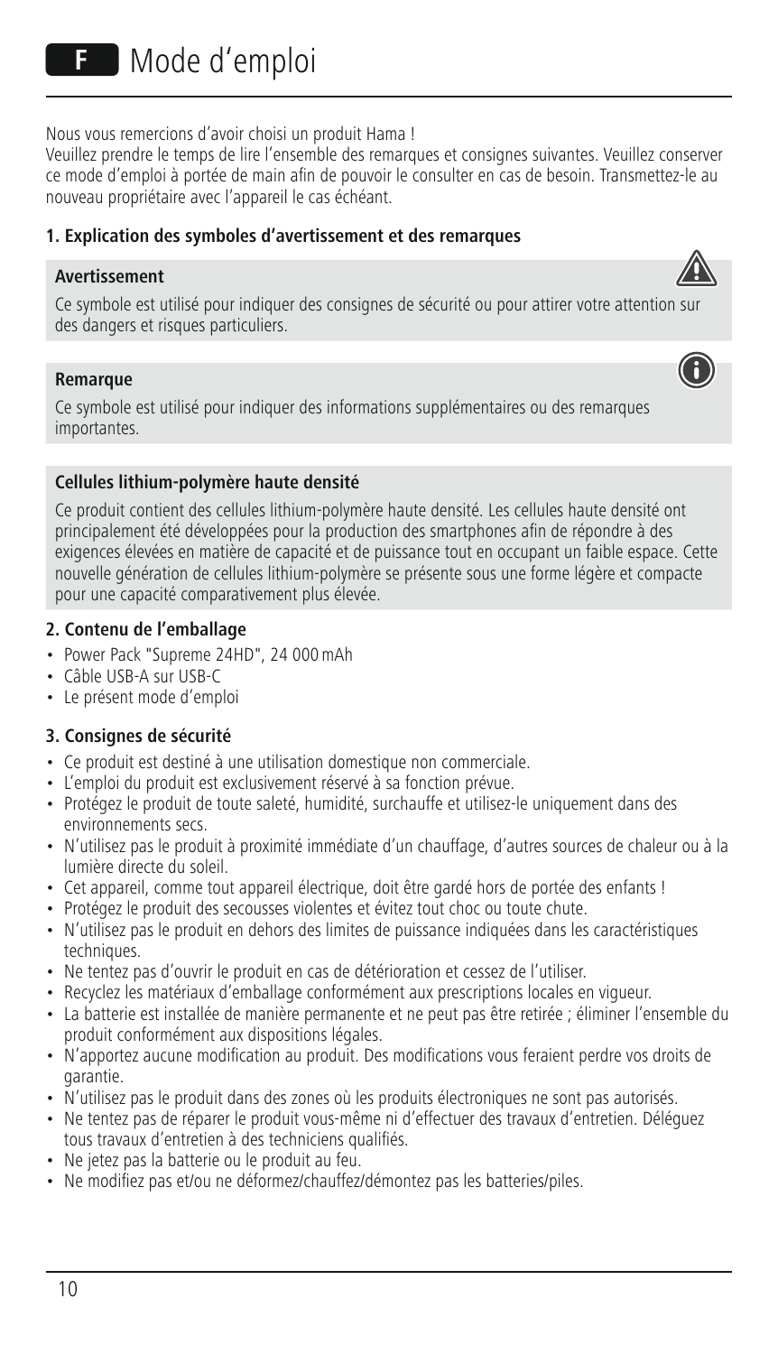# F Mode d'emploi

Nous vous remercions d'avoir choisi un produit Hama !

Veuillez prendre le temps de lire l'ensemble des remarques et consignes suivantes. Veuillez conserver ce mode d'emploi à portée de main afin de pouvoir le consulter en cas de besoin. Transmettez-le au nouveau propriétaire avec l'appareil le cas échéant.

## 1. Explication des symboles d'avertissement et des remarques

**Avertissement**

Ce symbole est utilisé pour indiquer des consignes de sécurité ou pour attirer votre attention sur des dangers et risques particuliers.

**Remarque**

Ce symbole est utilisé pour indiquer des informations supplémentaires ou des remarques importantes.

**Cellules lithium-polymère haute densité**

Ce produit contient des cellules lithium-polymère haute densité. Les cellules haute densité ont principalement été développées pour la production des smartphones afin de répondre à des exigences élevées en matière de capacité et de puissance tout en occupant un faible espace. Cette nouvelle génération de cellules lithium-polymère se présente sous une forme légère et compacte pour une capacité comparativement plus élevée.

## 2. Contenu de l'emballage

- Power Pack "Supreme 24HD", 24 000 mAh
- Câble USB-A sur USB-C
- Le présent mode d'emploi

## 3. Consignes de sécurité

- Ce produit est destiné à une utilisation domestique non commerciale.
- L'emploi du produit est exclusivement réservé à sa fonction prévue.
- Protégez le produit de toute saleté, humidité, surchauffe et utilisez-le uniquement dans des environnements secs.
- N'utilisez pas le produit à proximité immédiate d'un chauffage, d'autres sources de chaleur ou à la lumière directe du soleil.
- Cet appareil, comme tout appareil électrique, doit être gardé hors de portée des enfants !
- Protégez le produit des secousses violentes et évitez tout choc ou toute chute.
- N'utilisez pas le produit en dehors des limites de puissance indiquées dans les caractéristiques techniques.
- Ne tentez pas d'ouvrir le produit en cas de détérioration et cessez de l'utiliser.
- Recyclez les matériaux d'emballage conformément aux prescriptions locales en vigueur.
- La batterie est installée de manière permanente et ne peut pas être retirée ; éliminer l'ensemble du produit conformément aux dispositions légales.
- N'apportez aucune modification au produit. Des modifications vous feraient perdre vos droits de garantie.
- N'utilisez pas le produit dans des zones où les produits électroniques ne sont pas autorisés.
- Ne tentez pas de réparer le produit vous-même ni d'effectuer des travaux d'entretien. Déléguez tous travaux d'entretien à des techniciens qualifiés.
- Ne jetez pas la batterie ou le produit au feu.
- Ne modifiez pas et/ou ne déformez/chauffez/démontez pas les batteries/piles.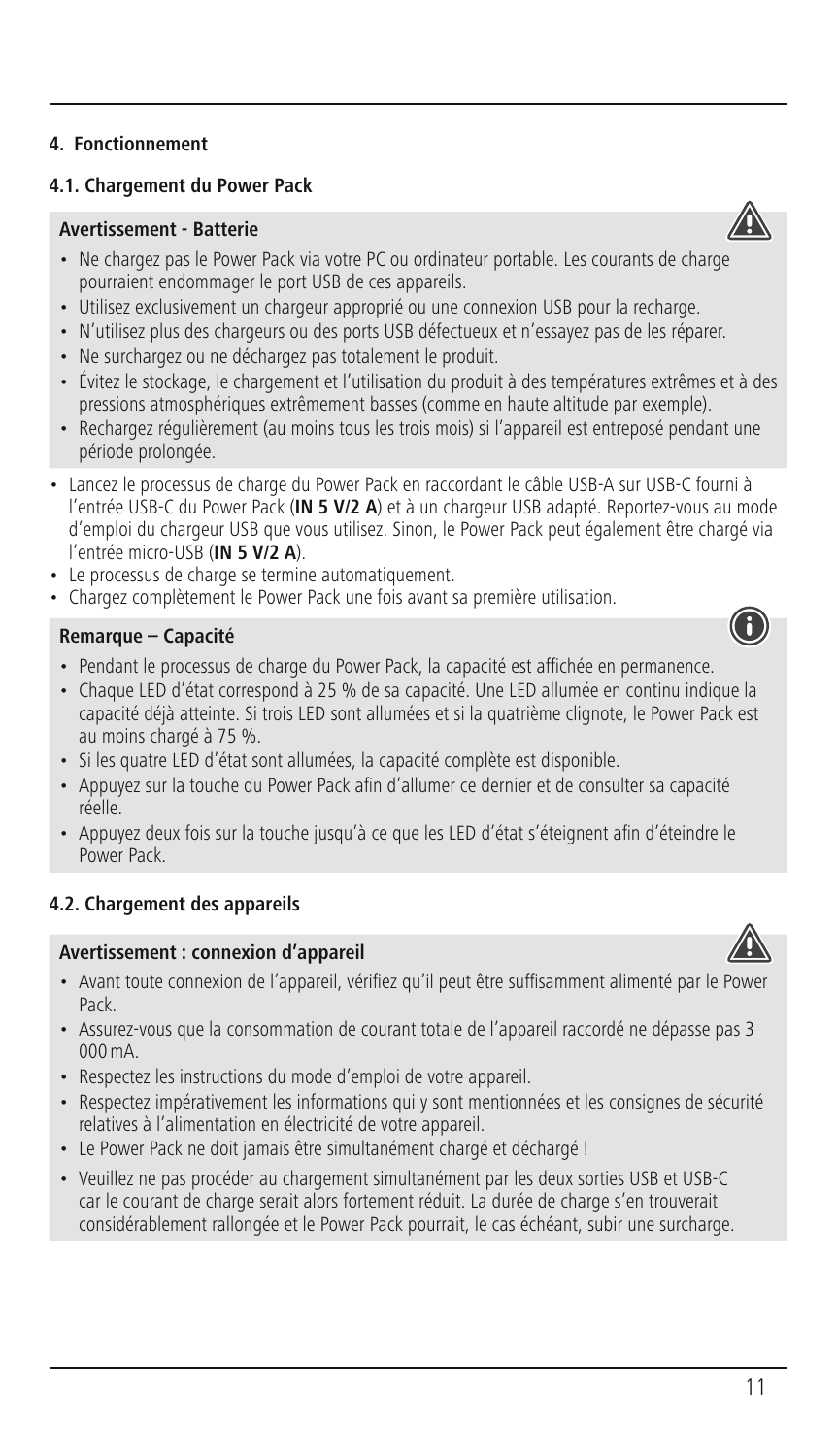## 4. Fonctionnement

### 4.1. Chargement du Power Pack

**Avertissement - Batterie**

- Ne chargez pas le Power Pack via votre PC ou ordinateur portable. Les courants de charge pourraient endommager le port USB de ces appareils.
- Utilisez exclusivement un chargeur approprié ou une connexion USB pour la recharge.
- N'utilisez plus des chargeurs ou des ports USB défectueux et n'essayez pas de les réparer.
- Ne surchargez ou ne déchargez pas totalement le produit.
- Évitez le stockage, le chargement et l'utilisation du produit à des températures extrêmes et à des pressions atmosphériques extrêmement basses (comme en haute altitude par exemple).
- Rechargez régulièrement (au moins tous les trois mois) si l'appareil est entreposé pendant une période prolongée.

- Lancez le processus de charge du Power Pack en raccordant le câble USB-A sur USB-C fourni à l'entrée USB-C du Power Pack (**IN 5 V/2 A**) et à un chargeur USB adapté. Reportez-vous au mode d'emploi du chargeur USB que vous utilisez. Sinon, le Power Pack peut également être chargé via l'entrée micro-USB (**IN 5 V/2 A**).
- Le processus de charge se termine automatiquement.
- Chargez complètement le Power Pack une fois avant sa première utilisation.

**Remarque – Capacité**

- Pendant le processus de charge du Power Pack, la capacité est affichée en permanence.
- Chaque LED d'état correspond à 25 % de sa capacité. Une LED allumée en continu indique la capacité déjà atteinte. Si trois LED sont allumées et si la quatrième clignote, le Power Pack est au moins chargé à 75 %.
- Si les quatre LED d'état sont allumées, la capacité complète est disponible.
- Appuyez sur la touche du Power Pack afin d'allumer ce dernier et de consulter sa capacité réelle.
- Appuyez deux fois sur la touche jusqu'à ce que les LED d'état s'éteignent afin d'éteindre le Power Pack.

### 4.2. Chargement des appareils

**Avertissement : connexion d'appareil**

- Avant toute connexion de l'appareil, vérifiez qu'il peut être suffisamment alimenté par le Power Pack.
- Assurez-vous que la consommation de courant totale de l'appareil raccordé ne dépasse pas 3 000 mA.
- Respectez les instructions du mode d'emploi de votre appareil.
- Respectez impérativement les informations qui y sont mentionnées et les consignes de sécurité relatives à l'alimentation en électricité de votre appareil.
- Le Power Pack ne doit jamais être simultanément chargé et déchargé !
- Veuillez ne pas procéder au chargement simultanément par les deux sorties USB et USB-C car le courant de charge serait alors fortement réduit. La durée de charge s'en trouverait considérablement rallongée et le Power Pack pourrait, le cas échéant, subir une surcharge.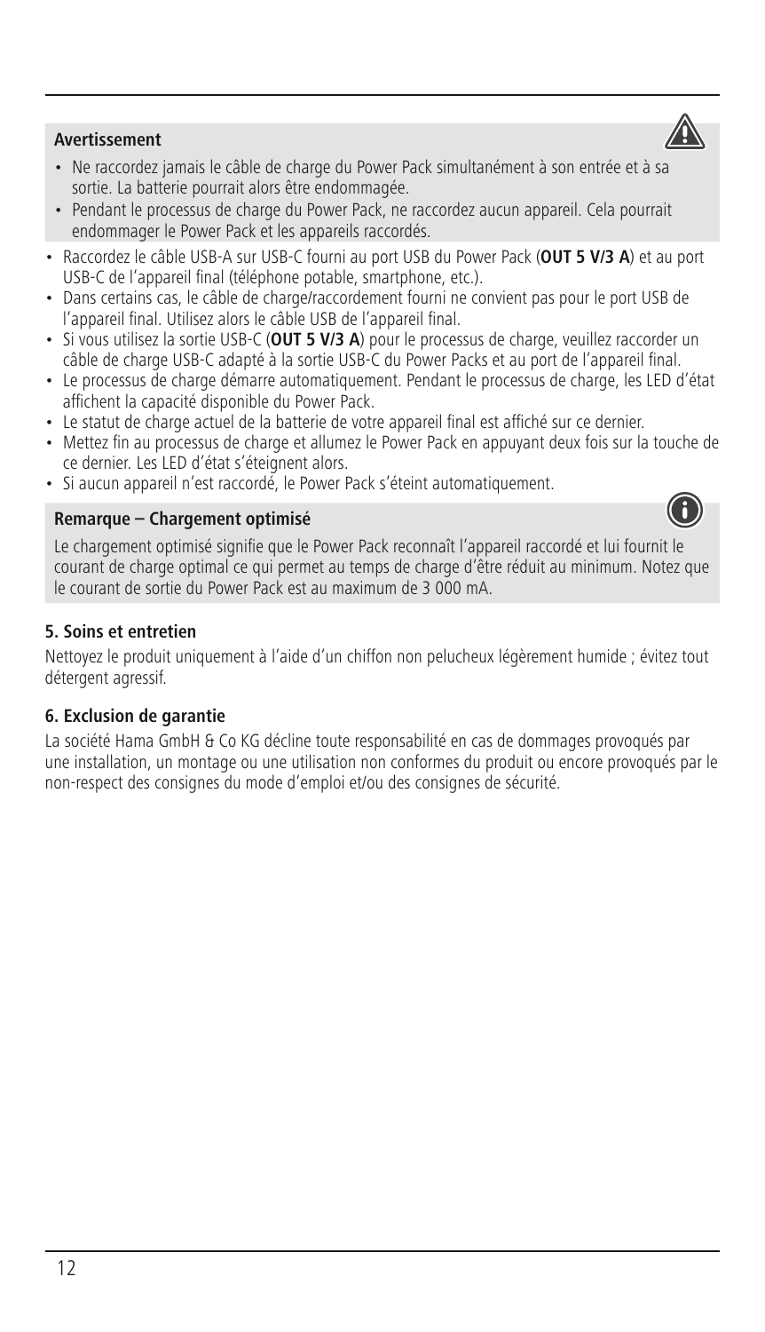**Avertissement**

- Ne raccordez jamais le câble de charge du Power Pack simultanément à son entrée et à sa sortie. La batterie pourrait alors être endommagée.
- Pendant le processus de charge du Power Pack, ne raccordez aucun appareil. Cela pourrait endommager le Power Pack et les appareils raccordés.

- Raccordez le câble USB-A sur USB-C fourni au port USB du Power Pack (**OUT 5 V/3 A**) et au port USB-C de l'appareil final (téléphone potable, smartphone, etc.).
- Dans certains cas, le câble de charge/raccordement fourni ne convient pas pour le port USB de l'appareil final. Utilisez alors le câble USB de l'appareil final.
- Si vous utilisez la sortie USB-C (**OUT 5 V/3 A**) pour le processus de charge, veuillez raccorder un câble de charge USB-C adapté à la sortie USB-C du Power Packs et au port de l'appareil final.
- Le processus de charge démarre automatiquement. Pendant le processus de charge, les LED d'état affichent la capacité disponible du Power Pack.
- Le statut de charge actuel de la batterie de votre appareil final est affiché sur ce dernier.
- Mettez fin au processus de charge et allumez le Power Pack en appuyant deux fois sur la touche de ce dernier. Les LED d'état s'éteignent alors.
- Si aucun appareil n'est raccordé, le Power Pack s'éteint automatiquement.

**Remarque – Chargement optimisé**

Le chargement optimisé signifie que le Power Pack reconnaît l'appareil raccordé et lui fournit le courant de charge optimal ce qui permet au temps de charge d'être réduit au minimum. Notez que le courant de sortie du Power Pack est au maximum de 3 000 mA.

## 5. Soins et entretien

Nettoyez le produit uniquement à l'aide d'un chiffon non pelucheux légèrement humide ; évitez tout détergent agressif.

## 6. Exclusion de garantie

La société Hama GmbH & Co KG décline toute responsabilité en cas de dommages provoqués par une installation, un montage ou une utilisation non conformes du produit ou encore provoqués par le non-respect des consignes du mode d'emploi et/ou des consignes de sécurité.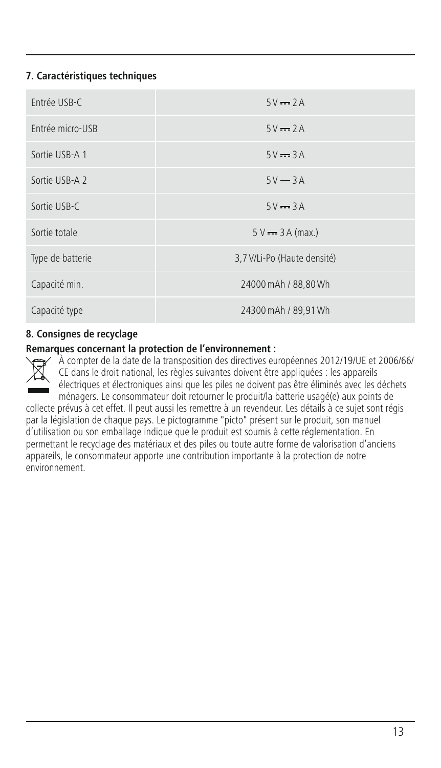## 7. Caractéristiques techniques

| | |
|---|---|
| Entrée USB-C | 5 V ⎓ 2 A |
| Entrée micro-USB | 5 V ⎓ 2 A |
| Sortie USB-A 1 | 5 V ⎓ 3 A |
| Sortie USB-A 2 | 5 V ⎓ 3 A |
| Sortie USB-C | 5 V ⎓ 3 A |
| Sortie totale | 5 V ⎓ 3 A (max.) |
| Type de batterie | 3,7 V/Li-Po (Haute densité) |
| Capacité min. | 24000 mAh / 88,80 Wh |
| Capacité type | 24300 mAh / 89,91 Wh |

## 8. Consignes de recyclage

**Remarques concernant la protection de l'environnement :**

À compter de la date de la transposition des directives européennes 2012/19/UE et 2006/66/CE dans le droit national, les règles suivantes doivent être appliquées : les appareils électriques et électroniques ainsi que les piles ne doivent pas être éliminés avec les déchets ménagers. Le consommateur doit retourner le produit/la batterie usagé(e) aux points de collecte prévus à cet effet. Il peut aussi les remettre à un revendeur. Les détails à ce sujet sont régis par la législation de chaque pays. Le pictogramme "picto" présent sur le produit, son manuel d'utilisation ou son emballage indique que le produit est soumis à cette réglementation. En permettant le recyclage des matériaux et des piles ou toute autre forme de valorisation d'anciens appareils, le consommateur apporte une contribution importante à la protection de notre environnement.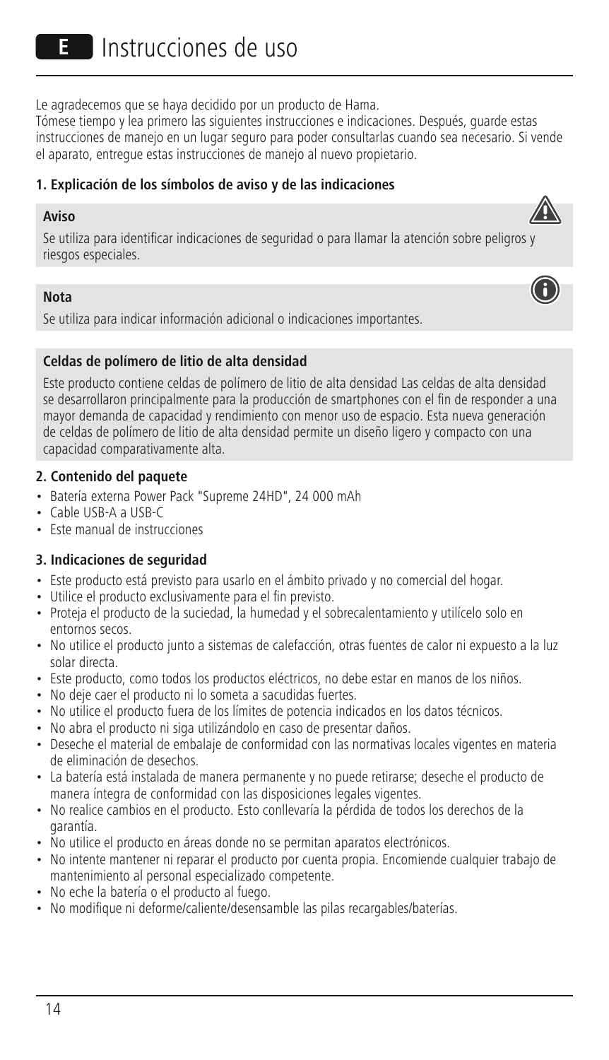# E Instrucciones de uso

Le agradecemos que se haya decidido por un producto de Hama.
Tómese tiempo y lea primero las siguientes instrucciones e indicaciones. Después, guarde estas instrucciones de manejo en un lugar seguro para poder consultarlas cuando sea necesario. Si vende el aparato, entregue estas instrucciones de manejo al nuevo propietario.

**1. Explicación de los símbolos de aviso y de las indicaciones**

**Aviso**

Se utiliza para identificar indicaciones de seguridad o para llamar la atención sobre peligros y riesgos especiales.

**Nota**

Se utiliza para indicar información adicional o indicaciones importantes.

**Celdas de polímero de litio de alta densidad**

Este producto contiene celdas de polímero de litio de alta densidad Las celdas de alta densidad se desarrollaron principalmente para la producción de smartphones con el fin de responder a una mayor demanda de capacidad y rendimiento con menor uso de espacio. Esta nueva generación de celdas de polímero de litio de alta densidad permite un diseño ligero y compacto con una capacidad comparativamente alta.

**2. Contenido del paquete**

- Batería externa Power Pack "Supreme 24HD", 24 000 mAh
- Cable USB-A a USB-C
- Este manual de instrucciones

**3. Indicaciones de seguridad**

- Este producto está previsto para usarlo en el ámbito privado y no comercial del hogar.
- Utilice el producto exclusivamente para el fin previsto.
- Proteja el producto de la suciedad, la humedad y el sobrecalentamiento y utilícelo solo en entornos secos.
- No utilice el producto junto a sistemas de calefacción, otras fuentes de calor ni expuesto a la luz solar directa.
- Este producto, como todos los productos eléctricos, no debe estar en manos de los niños.
- No deje caer el producto ni lo someta a sacudidas fuertes.
- No utilice el producto fuera de los límites de potencia indicados en los datos técnicos.
- No abra el producto ni siga utilizándolo en caso de presentar daños.
- Deseche el material de embalaje de conformidad con las normativas locales vigentes en materia de eliminación de desechos.
- La batería está instalada de manera permanente y no puede retirarse; deseche el producto de manera íntegra de conformidad con las disposiciones legales vigentes.
- No realice cambios en el producto. Esto conllevaría la pérdida de todos los derechos de la garantía.
- No utilice el producto en áreas donde no se permitan aparatos electrónicos.
- No intente mantener ni reparar el producto por cuenta propia. Encomiende cualquier trabajo de mantenimiento al personal especializado competente.
- No eche la batería o el producto al fuego.
- No modifique ni deforme/caliente/desensamble las pilas recargables/baterías.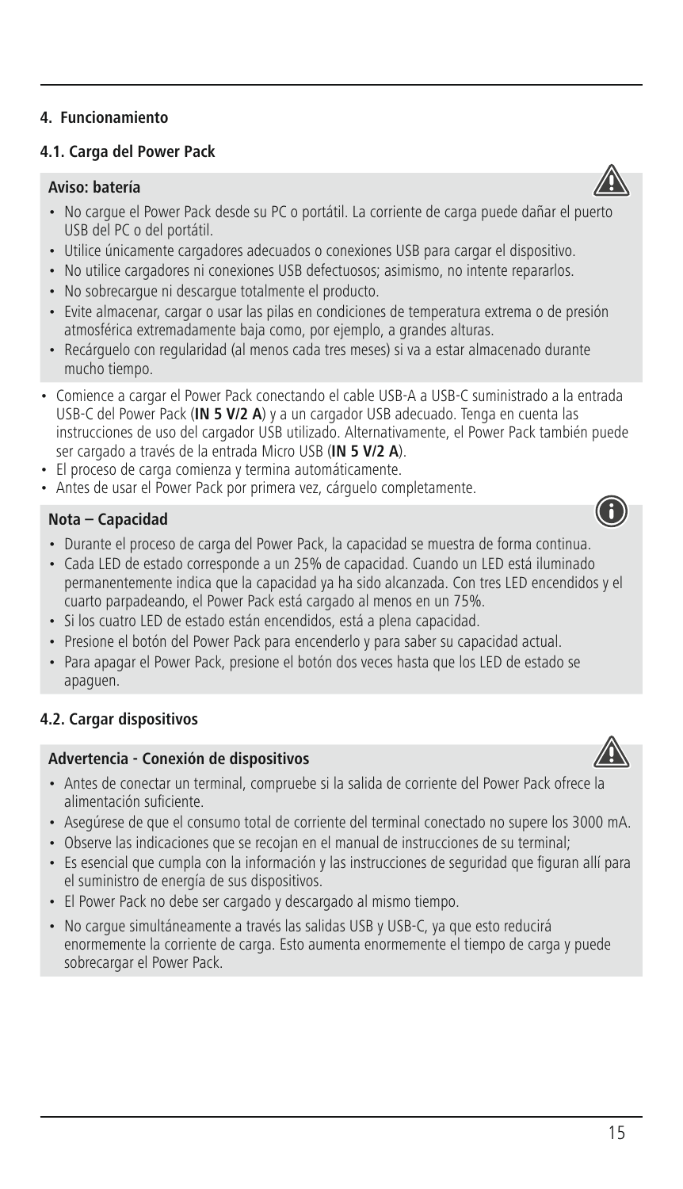## 4. Funcionamiento

### 4.1. Carga del Power Pack

**Aviso: batería**

- No cargue el Power Pack desde su PC o portátil. La corriente de carga puede dañar el puerto USB del PC o del portátil.
- Utilice únicamente cargadores adecuados o conexiones USB para cargar el dispositivo.
- No utilice cargadores ni conexiones USB defectuosos; asimismo, no intente repararlos.
- No sobrecargue ni descargue totalmente el producto.
- Evite almacenar, cargar o usar las pilas en condiciones de temperatura extrema o de presión atmosférica extremadamente baja como, por ejemplo, a grandes alturas.
- Recárguelo con regularidad (al menos cada tres meses) si va a estar almacenado durante mucho tiempo.

- Comience a cargar el Power Pack conectando el cable USB-A a USB-C suministrado a la entrada USB-C del Power Pack (**IN 5 V/2 A**) y a un cargador USB adecuado. Tenga en cuenta las instrucciones de uso del cargador USB utilizado. Alternativamente, el Power Pack también puede ser cargado a través de la entrada Micro USB (**IN 5 V/2 A**).
- El proceso de carga comienza y termina automáticamente.
- Antes de usar el Power Pack por primera vez, cárguelo completamente.

**Nota – Capacidad**

- Durante el proceso de carga del Power Pack, la capacidad se muestra de forma continua.
- Cada LED de estado corresponde a un 25% de capacidad. Cuando un LED está iluminado permanentemente indica que la capacidad ya ha sido alcanzada. Con tres LED encendidos y el cuarto parpadeando, el Power Pack está cargado al menos en un 75%.
- Si los cuatro LED de estado están encendidos, está a plena capacidad.
- Presione el botón del Power Pack para encenderlo y para saber su capacidad actual.
- Para apagar el Power Pack, presione el botón dos veces hasta que los LED de estado se apaguen.

### 4.2. Cargar dispositivos

**Advertencia - Conexión de dispositivos**

- Antes de conectar un terminal, compruebe si la salida de corriente del Power Pack ofrece la alimentación suficiente.
- Asegúrese de que el consumo total de corriente del terminal conectado no supere los 3000 mA.
- Observe las indicaciones que se recojan en el manual de instrucciones de su terminal;
- Es esencial que cumpla con la información y las instrucciones de seguridad que figuran allí para el suministro de energía de sus dispositivos.
- El Power Pack no debe ser cargado y descargado al mismo tiempo.
- No cargue simultáneamente a través las salidas USB y USB-C, ya que esto reducirá enormemente la corriente de carga. Esto aumenta enormemente el tiempo de carga y puede sobrecargar el Power Pack.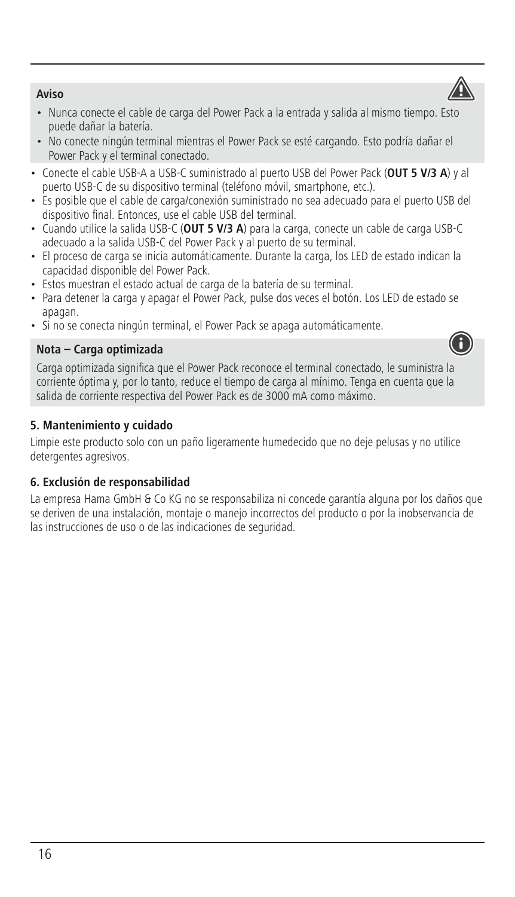**Aviso**

- Nunca conecte el cable de carga del Power Pack a la entrada y salida al mismo tiempo. Esto puede dañar la batería.
- No conecte ningún terminal mientras el Power Pack se esté cargando. Esto podría dañar el Power Pack y el terminal conectado.

- Conecte el cable USB-A a USB-C suministrado al puerto USB del Power Pack (**OUT 5 V/3 A**) y al puerto USB-C de su dispositivo terminal (teléfono móvil, smartphone, etc.).
- Es posible que el cable de carga/conexión suministrado no sea adecuado para el puerto USB del dispositivo final. Entonces, use el cable USB del terminal.
- Cuando utilice la salida USB-C (**OUT 5 V/3 A**) para la carga, conecte un cable de carga USB-C adecuado a la salida USB-C del Power Pack y al puerto de su terminal.
- El proceso de carga se inicia automáticamente. Durante la carga, los LED de estado indican la capacidad disponible del Power Pack.
- Estos muestran el estado actual de carga de la batería de su terminal.
- Para detener la carga y apagar el Power Pack, pulse dos veces el botón. Los LED de estado se apagan.
- Si no se conecta ningún terminal, el Power Pack se apaga automáticamente.

**Nota – Carga optimizada**

Carga optimizada significa que el Power Pack reconoce el terminal conectado, le suministra la corriente óptima y, por lo tanto, reduce el tiempo de carga al mínimo. Tenga en cuenta que la salida de corriente respectiva del Power Pack es de 3000 mA como máximo.

## 5. Mantenimiento y cuidado

Limpie este producto solo con un paño ligeramente humedecido que no deje pelusas y no utilice detergentes agresivos.

## 6. Exclusión de responsabilidad

La empresa Hama GmbH & Co KG no se responsabiliza ni concede garantía alguna por los daños que se deriven de una instalación, montaje o manejo incorrectos del producto o por la inobservancia de las instrucciones de uso o de las indicaciones de seguridad.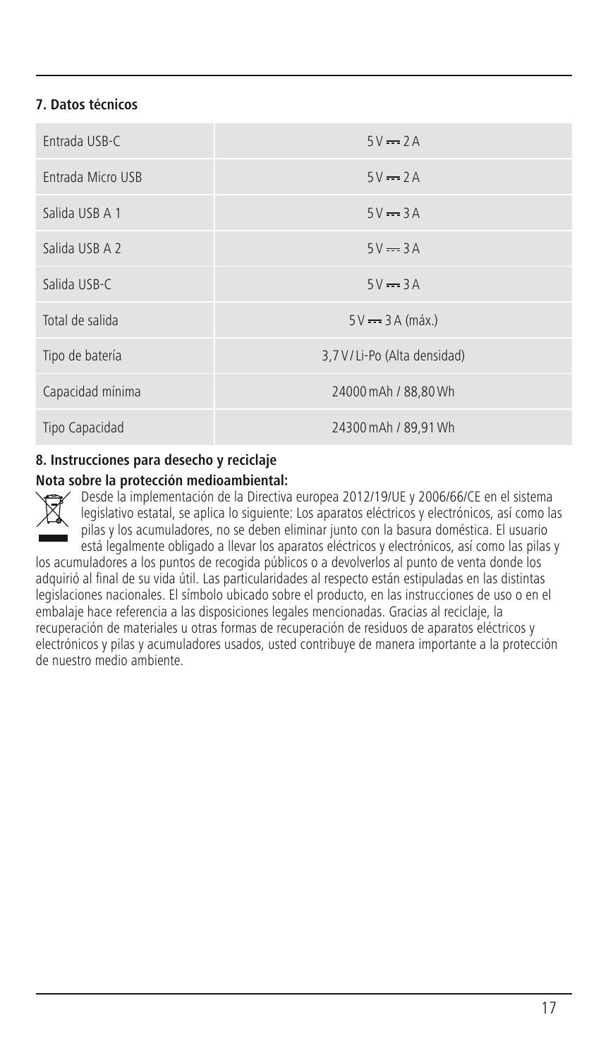## 7. Datos técnicos

| | |
|---|---|
| Entrada USB-C | 5 V ⎓ 2 A |
| Entrada Micro USB | 5 V ⎓ 2 A |
| Salida USB A 1 | 5 V ⎓ 3 A |
| Salida USB A 2 | 5 V ⎓ 3 A |
| Salida USB-C | 5 V ⎓ 3 A |
| Total de salida | 5 V ⎓ 3 A (máx.) |
| Tipo de batería | 3,7 V / Li-Po (Alta densidad) |
| Capacidad mínima | 24000 mAh / 88,80 Wh |
| Tipo Capacidad | 24300 mAh / 89,91 Wh |

## 8. Instrucciones para desecho y reciclaje

**Nota sobre la protección medioambiental:**

Desde la implementación de la Directiva europea 2012/19/UE y 2006/66/CE en el sistema legislativo estatal, se aplica lo siguiente: Los aparatos eléctricos y electrónicos, así como las pilas y los acumuladores, no se deben eliminar junto con la basura doméstica. El usuario está legalmente obligado a llevar los aparatos eléctricos y electrónicos, así como las pilas y los acumuladores a los puntos de recogida públicos o a devolverlos al punto de venta donde los adquirió al final de su vida útil. Las particularidades al respecto están estipuladas en las distintas legislaciones nacionales. El símbolo ubicado sobre el producto, en las instrucciones de uso o en el embalaje hace referencia a las disposiciones legales mencionadas. Gracias al reciclaje, la recuperación de materiales u otras formas de recuperación de residuos de aparatos eléctricos y electrónicos y pilas y acumuladores usados, usted contribuye de manera importante a la protección de nuestro medio ambiente.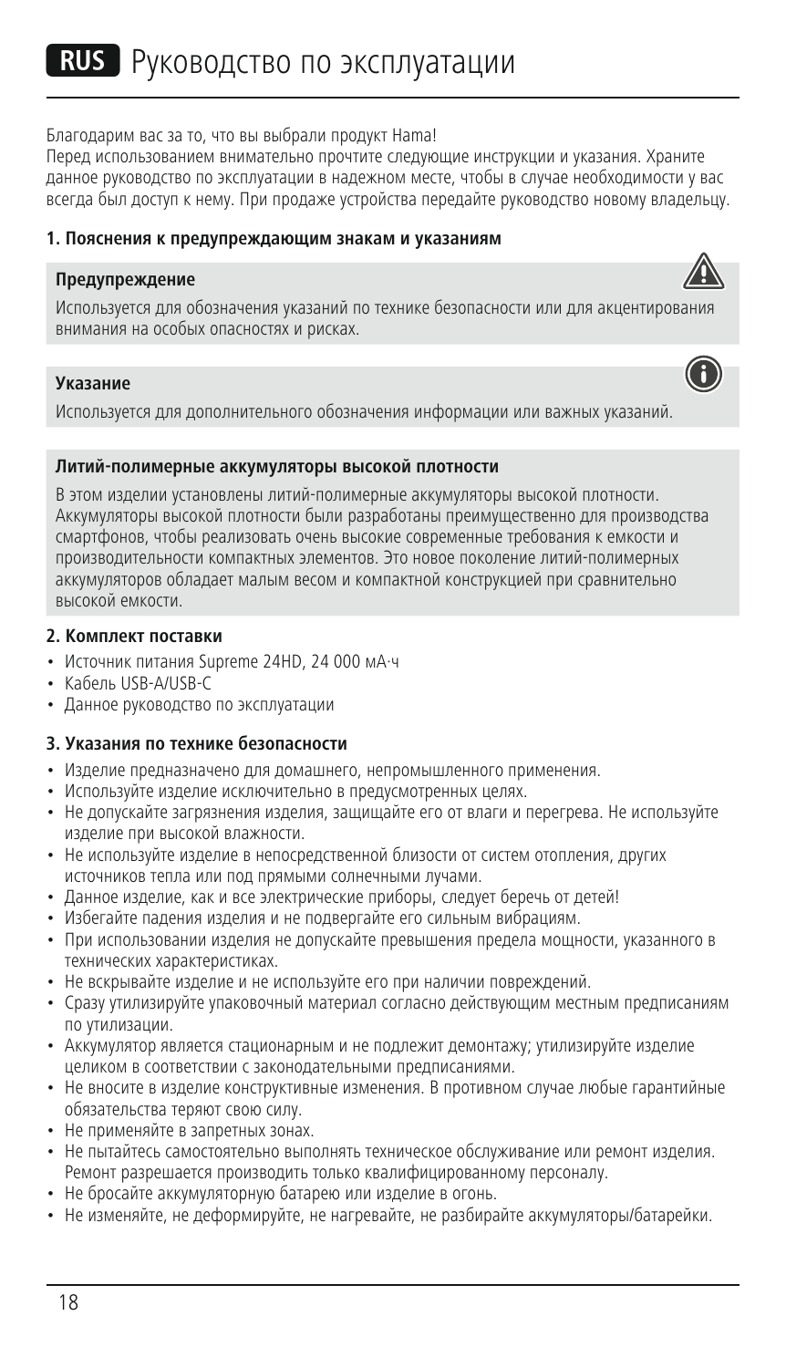# RUS Руководство по эксплуатации

Благодарим вас за то, что вы выбрали продукт Hama!
Перед использованием внимательно прочтите следующие инструкции и указания. Храните данное руководство по эксплуатации в надежном месте, чтобы в случае необходимости у вас всегда был доступ к нему. При продаже устройства передайте руководство новому владельцу.

### 1. Пояснения к предупреждающим знакам и указаниям

**Предупреждение**

Используется для обозначения указаний по технике безопасности или для акцентирования внимания на особых опасностях и рисках.

**Указание**

Используется для дополнительного обозначения информации или важных указаний.

**Литий-полимерные аккумуляторы высокой плотности**

В этом изделии установлены литий-полимерные аккумуляторы высокой плотности. Аккумуляторы высокой плотности были разработаны преимущественно для производства смартфонов, чтобы реализовать очень высокие современные требования к емкости и производительности компактных элементов. Это новое поколение литий-полимерных аккумуляторов обладает малым весом и компактной конструкцией при сравнительно высокой емкости.

### 2. Комплект поставки

- Источник питания Supreme 24HD, 24 000 мА·ч
- Кабель USB-A/USB-C
- Данное руководство по эксплуатации

### 3. Указания по технике безопасности

- Изделие предназначено для домашнего, непромышленного применения.
- Используйте изделие исключительно в предусмотренных целях.
- Не допускайте загрязнения изделия, защищайте его от влаги и перегрева. Не используйте изделие при высокой влажности.
- Не используйте изделие в непосредственной близости от систем отопления, других источников тепла или под прямыми солнечными лучами.
- Данное изделие, как и все электрические приборы, следует беречь от детей!
- Избегайте падения изделия и не подвергайте его сильным вибрациям.
- При использовании изделия не допускайте превышения предела мощности, указанного в технических характеристиках.
- Не вскрывайте изделие и не используйте его при наличии повреждений.
- Сразу утилизируйте упаковочный материал согласно действующим местным предписаниям по утилизации.
- Аккумулятор является стационарным и не подлежит демонтажу; утилизируйте изделие целиком в соответствии с законодательными предписаниями.
- Не вносите в изделие конструктивные изменения. В противном случае любые гарантийные обязательства теряют свою силу.
- Не применяйте в запретных зонах.
- Не пытайтесь самостоятельно выполнять техническое обслуживание или ремонт изделия. Ремонт разрешается производить только квалифицированному персоналу.
- Не бросайте аккумуляторную батарею или изделие в огонь.
- Не изменяйте, не деформируйте, не нагревайте, не разбирайте аккумуляторы/батарейки.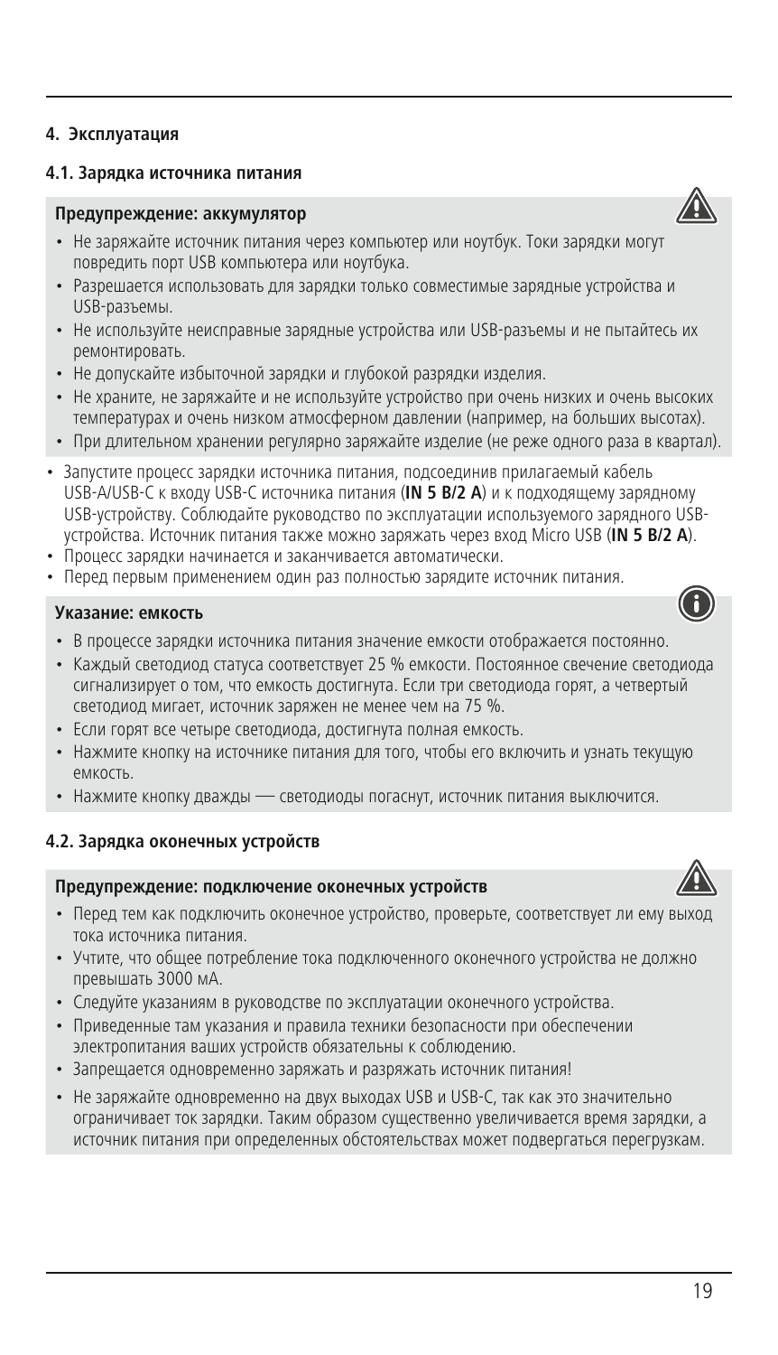## 4. Эксплуатация

### 4.1. Зарядка источника питания

**Предупреждение: аккумулятор**

- Не заряжайте источник питания через компьютер или ноутбук. Токи зарядки могут повредить порт USB компьютера или ноутбука.
- Разрешается использовать для зарядки только совместимые зарядные устройства и USB-разъемы.
- Не используйте неисправные зарядные устройства или USB-разъемы и не пытайтесь их ремонтировать.
- Не допускайте избыточной зарядки и глубокой разрядки изделия.
- Не храните, не заряжайте и не используйте устройство при очень низких и очень высоких температурах и очень низком атмосферном давлении (например, на больших высотах).
- При длительном хранении регулярно заряжайте изделие (не реже одного раза в квартал).

- Запустите процесс зарядки источника питания, подсоединив прилагаемый кабель USB-A/USB-C к входу USB-C источника питания (**IN 5 B/2 A**) и к подходящему зарядному USB-устройству. Соблюдайте руководство по эксплуатации используемого зарядного USB-устройства. Источник питания также можно заряжать через вход Micro USB (**IN 5 B/2 A**).
- Процесс зарядки начинается и заканчивается автоматически.
- Перед первым применением один раз полностью зарядите источник питания.

**Указание: емкость**

- В процессе зарядки источника питания значение емкости отображается постоянно.
- Каждый светодиод статуса соответствует 25 % емкости. Постоянное свечение светодиода сигнализирует о том, что емкость достигнута. Если три светодиода горят, а четвертый светодиод мигает, источник заряжен не менее чем на 75 %.
- Если горят все четыре светодиода, достигнута полная емкость.
- Нажмите кнопку на источнике питания для того, чтобы его включить и узнать текущую емкость.
- Нажмите кнопку дважды — светодиоды погаснут, источник питания выключится.

### 4.2. Зарядка оконечных устройств

**Предупреждение: подключение оконечных устройств**

- Перед тем как подключить оконечное устройство, проверьте, соответствует ли ему выход тока источника питания.
- Учтите, что общее потребление тока подключенного оконечного устройства не должно превышать 3000 мА.
- Следуйте указаниям в руководстве по эксплуатации оконечного устройства.
- Приведенные там указания и правила техники безопасности при обеспечении электропитания ваших устройств обязательны к соблюдению.
- Запрещается одновременно заряжать и разряжать источник питания!
- Не заряжайте одновременно на двух выходах USB и USB-C, так как это значительно ограничивает ток зарядки. Таким образом существенно увеличивается время зарядки, а источник питания при определенных обстоятельствах может подвергаться перегрузкам.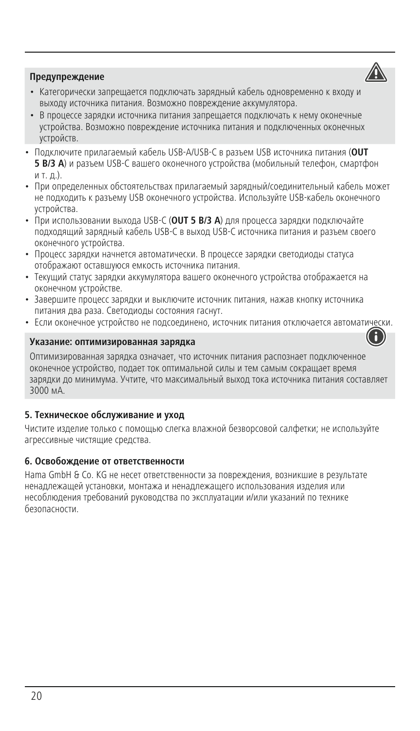**Предупреждение**

- Категорически запрещается подключать зарядный кабель одновременно к входу и выходу источника питания. Возможно повреждение аккумулятора.
- В процессе зарядки источника питания запрещается подключать к нему оконечные устройства. Возможно повреждение источника питания и подключенных оконечных устройств.

- Подключите прилагаемый кабель USB-A/USB-C в разъем USB источника питания (**OUT 5 В/3 А**) и разъем USB-C вашего оконечного устройства (мобильный телефон, смартфон и т. д.).
- При определенных обстоятельствах прилагаемый зарядный/соединительный кабель может не подходить к разъему USB оконечного устройства. Используйте USB-кабель оконечного устройства.
- При использовании выхода USB-C (**OUT 5 В/3 А**) для процесса зарядки подключайте подходящий зарядный кабель USB-C в выход USB-C источника питания и разъем своего оконечного устройства.
- Процесс зарядки начнется автоматически. В процессе зарядки светодиоды статуса отображают оставшуюся емкость источника питания.
- Текущий статус зарядки аккумулятора вашего оконечного устройства отображается на оконечном устройстве.
- Завершите процесс зарядки и выключите источник питания, нажав кнопку источника питания два раза. Светодиоды состояния гаснут.
- Если оконечное устройство не подсоединено, источник питания отключается автоматически.

**Указание: оптимизированная зарядка**

Оптимизированная зарядка означает, что источник питания распознает подключенное оконечное устройство, подает ток оптимальной силы и тем самым сокращает время зарядки до минимума. Учтите, что максимальный выход тока источника питания составляет 3000 мА.

## 5. Техническое обслуживание и уход

Чистите изделие только с помощью слегка влажной безворсовой салфетки; не используйте агрессивные чистящие средства.

## 6. Освобождение от ответственности

Hama GmbH & Co. KG не несет ответственности за повреждения, возникшие в результате ненадлежащей установки, монтажа и ненадлежащего использования изделия или несоблюдения требований руководства по эксплуатации и/или указаний по технике безопасности.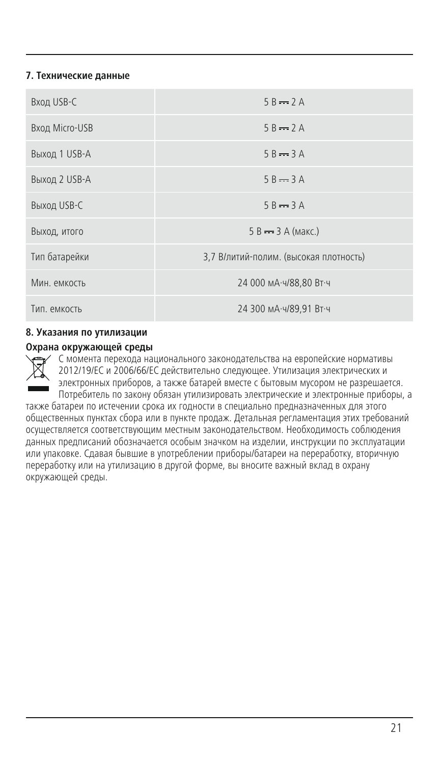## 7. Технические данные

| | |
|---|---|
| Вход USB-C | 5 В ⎓ 2 А |
| Вход Micro-USB | 5 В ⎓ 2 А |
| Выход 1 USB-A | 5 В ⎓ 3 А |
| Выход 2 USB-A | 5 В ⎓ 3 А |
| Выход USB-C | 5 В ⎓ 3 А |
| Выход, итого | 5 В ⎓ 3 А (макс.) |
| Тип батарейки | 3,7 В/литий-полим. (высокая плотность) |
| Мин. емкость | 24 000 мА·ч/88,80 Вт·ч |
| Тип. емкость | 24 300 мА·ч/89,91 Вт·ч |

## 8. Указания по утилизации

**Охрана окружающей среды**

С момента перехода национального законодательства на европейские нормативы 2012/19/EC и 2006/66/EC действительно следующее. Утилизация электрических и электронных приборов, а также батарей вместе с бытовым мусором не разрешается. Потребитель по закону обязан утилизировать электрические и электронные приборы, а также батареи по истечении срока их годности в специально предназначенных для этого общественных пунктах сбора или в пункте продаж. Детальная регламентация этих требований осуществляется соответствующим местным законодательством. Необходимость соблюдения данных предписаний обозначается особым значком на изделии, инструкции по эксплуатации или упаковке. Сдавая бывшие в употреблении приборы/батареи на переработку, вторичную переработку или на утилизацию в другой форме, вы вносите важный вклад в охрану окружающей среды.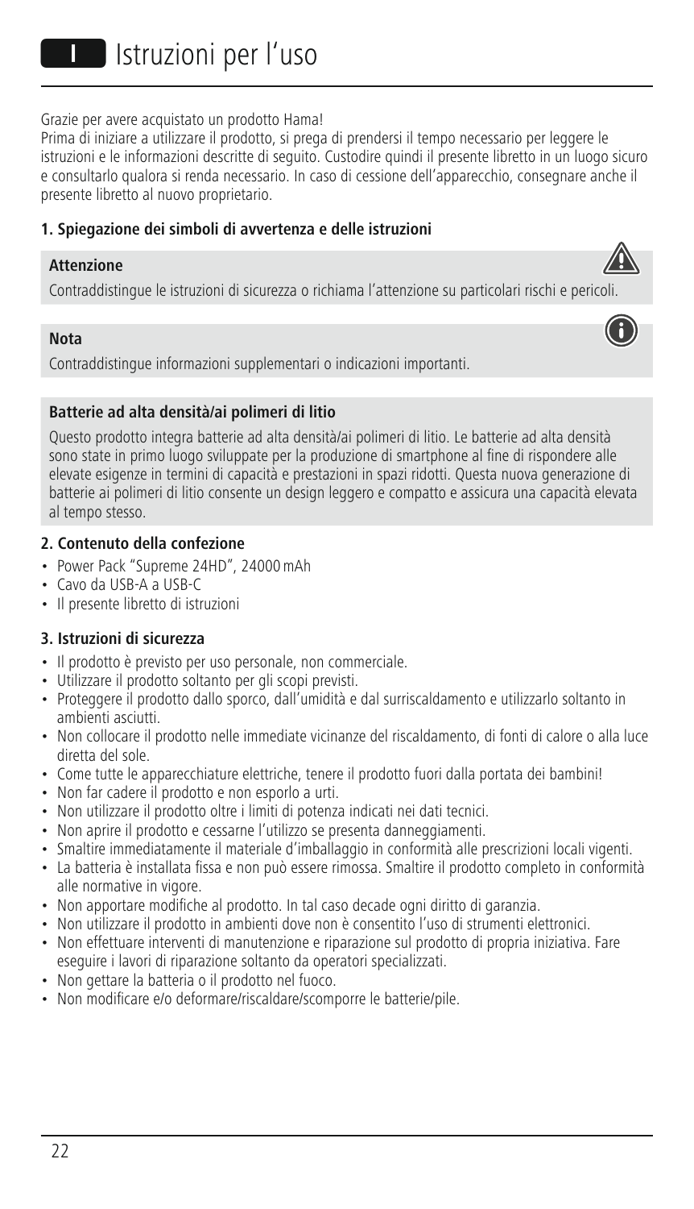# Istruzioni per l'uso

Grazie per avere acquistato un prodotto Hama!

Prima di iniziare a utilizzare il prodotto, si prega di prendersi il tempo necessario per leggere le istruzioni e le informazioni descritte di seguito. Custodire quindi il presente libretto in un luogo sicuro e consultarlo qualora si renda necessario. In caso di cessione dell'apparecchio, consegnare anche il presente libretto al nuovo proprietario.

## 1. Spiegazione dei simboli di avvertenza e delle istruzioni

**Attenzione**

Contraddistingue le istruzioni di sicurezza o richiama l'attenzione su particolari rischi e pericoli.

**Nota**

Contraddistingue informazioni supplementari o indicazioni importanti.

**Batterie ad alta densità/ai polimeri di litio**

Questo prodotto integra batterie ad alta densità/ai polimeri di litio. Le batterie ad alta densità sono state in primo luogo sviluppate per la produzione di smartphone al fine di rispondere alle elevate esigenze in termini di capacità e prestazioni in spazi ridotti. Questa nuova generazione di batterie ai polimeri di litio consente un design leggero e compatto e assicura una capacità elevata al tempo stesso.

## 2. Contenuto della confezione

- Power Pack "Supreme 24HD", 24000 mAh
- Cavo da USB-A a USB-C
- Il presente libretto di istruzioni

## 3. Istruzioni di sicurezza

- Il prodotto è previsto per uso personale, non commerciale.
- Utilizzare il prodotto soltanto per gli scopi previsti.
- Proteggere il prodotto dallo sporco, dall'umidità e dal surriscaldamento e utilizzarlo soltanto in ambienti asciutti.
- Non collocare il prodotto nelle immediate vicinanze del riscaldamento, di fonti di calore o alla luce diretta del sole.
- Come tutte le apparecchiature elettriche, tenere il prodotto fuori dalla portata dei bambini!
- Non far cadere il prodotto e non esporlo a urti.
- Non utilizzare il prodotto oltre i limiti di potenza indicati nei dati tecnici.
- Non aprire il prodotto e cessarne l'utilizzo se presenta danneggiamenti.
- Smaltire immediatamente il materiale d'imballaggio in conformità alle prescrizioni locali vigenti.
- La batteria è installata fissa e non può essere rimossa. Smaltire il prodotto completo in conformità alle normative in vigore.
- Non apportare modifiche al prodotto. In tal caso decade ogni diritto di garanzia.
- Non utilizzare il prodotto in ambienti dove non è consentito l'uso di strumenti elettronici.
- Non effettuare interventi di manutenzione e riparazione sul prodotto di propria iniziativa. Fare eseguire i lavori di riparazione soltanto da operatori specializzati.
- Non gettare la batteria o il prodotto nel fuoco.
- Non modificare e/o deformare/riscaldare/scomporre le batterie/pile.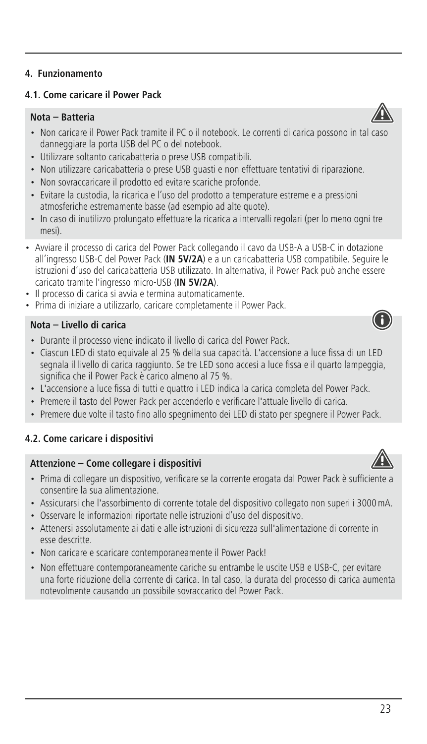## 4. Funzionamento

### 4.1. Come caricare il Power Pack

**Nota – Batteria**

- Non caricare il Power Pack tramite il PC o il notebook. Le correnti di carica possono in tal caso danneggiare la porta USB del PC o del notebook.
- Utilizzare soltanto caricabatteria o prese USB compatibili.
- Non utilizzare caricabatteria o prese USB guasti e non effettuare tentativi di riparazione.
- Non sovraccaricare il prodotto ed evitare scariche profonde.
- Evitare la custodia, la ricarica e l'uso del prodotto a temperature estreme e a pressioni atmosferiche estremamente basse (ad esempio ad alte quote).
- In caso di inutilizzo prolungato effettuare la ricarica a intervalli regolari (per lo meno ogni tre mesi).

- Avviare il processo di carica del Power Pack collegando il cavo da USB-A a USB-C in dotazione all'ingresso USB-C del Power Pack (**IN 5V/2A**) e a un caricabatteria USB compatibile. Seguire le istruzioni d'uso del caricabatteria USB utilizzato. In alternativa, il Power Pack può anche essere caricato tramite l'ingresso micro-USB (**IN 5V/2A**).
- Il processo di carica si avvia e termina automaticamente.
- Prima di iniziare a utilizzarlo, caricare completamente il Power Pack.

**Nota – Livello di carica**

- Durante il processo viene indicato il livello di carica del Power Pack.
- Ciascun LED di stato equivale al 25 % della sua capacità. L'accensione a luce fissa di un LED segnala il livello di carica raggiunto. Se tre LED sono accesi a luce fissa e il quarto lampeggia, significa che il Power Pack è carico almeno al 75 %.
- L'accensione a luce fissa di tutti e quattro i LED indica la carica completa del Power Pack.
- Premere il tasto del Power Pack per accenderlo e verificare l'attuale livello di carica.
- Premere due volte il tasto fino allo spegnimento dei LED di stato per spegnere il Power Pack.

### 4.2. Come caricare i dispositivi

**Attenzione – Come collegare i dispositivi**

- Prima di collegare un dispositivo, verificare se la corrente erogata dal Power Pack è sufficiente a consentire la sua alimentazione.
- Assicurarsi che l'assorbimento di corrente totale del dispositivo collegato non superi i 3000 mA.
- Osservare le informazioni riportate nelle istruzioni d'uso del dispositivo.
- Attenersi assolutamente ai dati e alle istruzioni di sicurezza sull'alimentazione di corrente in esse descritte.
- Non caricare e scaricare contemporaneamente il Power Pack!
- Non effettuare contemporaneamente cariche su entrambe le uscite USB e USB-C, per evitare una forte riduzione della corrente di carica. In tal caso, la durata del processo di carica aumenta notevolmente causando un possibile sovraccarico del Power Pack.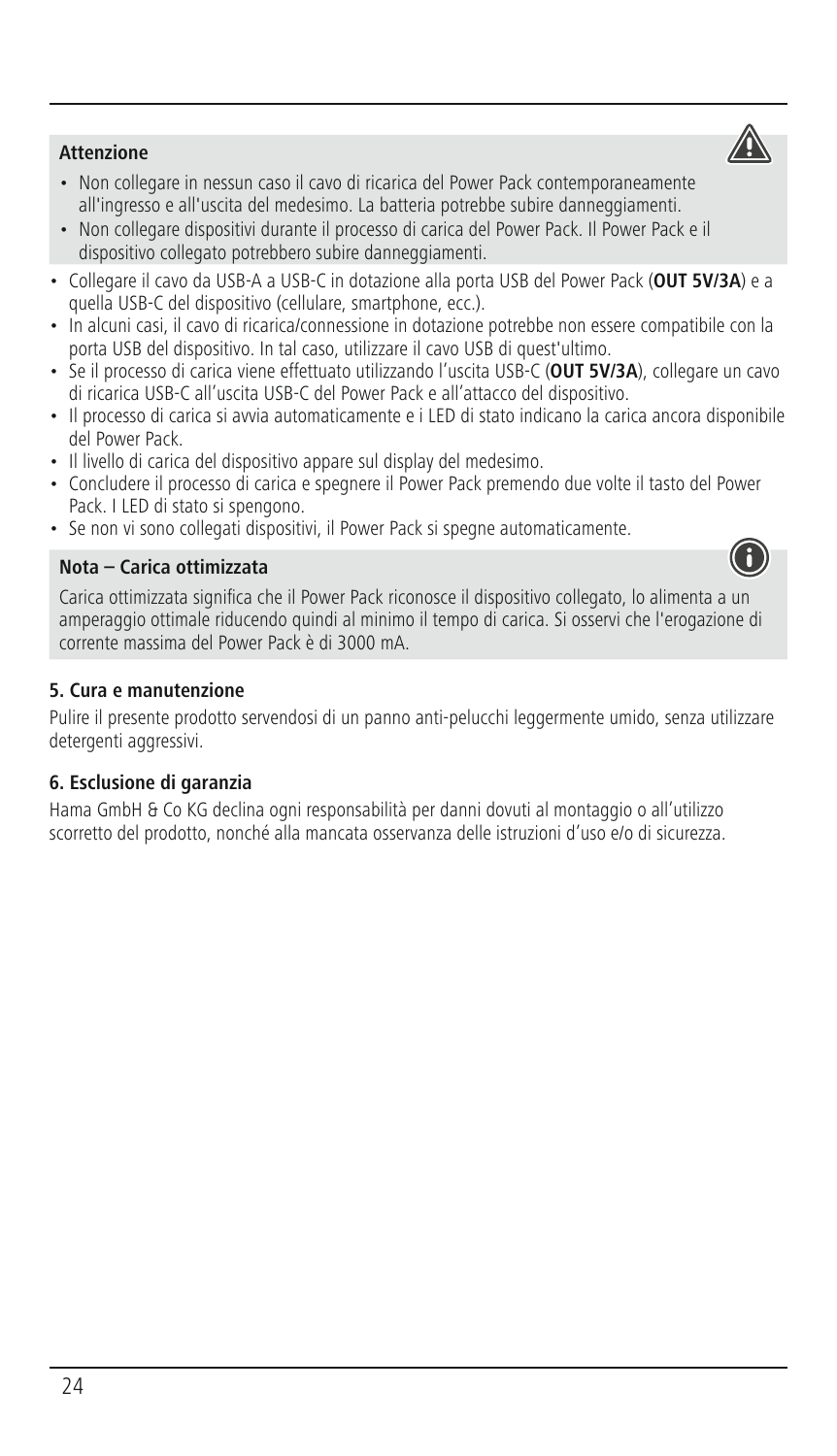**Attenzione**

- Non collegare in nessun caso il cavo di ricarica del Power Pack contemporaneamente all'ingresso e all'uscita del medesimo. La batteria potrebbe subire danneggiamenti.
- Non collegare dispositivi durante il processo di carica del Power Pack. Il Power Pack e il dispositivo collegato potrebbero subire danneggiamenti.

- Collegare il cavo da USB-A a USB-C in dotazione alla porta USB del Power Pack (**OUT 5V/3A**) e a quella USB-C del dispositivo (cellulare, smartphone, ecc.).
- In alcuni casi, il cavo di ricarica/connessione in dotazione potrebbe non essere compatibile con la porta USB del dispositivo. In tal caso, utilizzare il cavo USB di quest'ultimo.
- Se il processo di carica viene effettuato utilizzando l'uscita USB-C (**OUT 5V/3A**), collegare un cavo di ricarica USB-C all'uscita USB-C del Power Pack e all'attacco del dispositivo.
- Il processo di carica si avvia automaticamente e i LED di stato indicano la carica ancora disponibile del Power Pack.
- Il livello di carica del dispositivo appare sul display del medesimo.
- Concludere il processo di carica e spegnere il Power Pack premendo due volte il tasto del Power Pack. I LED di stato si spengono.
- Se non vi sono collegati dispositivi, il Power Pack si spegne automaticamente.

**Nota – Carica ottimizzata**

Carica ottimizzata significa che il Power Pack riconosce il dispositivo collegato, lo alimenta a un amperaggio ottimale riducendo quindi al minimo il tempo di carica. Si osservi che l'erogazione di corrente massima del Power Pack è di 3000 mA.

### 5. Cura e manutenzione

Pulire il presente prodotto servendosi di un panno anti-pelucchi leggermente umido, senza utilizzare detergenti aggressivi.

### 6. Esclusione di garanzia

Hama GmbH & Co KG declina ogni responsabilità per danni dovuti al montaggio o all'utilizzo scorretto del prodotto, nonché alla mancata osservanza delle istruzioni d'uso e/o di sicurezza.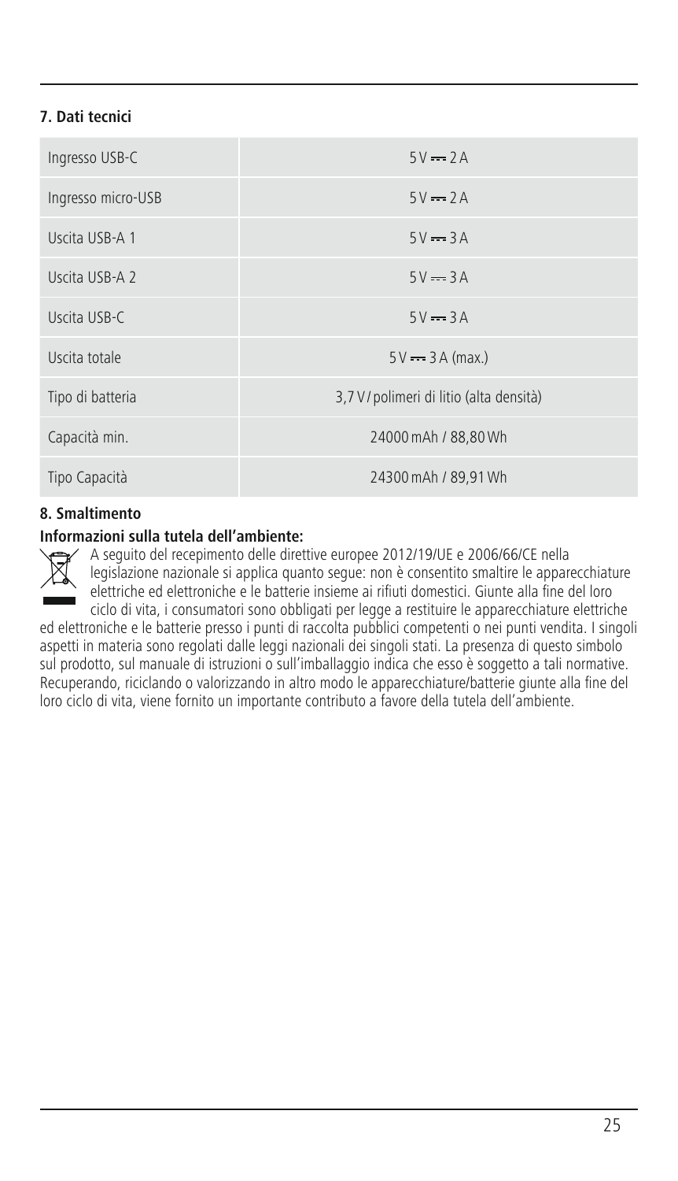## 7. Dati tecnici

| | |
|---|---|
| Ingresso USB-C | 5 V ⎓ 2 A |
| Ingresso micro-USB | 5 V ⎓ 2 A |
| Uscita USB-A 1 | 5 V ⎓ 3 A |
| Uscita USB-A 2 | 5 V ⎓ 3 A |
| Uscita USB-C | 5 V ⎓ 3 A |
| Uscita totale | 5 V ⎓ 3 A (max.) |
| Tipo di batteria | 3,7 V / polimeri di litio (alta densità) |
| Capacità min. | 24000 mAh / 88,80 Wh |
| Tipo Capacità | 24300 mAh / 89,91 Wh |

## 8. Smaltimento

**Informazioni sulla tutela dell'ambiente:**

A seguito del recepimento delle direttive europee 2012/19/UE e 2006/66/CE nella legislazione nazionale si applica quanto segue: non è consentito smaltire le apparecchiature elettriche ed elettroniche e le batterie insieme ai rifiuti domestici. Giunte alla fine del loro ciclo di vita, i consumatori sono obbligati per legge a restituire le apparecchiature elettriche ed elettroniche e le batterie presso i punti di raccolta pubblici competenti o nei punti vendita. I singoli aspetti in materia sono regolati dalle leggi nazionali dei singoli stati. La presenza di questo simbolo sul prodotto, sul manuale di istruzioni o sull'imballaggio indica che esso è soggetto a tali normative. Recuperando, riciclando o valorizzando in altro modo le apparecchiature/batterie giunte alla fine del loro ciclo di vita, viene fornito un importante contributo a favore della tutela dell'ambiente.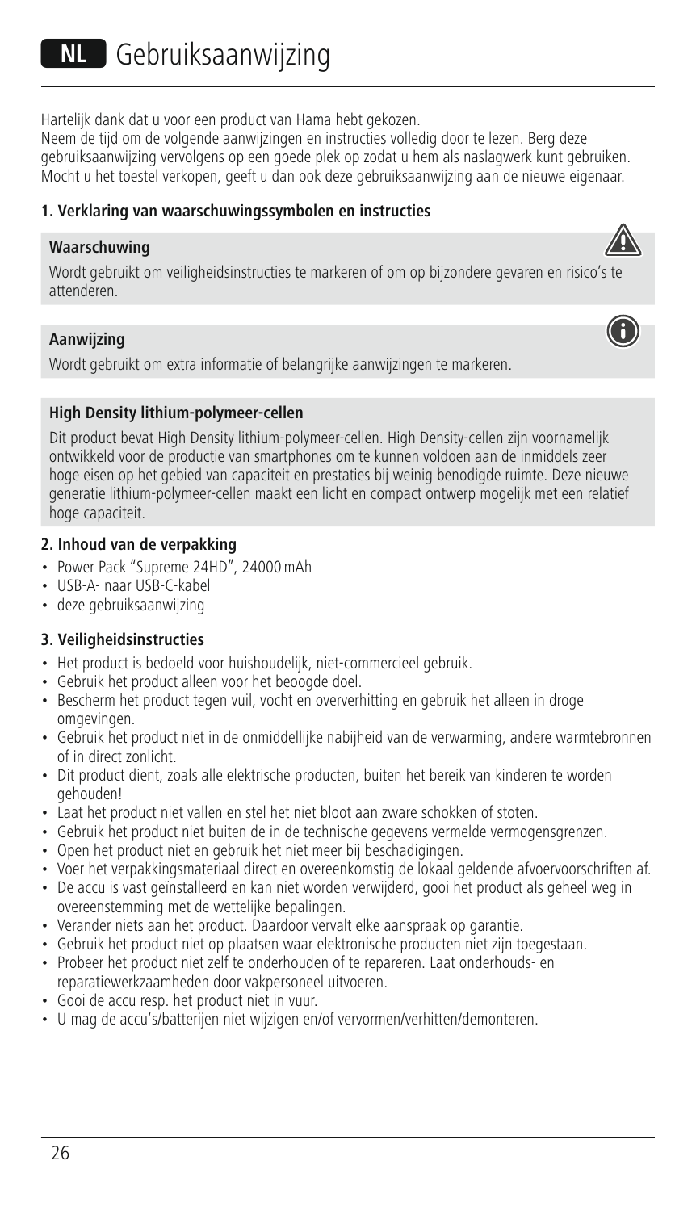# NL Gebruiksaanwijzing

Hartelijk dank dat u voor een product van Hama hebt gekozen.
Neem de tijd om de volgende aanwijzingen en instructies volledig door te lezen. Berg deze gebruiksaanwijzing vervolgens op een goede plek op zodat u hem als naslagwerk kunt gebruiken. Mocht u het toestel verkopen, geeft u dan ook deze gebruiksaanwijzing aan de nieuwe eigenaar.

## 1. Verklaring van waarschuwingssymbolen en instructies

**Waarschuwing**

Wordt gebruikt om veiligheidsinstructies te markeren of om op bijzondere gevaren en risico's te attenderen.

**Aanwijzing**

Wordt gebruikt om extra informatie of belangrijke aanwijzingen te markeren.

**High Density lithium-polymeer-cellen**

Dit product bevat High Density lithium-polymeer-cellen. High Density-cellen zijn voornamelijk ontwikkeld voor de productie van smartphones om te kunnen voldoen aan de inmiddels zeer hoge eisen op het gebied van capaciteit en prestaties bij weinig benodigde ruimte. Deze nieuwe generatie lithium-polymeer-cellen maakt een licht en compact ontwerp mogelijk met een relatief hoge capaciteit.

## 2. Inhoud van de verpakking

- Power Pack "Supreme 24HD", 24000 mAh
- USB-A- naar USB-C-kabel
- deze gebruiksaanwijzing

## 3. Veiligheidsinstructies

- Het product is bedoeld voor huishoudelijk, niet-commercieel gebruik.
- Gebruik het product alleen voor het beoogde doel.
- Bescherm het product tegen vuil, vocht en oververhitting en gebruik het alleen in droge omgevingen.
- Gebruik het product niet in de onmiddellijke nabijheid van de verwarming, andere warmtebronnen of in direct zonlicht.
- Dit product dient, zoals alle elektrische producten, buiten het bereik van kinderen te worden gehouden!
- Laat het product niet vallen en stel het niet bloot aan zware schokken of stoten.
- Gebruik het product niet buiten de in de technische gegevens vermelde vermogensgrenzen.
- Open het product niet en gebruik het niet meer bij beschadigingen.
- Voer het verpakkingsmateriaal direct en overeenkomstig de lokaal geldende afvoervoorschriften af.
- De accu is vast geïnstalleerd en kan niet worden verwijderd, gooi het product als geheel weg in overeenstemming met de wettelijke bepalingen.
- Verander niets aan het product. Daardoor vervalt elke aanspraak op garantie.
- Gebruik het product niet op plaatsen waar elektronische producten niet zijn toegestaan.
- Probeer het product niet zelf te onderhouden of te repareren. Laat onderhouds- en reparatiewerkzaamheden door vakpersoneel uitvoeren.
- Gooi de accu resp. het product niet in vuur.
- U mag de accu's/batterijen niet wijzigen en/of vervormen/verhitten/demonteren.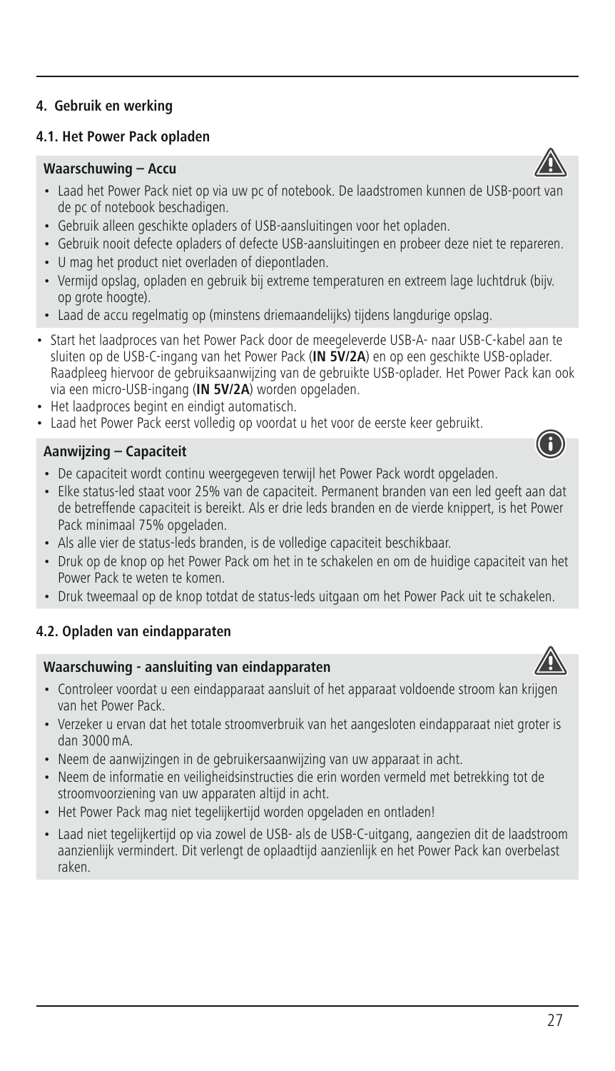## 4. Gebruik en werking

### 4.1. Het Power Pack opladen

**Waarschuwing – Accu**

- Laad het Power Pack niet op via uw pc of notebook. De laadstromen kunnen de USB-poort van de pc of notebook beschadigen.
- Gebruik alleen geschikte opladers of USB-aansluitingen voor het opladen.
- Gebruik nooit defecte opladers of defecte USB-aansluitingen en probeer deze niet te repareren.
- U mag het product niet overladen of diepontladen.
- Vermijd opslag, opladen en gebruik bij extreme temperaturen en extreem lage luchtdruk (bijv. op grote hoogte).
- Laad de accu regelmatig op (minstens driemaandelijks) tijdens langdurige opslag.

- Start het laadproces van het Power Pack door de meegeleverde USB-A- naar USB-C-kabel aan te sluiten op de USB-C-ingang van het Power Pack (**IN 5V/2A**) en op een geschikte USB-oplader. Raadpleeg hiervoor de gebruiksaanwijzing van de gebruikte USB-oplader. Het Power Pack kan ook via een micro-USB-ingang (**IN 5V/2A**) worden opgeladen.
- Het laadproces begint en eindigt automatisch.
- Laad het Power Pack eerst volledig op voordat u het voor de eerste keer gebruikt.

**Aanwijzing – Capaciteit**

- De capaciteit wordt continu weergegeven terwijl het Power Pack wordt opgeladen.
- Elke status-led staat voor 25% van de capaciteit. Permanent branden van een led geeft aan dat de betreffende capaciteit is bereikt. Als er drie leds branden en de vierde knippert, is het Power Pack minimaal 75% opgeladen.
- Als alle vier de status-leds branden, is de volledige capaciteit beschikbaar.
- Druk op de knop op het Power Pack om het in te schakelen en om de huidige capaciteit van het Power Pack te weten te komen.
- Druk tweemaal op de knop totdat de status-leds uitgaan om het Power Pack uit te schakelen.

### 4.2. Opladen van eindapparaten

**Waarschuwing - aansluiting van eindapparaten**

- Controleer voordat u een eindapparaat aansluit of het apparaat voldoende stroom kan krijgen van het Power Pack.
- Verzeker u ervan dat het totale stroomverbruik van het aangesloten eindapparaat niet groter is dan 3000 mA.
- Neem de aanwijzingen in de gebruikersaanwijzing van uw apparaat in acht.
- Neem de informatie en veiligheidsinstructies die erin worden vermeld met betrekking tot de stroomvoorziening van uw apparaten altijd in acht.
- Het Power Pack mag niet tegelijkertijd worden opgeladen en ontladen!
- Laad niet tegelijkertijd op via zowel de USB- als de USB-C-uitgang, aangezien dit de laadstroom aanzienlijk vermindert. Dit verlengt de oplaadtijd aanzienlijk en het Power Pack kan overbelast raken.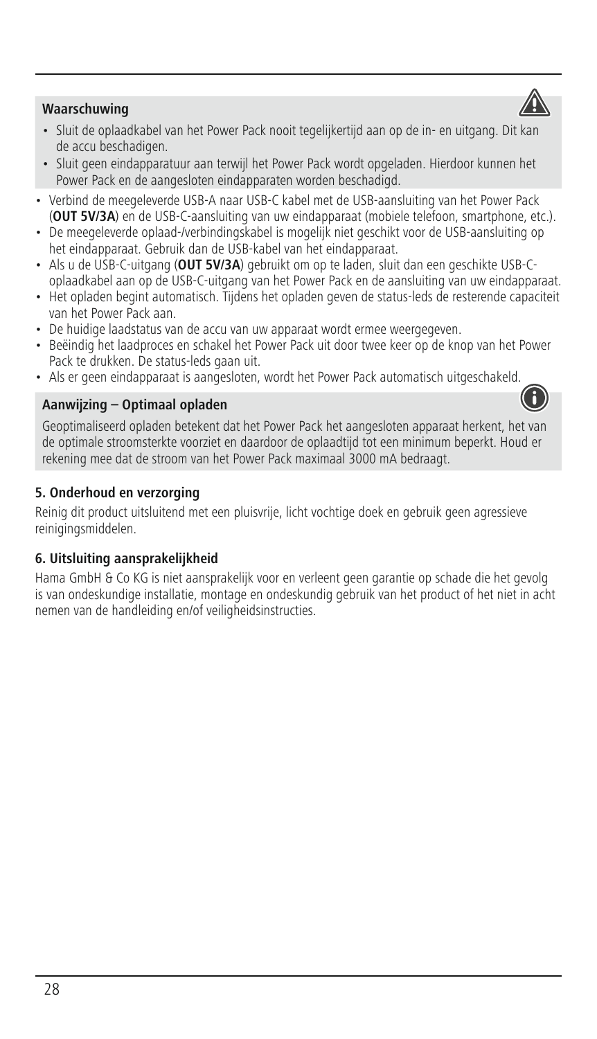**Waarschuwing**

- Sluit de oplaadkabel van het Power Pack nooit tegelijkertijd aan op de in- en uitgang. Dit kan de accu beschadigen.
- Sluit geen eindapparatuur aan terwijl het Power Pack wordt opgeladen. Hierdoor kunnen het Power Pack en de aangesloten eindapparaten worden beschadigd.

- Verbind de meegeleverde USB-A naar USB-C kabel met de USB-aansluiting van het Power Pack (**OUT 5V/3A**) en de USB-C-aansluiting van uw eindapparaat (mobiele telefoon, smartphone, etc.).
- De meegeleverde oplaad-/verbindingskabel is mogelijk niet geschikt voor de USB-aansluiting op het eindapparaat. Gebruik dan de USB-kabel van het eindapparaat.
- Als u de USB-C-uitgang (**OUT 5V/3A**) gebruikt om op te laden, sluit dan een geschikte USB-C-oplaadkabel aan op de USB-C-uitgang van het Power Pack en de aansluiting van uw eindapparaat.
- Het opladen begint automatisch. Tijdens het opladen geven de status-leds de resterende capaciteit van het Power Pack aan.
- De huidige laadstatus van de accu van uw apparaat wordt ermee weergegeven.
- Beëindig het laadproces en schakel het Power Pack uit door twee keer op de knop van het Power Pack te drukken. De status-leds gaan uit.
- Als er geen eindapparaat is aangesloten, wordt het Power Pack automatisch uitgeschakeld.

**Aanwijzing – Optimaal opladen**

Geoptimaliseerd opladen betekent dat het Power Pack het aangesloten apparaat herkent, het van de optimale stroomsterkte voorziet en daardoor de oplaadtijd tot een minimum beperkt. Houd er rekening mee dat de stroom van het Power Pack maximaal 3000 mA bedraagt.

## 5. Onderhoud en verzorging

Reinig dit product uitsluitend met een pluisvrije, licht vochtige doek en gebruik geen agressieve reinigingsmiddelen.

## 6. Uitsluiting aansprakelijkheid

Hama GmbH & Co KG is niet aansprakelijk voor en verleent geen garantie op schade die het gevolg is van ondeskundige installatie, montage en ondeskundig gebruik van het product of het niet in acht nemen van de handleiding en/of veiligheidsinstructies.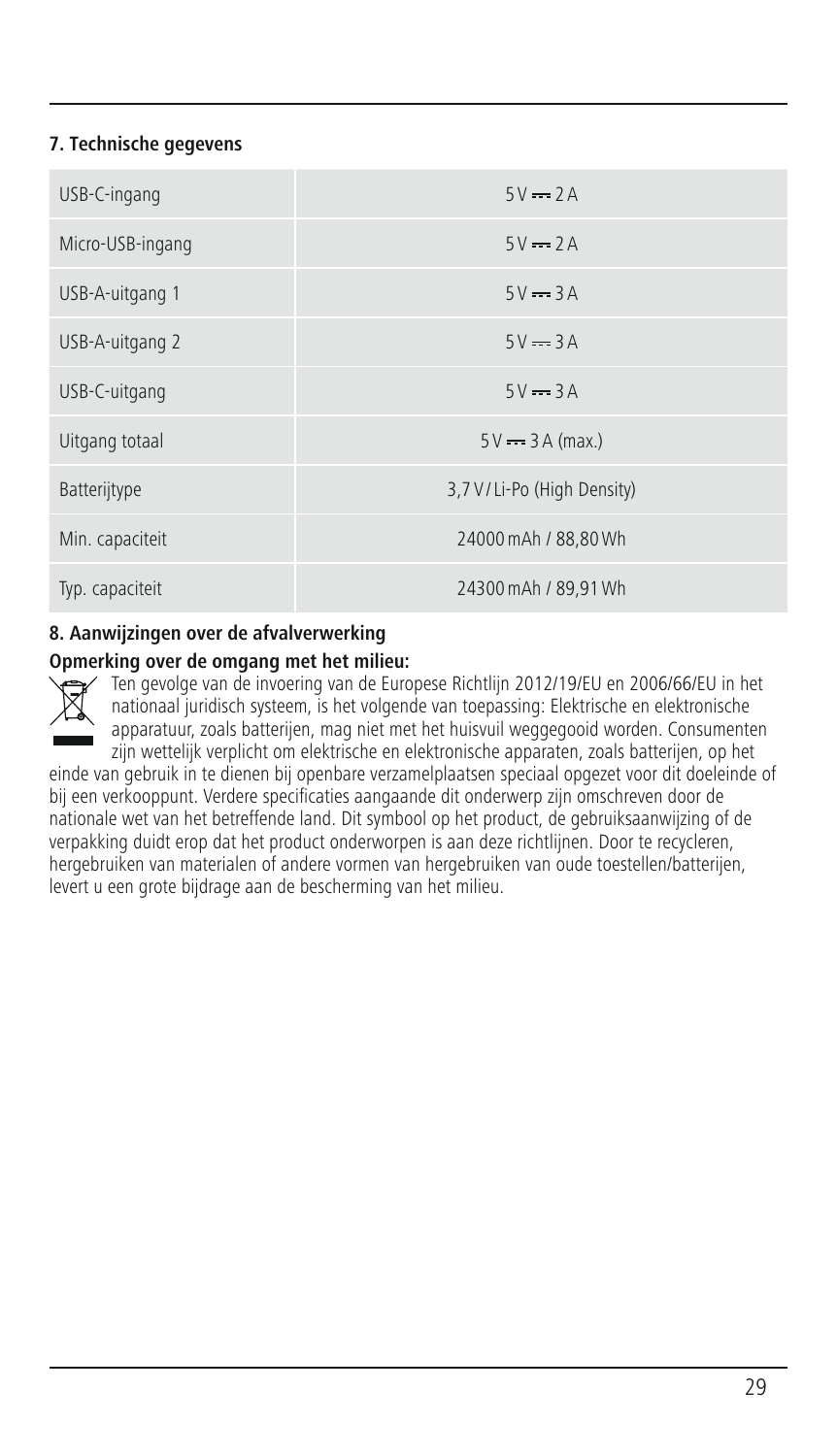## 7. Technische gegevens

| | |
|---|---|
| USB-C-ingang | 5 V ⎓ 2 A |
| Micro-USB-ingang | 5 V ⎓ 2 A |
| USB-A-uitgang 1 | 5 V ⎓ 3 A |
| USB-A-uitgang 2 | 5 V ⎓ 3 A |
| USB-C-uitgang | 5 V ⎓ 3 A |
| Uitgang totaal | 5 V ⎓ 3 A (max.) |
| Batterijtype | 3,7 V / Li-Po (High Density) |
| Min. capaciteit | 24000 mAh / 88,80 Wh |
| Typ. capaciteit | 24300 mAh / 89,91 Wh |

## 8. Aanwijzingen over de afvalverwerking

**Opmerking over de omgang met het milieu:**

Ten gevolge van de invoering van de Europese Richtlijn 2012/19/EU en 2006/66/EU in het nationaal juridisch systeem, is het volgende van toepassing: Elektrische en elektronische apparatuur, zoals batterijen, mag niet met het huisvuil weggegooid worden. Consumenten zijn wettelijk verplicht om elektrische en elektronische apparaten, zoals batterijen, op het einde van gebruik in te dienen bij openbare verzamelplaatsen speciaal opgezet voor dit doeleinde of bij een verkooppunt. Verdere specificaties aangaande dit onderwerp zijn omschreven door de nationale wet van het betreffende land. Dit symbool op het product, de gebruiksaanwijzing of de verpakking duidt erop dat het product onderworpen is aan deze richtlijnen. Door te recycleren, hergebruiken van materialen of andere vormen van hergebruiken van oude toestellen/batterijen, levert u een grote bijdrage aan de bescherming van het milieu.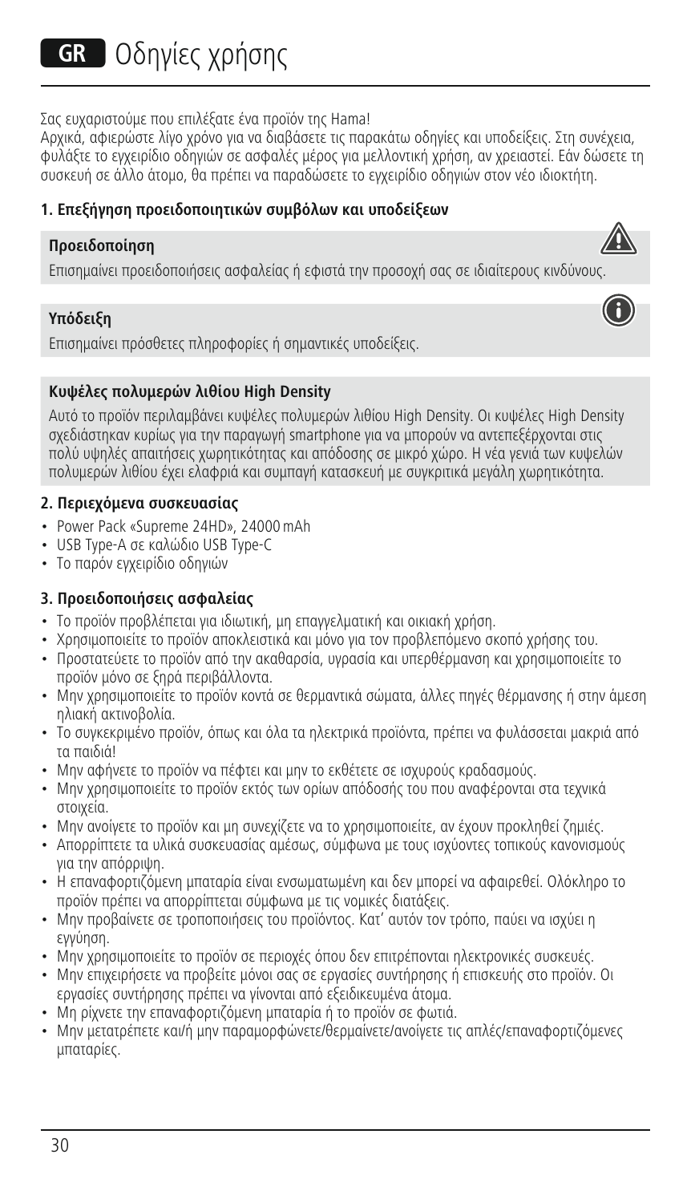# GR Οδηγίες χρήσης

Σας ευχαριστούμε που επιλέξατε ένα προϊόν της Hama!
Αρχικά, αφιερώστε λίγο χρόνο για να διαβάσετε τις παρακάτω οδηγίες και υποδείξεις. Στη συνέχεια, φυλάξτε το εγχειρίδιο οδηγιών σε ασφαλές μέρος για μελλοντική χρήση, αν χρειαστεί. Εάν δώσετε τη συσκευή σε άλλο άτομο, θα πρέπει να παραδώσετε το εγχειρίδιο οδηγιών στον νέο ιδιοκτήτη.

### 1. Επεξήγηση προειδοποιητικών συμβόλων και υποδείξεων

**Προειδοποίηση**

Επισημαίνει προειδοποιήσεις ασφαλείας ή εφιστά την προσοχή σας σε ιδιαίτερους κινδύνους.

**Υπόδειξη**

Επισημαίνει πρόσθετες πληροφορίες ή σημαντικές υποδείξεις.

**Κυψέλες πολυμερών λιθίου High Density**

Αυτό το προϊόν περιλαμβάνει κυψέλες πολυμερών λιθίου High Density. Οι κυψέλες High Density σχεδιάστηκαν κυρίως για την παραγωγή smartphone για να μπορούν να αντεπεξέρχονται στις πολύ υψηλές απαιτήσεις χωρητικότητας και απόδοσης σε μικρό χώρο. Η νέα γενιά των κυψελών πολυμερών λιθίου έχει ελαφριά και συμπαγή κατασκευή με συγκριτικά μεγάλη χωρητικότητα.

### 2. Περιεχόμενα συσκευασίας

- Power Pack «Supreme 24HD», 24000 mAh
- USB Type-A σε καλώδιο USB Type-C
- Το παρόν εγχειρίδιο οδηγιών

### 3. Προειδοποιήσεις ασφαλείας

- Το προϊόν προβλέπεται για ιδιωτική, μη επαγγελματική και οικιακή χρήση.
- Χρησιμοποιείτε το προϊόν αποκλειστικά και μόνο για τον προβλεπόμενο σκοπό χρήσης του.
- Προστατεύετε το προϊόν από την ακαθαρσία, υγρασία και υπερθέρμανση και χρησιμοποιείτε το προϊόν μόνο σε ξηρά περιβάλλοντα.
- Μην χρησιμοποιείτε το προϊόν κοντά σε θερμαντικά σώματα, άλλες πηγές θέρμανσης ή στην άμεση ηλιακή ακτινοβολία.
- Το συγκεκριμένο προϊόν, όπως και όλα τα ηλεκτρικά προϊόντα, πρέπει να φυλάσσεται μακριά από τα παιδιά!
- Μην αφήνετε το προϊόν να πέφτει και μην το εκθέτετε σε ισχυρούς κραδασμούς.
- Μην χρησιμοποιείτε το προϊόν εκτός των ορίων απόδοσής του που αναφέρονται στα τεχνικά στοιχεία.
- Μην ανοίγετε το προϊόν και μη συνεχίζετε να το χρησιμοποιείτε, αν έχουν προκληθεί ζημιές.
- Απορρίπτετε τα υλικά συσκευασίας αμέσως, σύμφωνα με τους ισχύοντες τοπικούς κανονισμούς για την απόρριψη.
- Η επαναφορτιζόμενη μπαταρία είναι ενσωματωμένη και δεν μπορεί να αφαιρεθεί. Ολόκληρο το προϊόν πρέπει να απορρίπτεται σύμφωνα με τις νομικές διατάξεις.
- Μην προβαίνετε σε τροποποιήσεις του προϊόντος. Κατ' αυτόν τον τρόπο, παύει να ισχύει η εγγύηση.
- Μην χρησιμοποιείτε το προϊόν σε περιοχές όπου δεν επιτρέπονται ηλεκτρονικές συσκευές.
- Μην επιχειρήσετε να προβείτε μόνοι σας σε εργασίες συντήρησης ή επισκευής στο προϊόν. Οι εργασίες συντήρησης πρέπει να γίνονται από εξειδικευμένα άτομα.
- Μη ρίχνετε την επαναφορτιζόμενη μπαταρία ή το προϊόν σε φωτιά.
- Μην μετατρέπετε και/ή μην παραμορφώνετε/θερμαίνετε/ανοίγετε τις απλές/επαναφορτιζόμενες μπαταρίες.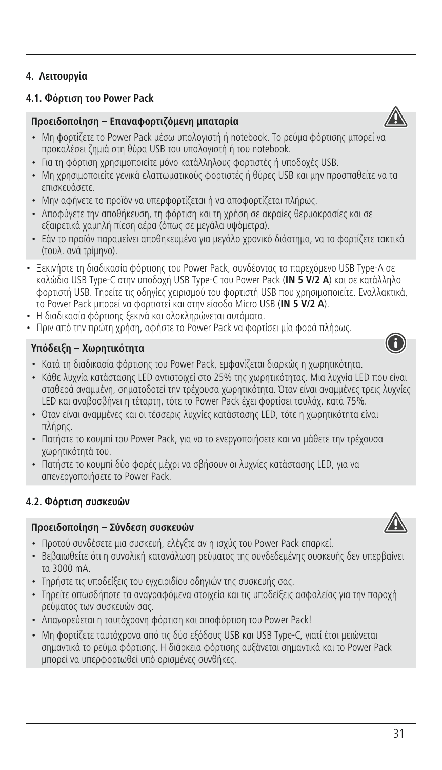## 4. Λειτουργία

### 4.1. Φόρτιση του Power Pack

**Προειδοποίηση – Επαναφορτιζόμενη μπαταρία**

- Μη φορτίζετε το Power Pack μέσω υπολογιστή ή notebook. Το ρεύμα φόρτισης μπορεί να προκαλέσει ζημιά στη θύρα USB του υπολογιστή ή του notebook.
- Για τη φόρτιση χρησιμοποιείτε μόνο κατάλληλους φορτιστές ή υποδοχές USB.
- Μη χρησιμοποιείτε γενικά ελαττωματικούς φορτιστές ή θύρες USB και μην προσπαθείτε να τα επισκευάσετε.
- Μην αφήνετε το προϊόν να υπερφορτίζεται ή να αποφορτίζεται πλήρως.
- Αποφύγετε την αποθήκευση, τη φόρτιση και τη χρήση σε ακραίες θερμοκρασίες και σε εξαιρετικά χαμηλή πίεση αέρα (όπως σε μεγάλα υψόμετρα).
- Εάν το προϊόν παραμείνει αποθηκευμένο για μεγάλο χρονικό διάστημα, να το φορτίζετε τακτικά (τουλ. ανά τρίμηνο).

- Ξεκινήστε τη διαδικασία φόρτισης του Power Pack, συνδέοντας το παρεχόμενο USB Type-A σε καλώδιο USB Type-C στην υποδοχή USB Type-C του Power Pack (**IN 5 V/2 A**) και σε κατάλληλο φορτιστή USB. Τηρείτε τις οδηγίες χειρισμού του φορτιστή USB που χρησιμοποιείτε. Εναλλακτικά, το Power Pack μπορεί να φορτιστεί και στην είσοδο Micro USB (**IN 5 V/2 A**).
- Η διαδικασία φόρτισης ξεκινά και ολοκληρώνεται αυτόματα.
- Πριν από την πρώτη χρήση, αφήστε το Power Pack να φορτίσει μία φορά πλήρως.

**Υπόδειξη – Χωρητικότητα**

- Κατά τη διαδικασία φόρτισης του Power Pack, εμφανίζεται διαρκώς η χωρητικότητα.
- Κάθε λυχνία κατάστασης LED αντιστοιχεί στο 25% της χωρητικότητας. Μια λυχνία LED που είναι σταθερά αναμμένη, σηματοδοτεί την τρέχουσα χωρητικότητα. Όταν είναι αναμμένες τρεις λυχνίες LED και αναβοσβήνει η τέταρτη, τότε το Power Pack έχει φορτίσει τουλάχ. κατά 75%.
- Όταν είναι αναμμένες και οι τέσσερις λυχνίες κατάστασης LED, τότε η χωρητικότητα είναι πλήρης.
- Πατήστε το κουμπί του Power Pack, για να το ενεργοποιήσετε και να μάθετε την τρέχουσα χωρητικότητά του.
- Πατήστε το κουμπί δύο φορές μέχρι να σβήσουν οι λυχνίες κατάστασης LED, για να απενεργοποιήσετε το Power Pack.

### 4.2. Φόρτιση συσκευών

**Προειδοποίηση – Σύνδεση συσκευών**

- Προτού συνδέσετε μια συσκευή, ελέγξτε αν η ισχύς του Power Pack επαρκεί.
- Βεβαιωθείτε ότι η συνολική κατανάλωση ρεύματος της συνδεδεμένης συσκευής δεν υπερβαίνει τα 3000 mA.
- Τηρήστε τις υποδείξεις του εγχειριδίου οδηγιών της συσκευής σας.
- Τηρείτε οπωσδήποτε τα αναγραφόμενα στοιχεία και τις υποδείξεις ασφαλείας για την παροχή ρεύματος των συσκευών σας.
- Απαγορεύεται η ταυτόχρονη φόρτιση και αποφόρτιση του Power Pack!
- Μη φορτίζετε ταυτόχρονα από τις δύο εξόδους USB και USB Type-C, γιατί έτσι μειώνεται σημαντικά το ρεύμα φόρτισης. Η διάρκεια φόρτισης αυξάνεται σημαντικά και το Power Pack μπορεί να υπερφορτωθεί υπό ορισμένες συνθήκες.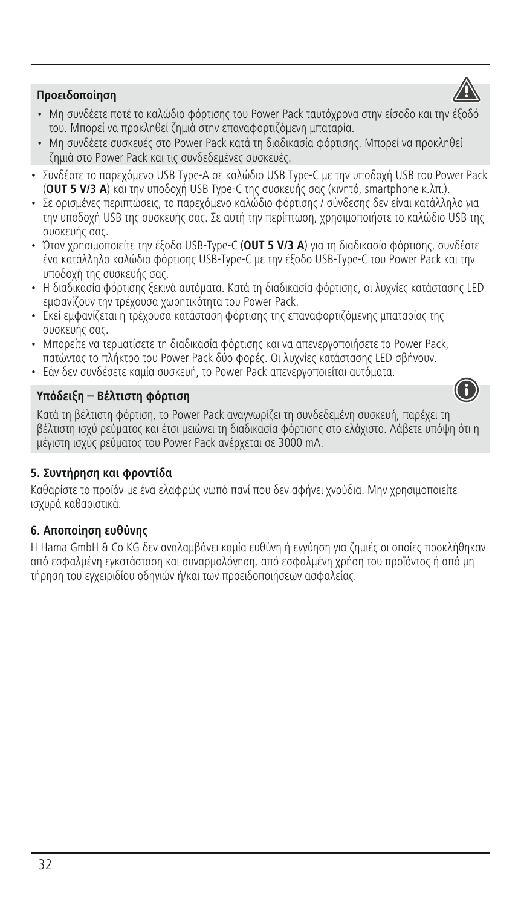**Προειδοποίηση**

- Μη συνδέετε ποτέ το καλώδιο φόρτισης του Power Pack ταυτόχρονα στην είσοδο και την έξοδό του. Μπορεί να προκληθεί ζημιά στην επαναφορτιζόμενη μπαταρία.
- Μη συνδέετε συσκευές στο Power Pack κατά τη διαδικασία φόρτισης. Μπορεί να προκληθεί ζημιά στο Power Pack και τις συνδεδεμένες συσκευές.

- Συνδέστε το παρεχόμενο USB Type-A σε καλώδιο USB Type-C με την υποδοχή USB του Power Pack (**OUT 5 V/3 A**) και την υποδοχή USB Type-C της συσκευής σας (κινητό, smartphone κ.λπ.).
- Σε ορισμένες περιπτώσεις, το παρεχόμενο καλώδιο φόρτισης / σύνδεσης δεν είναι κατάλληλο για την υποδοχή USB της συσκευής σας. Σε αυτή την περίπτωση, χρησιμοποιήστε το καλώδιο USB της συσκευής σας.
- Όταν χρησιμοποιείτε την έξοδο USB-Type-C (**OUT 5 V/3 A**) για τη διαδικασία φόρτισης, συνδέστε ένα κατάλληλο καλώδιο φόρτισης USB-Type-C με την έξοδο USB-Type-C του Power Pack και την υποδοχή της συσκευής σας.
- Η διαδικασία φόρτισης ξεκινά αυτόματα. Κατά τη διαδικασία φόρτισης, οι λυχνίες κατάστασης LED εμφανίζουν την τρέχουσα χωρητικότητα του Power Pack.
- Εκεί εμφανίζεται η τρέχουσα κατάσταση φόρτισης της επαναφορτιζόμενης μπαταρίας της συσκευής σας.
- Μπορείτε να τερματίσετε τη διαδικασία φόρτισης και να απενεργοποιήσετε το Power Pack, πατώντας το πλήκτρο του Power Pack δύο φορές. Οι λυχνίες κατάστασης LED σβήνουν.
- Εάν δεν συνδέσετε καμία συσκευή, το Power Pack απενεργοποιείται αυτόματα.

**Υπόδειξη – Βέλτιστη φόρτιση**

Κατά τη βέλτιστη φόρτιση, το Power Pack αναγνωρίζει τη συνδεδεμένη συσκευή, παρέχει τη βέλτιστη ισχύ ρεύματος και έτσι μειώνει τη διαδικασία φόρτισης στο ελάχιστο. Λάβετε υπόψη ότι η μέγιστη ισχύς ρεύματος του Power Pack ανέρχεται σε 3000 mA.

### 5. Συντήρηση και φροντίδα

Καθαρίστε το προϊόν με ένα ελαφρώς νωπό πανί που δεν αφήνει χνούδια. Μην χρησιμοποιείτε ισχυρά καθαριστικά.

### 6. Αποποίηση ευθύνης

Η Hama GmbH & Co KG δεν αναλαμβάνει καμία ευθύνη ή εγγύηση για ζημιές οι οποίες προκλήθηκαν από εσφαλμένη εγκατάσταση και συναρμολόγηση, από εσφαλμένη χρήση του προϊόντος ή από μη τήρηση του εγχειριδίου οδηγιών ή/και των προειδοποιήσεων ασφαλείας.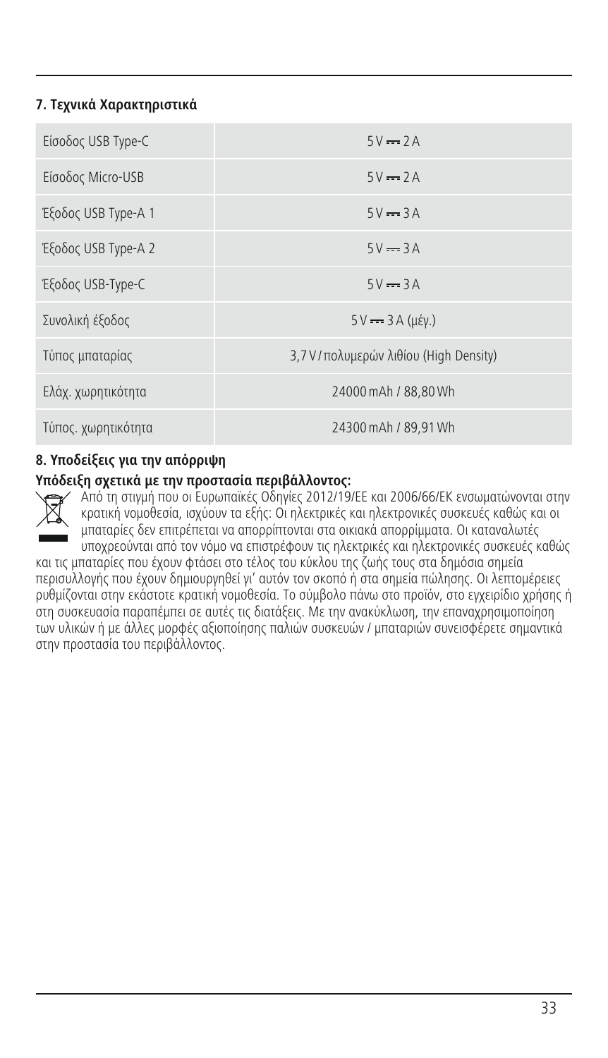## 7. Τεχνικά Χαρακτηριστικά

| | |
|---|---|
| Είσοδος USB Type-C | 5 V ⎓ 2 A |
| Είσοδος Micro-USB | 5 V ⎓ 2 A |
| Έξοδος USB Type-A 1 | 5 V ⎓ 3 A |
| Έξοδος USB Type-A 2 | 5 V ⎓ 3 A |
| Έξοδος USB-Type-C | 5 V ⎓ 3 A |
| Συνολική έξοδος | 5 V ⎓ 3 A (μέγ.) |
| Τύπος μπαταρίας | 3,7 V / πολυμερών λιθίου (High Density) |
| Ελάχ. χωρητικότητα | 24000 mAh / 88,80 Wh |
| Τύπος. χωρητικότητα | 24300 mAh / 89,91 Wh |

## 8. Υποδείξεις για την απόρριψη

**Υπόδειξη σχετικά με την προστασία περιβάλλοντος:**

Από τη στιγμή που οι Ευρωπαϊκές Οδηγίες 2012/19/ΕΕ και 2006/66/ΕΚ ενσωματώνονται στην κρατική νομοθεσία, ισχύουν τα εξής: Οι ηλεκτρικές και ηλεκτρονικές συσκευές καθώς και οι μπαταρίες δεν επιτρέπεται να απορρίπτονται στα οικιακά απορρίμματα. Οι καταναλωτές υποχρεούνται από τον νόμο να επιστρέφουν τις ηλεκτρικές και ηλεκτρονικές συσκευές καθώς και τις μπαταρίες που έχουν φτάσει στο τέλος του κύκλου της ζωής τους στα δημόσια σημεία περισυλλογής που έχουν δημιουργηθεί γι' αυτόν τον σκοπό ή στα σημεία πώλησης. Οι λεπτομέρειες ρυθμίζονται στην εκάστοτε κρατική νομοθεσία. Το σύμβολο πάνω στο προϊόν, στο εγχειρίδιο χρήσης ή στη συσκευασία παραπέμπει σε αυτές τις διατάξεις. Με την ανακύκλωση, την επαναχρησιμοποίηση των υλικών ή με άλλες μορφές αξιοποίησης παλιών συσκευών / μπαταριών συνεισφέρετε σημαντικά στην προστασία του περιβάλλοντος.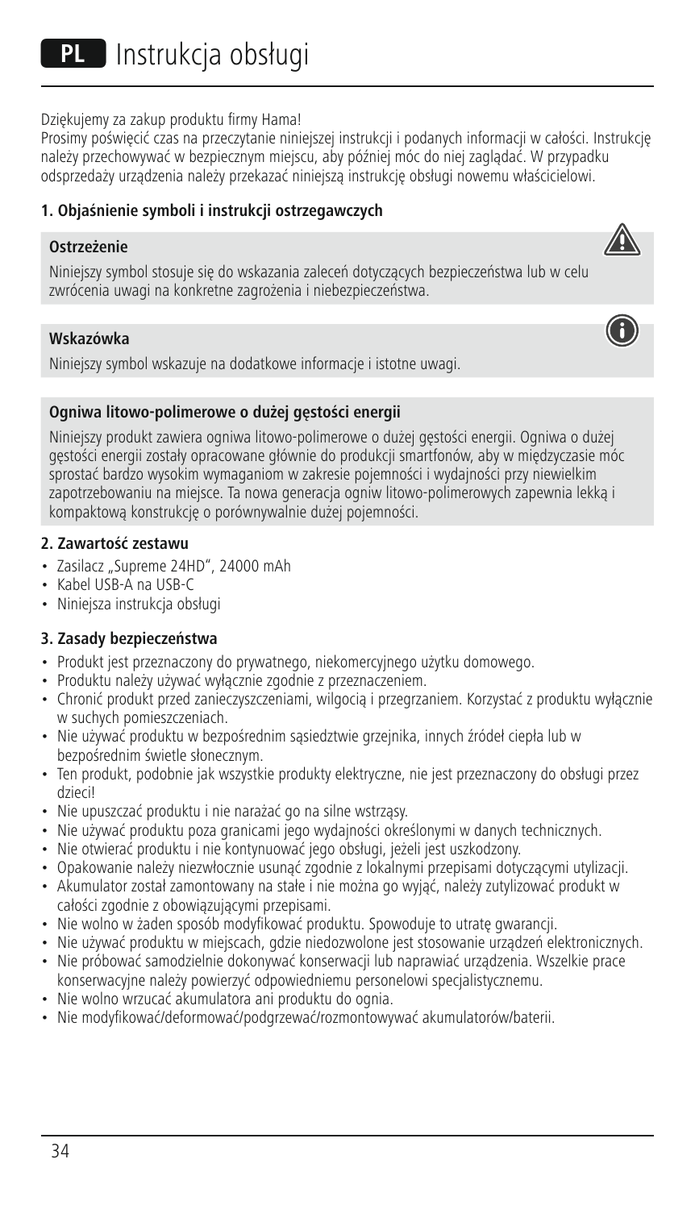# PL Instrukcja obsługi

Dziękujemy za zakup produktu firmy Hama!
Prosimy poświęcić czas na przeczytanie niniejszej instrukcji i podanych informacji w całości. Instrukcję należy przechowywać w bezpiecznym miejscu, aby później móc do niej zaglądać. W przypadku odsprzedaży urządzenia należy przekazać niniejszą instrukcję obsługi nowemu właścicielowi.

## 1. Objaśnienie symboli i instrukcji ostrzegawczych

**Ostrzeżenie**

Niniejszy symbol stosuje się do wskazania zaleceń dotyczących bezpieczeństwa lub w celu zwrócenia uwagi na konkretne zagrożenia i niebezpieczeństwa.

**Wskazówka**

Niniejszy symbol wskazuje na dodatkowe informacje i istotne uwagi.

**Ogniwa litowo-polimerowe o dużej gęstości energii**

Niniejszy produkt zawiera ogniwa litowo-polimerowe o dużej gęstości energii. Ogniwa o dużej gęstości energii zostały opracowane głównie do produkcji smartfonów, aby w międzyczasie móc sprostać bardzo wysokim wymaganiom w zakresie pojemności i wydajności przy niewielkim zapotrzebowaniu na miejsce. Ta nowa generacja ogniw litowo-polimerowych zapewnia lekką i kompaktową konstrukcję o porównywalnie dużej pojemności.

## 2. Zawartość zestawu

- Zasilacz „Supreme 24HD", 24000 mAh
- Kabel USB-A na USB-C
- Niniejsza instrukcja obsługi

## 3. Zasady bezpieczeństwa

- Produkt jest przeznaczony do prywatnego, niekomercyjnego użytku domowego.
- Produktu należy używać wyłącznie zgodnie z przeznaczeniem.
- Chronić produkt przed zanieczyszczeniami, wilgocią i przegrzaniem. Korzystać z produktu wyłącznie w suchych pomieszczeniach.
- Nie używać produktu w bezpośrednim sąsiedztwie grzejnika, innych źródeł ciepła lub w bezpośrednim świetle słonecznym.
- Ten produkt, podobnie jak wszystkie produkty elektryczne, nie jest przeznaczony do obsługi przez dzieci!
- Nie upuszczać produktu i nie narażać go na silne wstrząsy.
- Nie używać produktu poza granicami jego wydajności określonymi w danych technicznych.
- Nie otwierać produktu i nie kontynuować jego obsługi, jeżeli jest uszkodzony.
- Opakowanie należy niezwłocznie usunąć zgodnie z lokalnymi przepisami dotyczącymi utylizacji.
- Akumulator został zamontowany na stałe i nie można go wyjąć, należy zutylizować produkt w całości zgodnie z obowiązującymi przepisami.
- Nie wolno w żaden sposób modyfikować produktu. Spowoduje to utratę gwarancji.
- Nie używać produktu w miejscach, gdzie niedozwolone jest stosowanie urządzeń elektronicznych.
- Nie próbować samodzielnie dokonywać konserwacji lub naprawiać urządzenia. Wszelkie prace konserwacyjne należy powierzyć odpowiedniemu personelowi specjalistycznemu.
- Nie wolno wrzucać akumulatora ani produktu do ognia.
- Nie modyfikować/deformować/podgrzewać/rozmontowywać akumulatorów/baterii.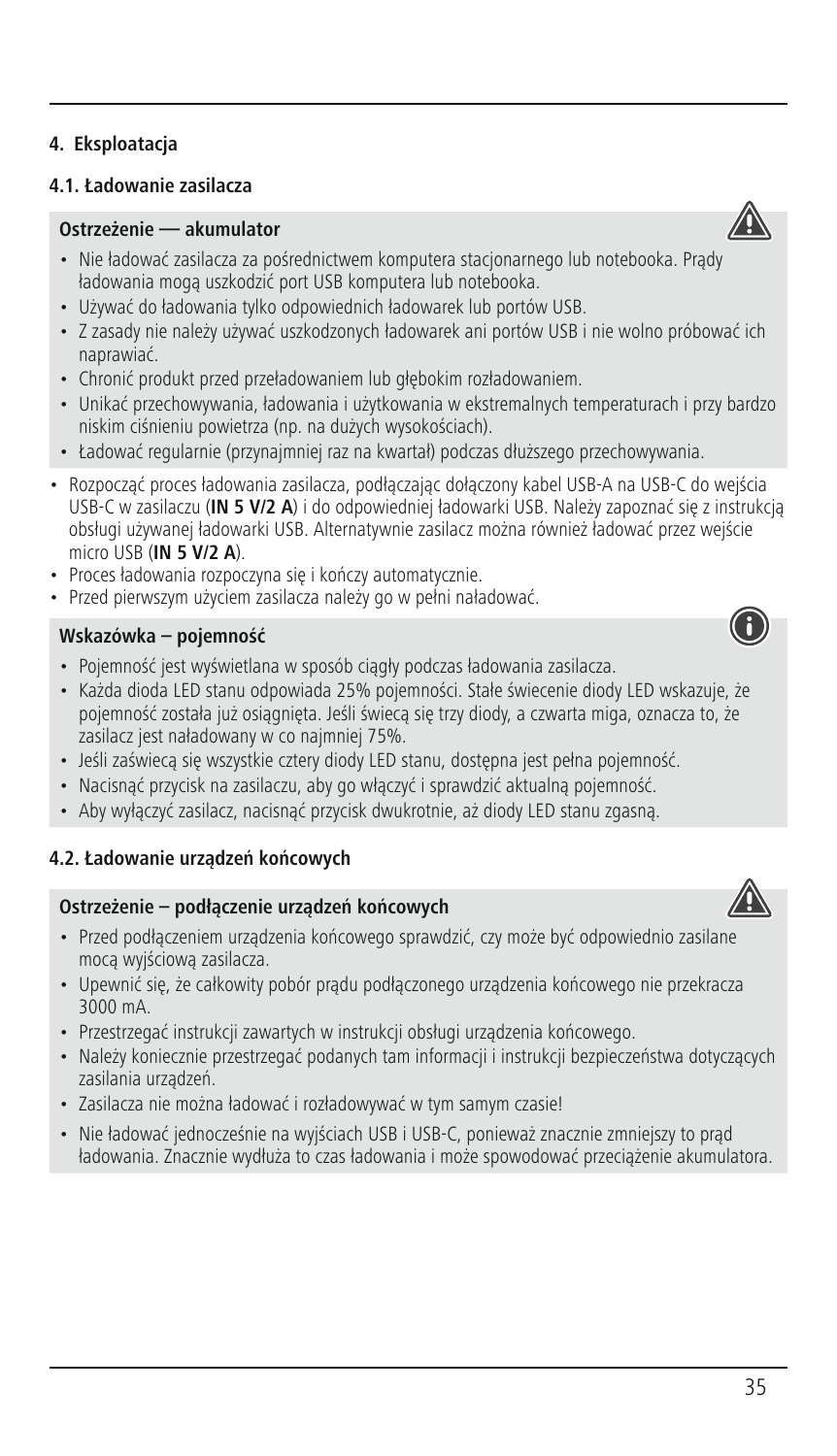## 4. Eksploatacja

### 4.1. Ładowanie zasilacza

**Ostrzeżenie –– akumulator**

- Nie ładować zasilacza za pośrednictwem komputera stacjonarnego lub notebooka. Prądy ładowania mogą uszkodzić port USB komputera lub notebooka.
- Używać do ładowania tylko odpowiednich ładowarek lub portów USB.
- Z zasady nie należy używać uszkodzonych ładowarek ani portów USB i nie wolno próbować ich naprawiać.
- Chronić produkt przed przeładowaniem lub głębokim rozładowaniem.
- Unikać przechowywania, ładowania i użytkowania w ekstremalnych temperaturach i przy bardzo niskim ciśnieniu powietrza (np. na dużych wysokościach).
- Ładować regularnie (przynajmniej raz na kwartał) podczas dłuższego przechowywania.

- Rozpocząć proces ładowania zasilacza, podłączając dołączony kabel USB-A na USB-C do wejścia USB-C w zasilaczu (**IN 5 V/2 A**) i do odpowiedniej ładowarki USB. Należy zapoznać się z instrukcją obsługi używanej ładowarki USB. Alternatywnie zasilacz można również ładować przez wejście micro USB (**IN 5 V/2 A**).
- Proces ładowania rozpoczyna się i kończy automatycznie.
- Przed pierwszym użyciem zasilacza należy go w pełni naładować.

**Wskazówka – pojemność**

- Pojemność jest wyświetlana w sposób ciągły podczas ładowania zasilacza.
- Każda dioda LED stanu odpowiada 25% pojemności. Stałe świecenie diody LED wskazuje, że pojemność została już osiągnięta. Jeśli świecą się trzy diody, a czwarta miga, oznacza to, że zasilacz jest naładowany w co najmniej 75%.
- Jeśli zaświecą się wszystkie cztery diody LED stanu, dostępna jest pełna pojemność.
- Nacisnąć przycisk na zasilaczu, aby go włączyć i sprawdzić aktualną pojemność.
- Aby wyłączyć zasilacz, nacisnąć przycisk dwukrotnie, aż diody LED stanu zgasną.

### 4.2. Ładowanie urządzeń końcowych

**Ostrzeżenie – podłączenie urządzeń końcowych**

- Przed podłączeniem urządzenia końcowego sprawdzić, czy może być odpowiednio zasilane mocą wyjściową zasilacza.
- Upewnić się, że całkowity pobór prądu podłączonego urządzenia końcowego nie przekracza 3000 mA.
- Przestrzegać instrukcji zawartych w instrukcji obsługi urządzenia końcowego.
- Należy koniecznie przestrzegać podanych tam informacji i instrukcji bezpieczeństwa dotyczących zasilania urządzeń.
- Zasilacza nie można ładować i rozładowywać w tym samym czasie!
- Nie ładować jednocześnie na wyjściach USB i USB-C, ponieważ znacznie zmniejszy to prąd ładowania. Znacznie wydłuża to czas ładowania i może spowodować przeciążenie akumulatora.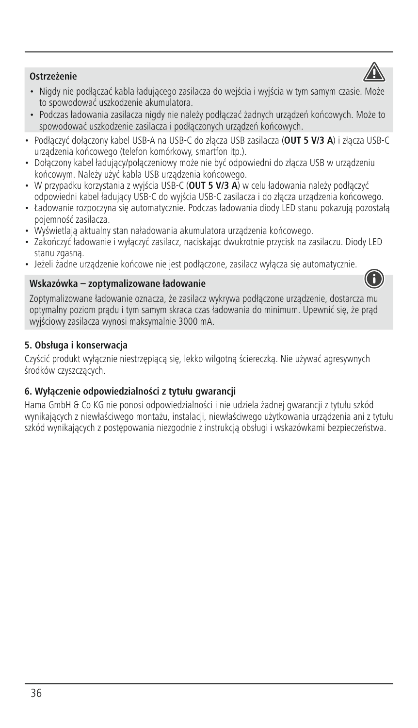**Ostrzeżenie**

- Nigdy nie podłączać kabla ładującego zasilacza do wejścia i wyjścia w tym samym czasie. Może to spowodować uszkodzenie akumulatora.
- Podczas ładowania zasilacza nigdy nie należy podłączać żadnych urządzeń końcowych. Może to spowodować uszkodzenie zasilacza i podłączonych urządzeń końcowych.

- Podłączyć dołączony kabel USB-A na USB-C do złącza USB zasilacza (**OUT 5 V/3 A**) i złącza USB-C urządzenia końcowego (telefon komórkowy, smartfon itp.).
- Dołączony kabel ładujący/połączeniowy może nie być odpowiedni do złącza USB w urządzeniu końcowym. Należy użyć kabla USB urządzenia końcowego.
- W przypadku korzystania z wyjścia USB-C (**OUT 5 V/3 A**) w celu ładowania należy podłączyć odpowiedni kabel ładujący USB-C do wyjścia USB-C zasilacza i do złącza urządzenia końcowego.
- Ładowanie rozpoczyna się automatycznie. Podczas ładowania diody LED stanu pokazują pozostałą pojemność zasilacza.
- Wyświetlają aktualny stan naładowania akumulatora urządzenia końcowego.
- Zakończyć ładowanie i wyłączyć zasilacz, naciskając dwukrotnie przycisk na zasilaczu. Diody LED stanu zgasną.
- Jeżeli żadne urządzenie końcowe nie jest podłączone, zasilacz wyłącza się automatycznie.

**Wskazówka – zoptymalizowane ładowanie**

Zoptymalizowane ładowanie oznacza, że zasilacz wykrywa podłączone urządzenie, dostarcza mu optymalny poziom prądu i tym samym skraca czas ładowania do minimum. Upewnić się, że prąd wyjściowy zasilacza wynosi maksymalnie 3000 mA.

## 5. Obsługa i konserwacja

Czyścić produkt wyłącznie niestrzępiącą się, lekko wilgotną ściereczką. Nie używać agresywnych środków czyszczących.

## 6. Wyłączenie odpowiedzialności z tytułu gwarancji

Hama GmbH & Co KG nie ponosi odpowiedzialności i nie udziela żadnej gwarancji z tytułu szkód wynikających z niewłaściwego montażu, instalacji, niewłaściwego użytkowania urządzenia ani z tytułu szkód wynikających z postępowania niezgodnie z instrukcją obsługi i wskazówkami bezpieczeństwa.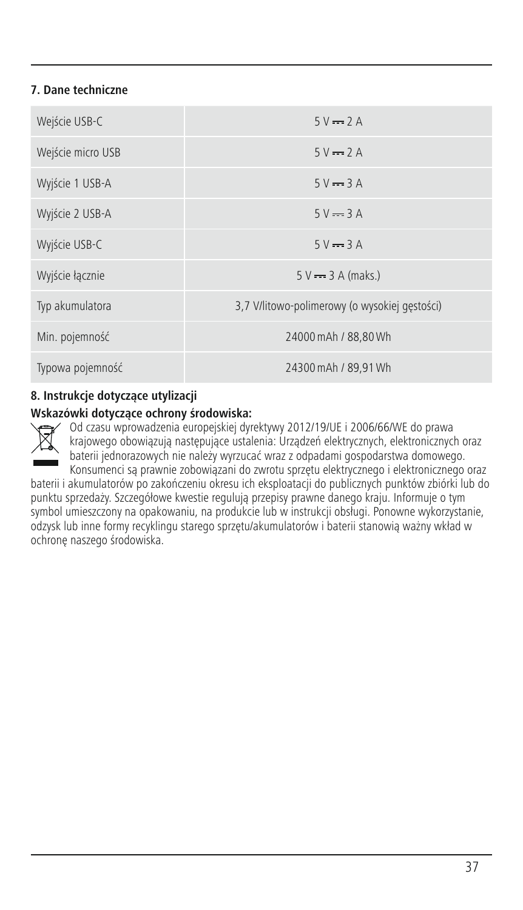## 7. Dane techniczne

| | |
|---|---|
| Wejście USB-C | 5 V ⎓ 2 A |
| Wejście micro USB | 5 V ⎓ 2 A |
| Wyjście 1 USB-A | 5 V ⎓ 3 A |
| Wyjście 2 USB-A | 5 V ⎓ 3 A |
| Wyjście USB-C | 5 V ⎓ 3 A |
| Wyjście łącznie | 5 V ⎓ 3 A (maks.) |
| Typ akumulatora | 3,7 V/litowo-polimerowy (o wysokiej gęstości) |
| Min. pojemność | 24000 mAh / 88,80 Wh |
| Typowa pojemność | 24300 mAh / 89,91 Wh |

## 8. Instrukcje dotyczące utylizacji

**Wskazówki dotyczące ochrony środowiska:**

Od czasu wprowadzenia europejskiej dyrektywy 2012/19/UE i 2006/66/WE do prawa krajowego obowiązują następujące ustalenia: Urządzeń elektrycznych, elektronicznych oraz baterii jednorazowych nie należy wyrzucać wraz z odpadami gospodarstwa domowego. Konsumenci są prawnie zobowiązani do zwrotu sprzętu elektrycznego i elektronicznego oraz baterii i akumulatorów po zakończeniu okresu ich eksploatacji do publicznych punktów zbiórki lub do punktu sprzedaży. Szczegółowe kwestie regulują przepisy prawne danego kraju. Informuje o tym symbol umieszczony na opakowaniu, na produkcie lub w instrukcji obsługi. Ponowne wykorzystanie, odzysk lub inne formy recyklingu starego sprzętu/akumulatorów i baterii stanowią ważny wkład w ochronę naszego środowiska.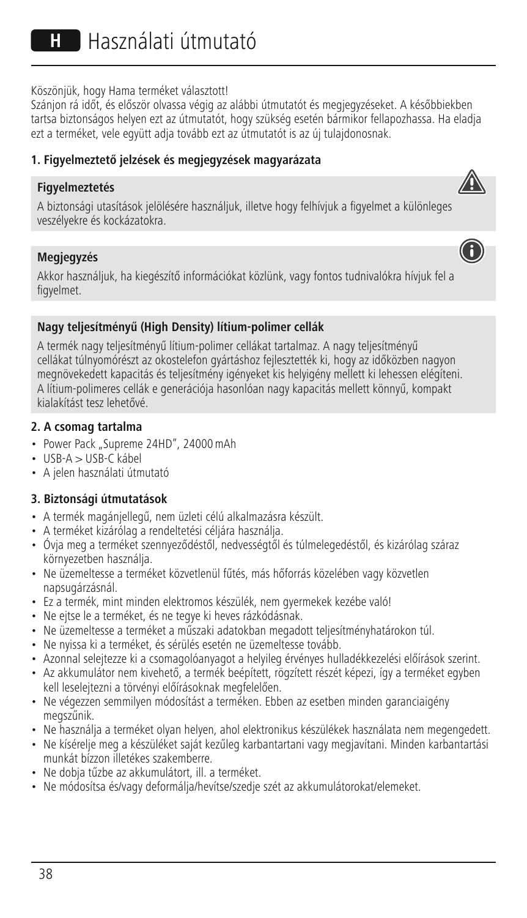# H Használati útmutató

Köszönjük, hogy Hama terméket választott!
Szánjon rá időt, és először olvassa végig az alábbi útmutatót és megjegyzéseket. A későbbiekben tartsa biztonságos helyen ezt az útmutatót, hogy szükség esetén bármikor fellapozhassa. Ha eladja ezt a terméket, vele együtt adja tovább ezt az útmutatót is az új tulajdonosnak.

### 1. Figyelmeztető jelzések és megjegyzések magyarázata

**Figyelmeztetés**

A biztonsági utasítások jelölésére használjuk, illetve hogy felhívjuk a figyelmet a különleges veszélyekre és kockázatokra.

**Megjegyzés**

Akkor használjuk, ha kiegészítő információkat közlünk, vagy fontos tudnivalókra hívjuk fel a figyelmet.

**Nagy teljesítményű (High Density) lítium-polimer cellák**

A termék nagy teljesítményű lítium-polimer cellákat tartalmaz. A nagy teljesítményű cellákat túlnyomórészt az okostelefon gyártáshoz fejlesztették ki, hogy az időközben nagyon megnövekedett kapacitás és teljesítmény igényeket kis helyigény mellett ki lehessen elégíteni. A lítium-polimeres cellák e generációja hasonlóan nagy kapacitás mellett könnyű, kompakt kialakítást tesz lehetővé.

### 2. A csomag tartalma

- Power Pack „Supreme 24HD", 24000 mAh
- USB-A > USB-C kábel
- A jelen használati útmutató

### 3. Biztonsági útmutatások

- A termék magánjellegű, nem üzleti célú alkalmazásra készült.
- A terméket kizárólag a rendeltetési céljára használja.
- Óvja meg a terméket szennyeződéstől, nedvességtől és túlmelegedéstől, és kizárólag száraz környezetben használja.
- Ne üzemeltesse a terméket közvetlenül fűtés, más hőforrás közelében vagy közvetlen napsugárzásnál.
- Ez a termék, mint minden elektromos készülék, nem gyermekek kezébe való!
- Ne ejtse le a terméket, és ne tegye ki heves rázkódásnak.
- Ne üzemeltesse a terméket a műszaki adatokban megadott teljesítményhatárokon túl.
- Ne nyissa ki a terméket, és sérülés esetén ne üzemeltesse tovább.
- Azonnal selejtezze ki a csomagolóanyagot a helyileg érvényes hulladékkezelési előírások szerint.
- Az akkumulátor nem kivehető, a termék beépített, rögzített részét képezi, így a terméket egyben kell leselejtezni a törvényi előírásoknak megfelelően.
- Ne végezzen semmilyen módosítást a terméken. Ebben az esetben minden garanciaigény megszűnik.
- Ne használja a terméket olyan helyen, ahol elektronikus készülékek használata nem megengedett.
- Ne kísérelje meg a készüléket saját kezűleg karbantartani vagy megjavítani. Minden karbantartási munkát bízzon illetékes szakemberre.
- Ne dobja tűzbe az akkumulátort, ill. a terméket.
- Ne módosítsa és/vagy deformálja/hevítse/szedje szét az akkumulátorokat/elemeket.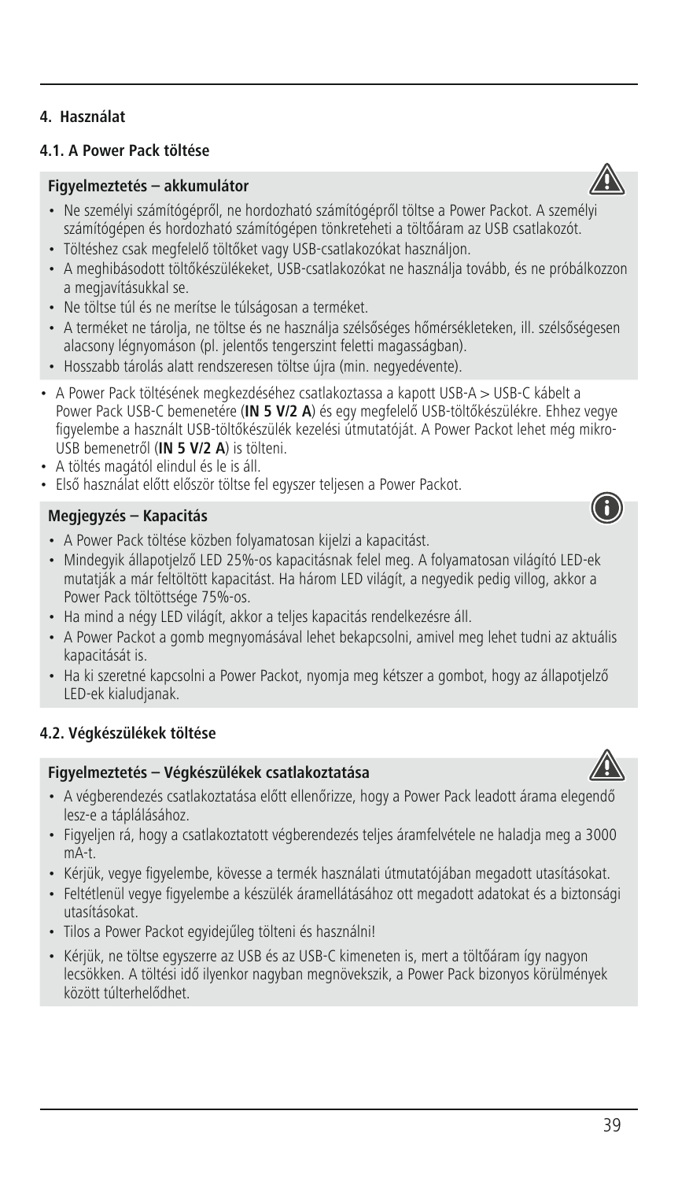## 4. Használat

### 4.1. A Power Pack töltése

**Figyelmeztetés – akkumulátor**

- Ne személyi számítógépről, ne hordozható számítógépről töltse a Power Packot. A személyi számítógépen és hordozható számítógépen tönkreteheti a töltőáram az USB csatlakozót.
- Töltéshez csak megfelelő töltőket vagy USB-csatlakozókat használjon.
- A meghibásodott töltőkészülékeket, USB-csatlakozókat ne használja tovább, és ne próbálkozzon a megjavításukkal se.
- Ne töltse túl és ne merítse le túlságosan a terméket.
- A terméket ne tárolja, ne töltse és ne használja szélsőséges hőmérsékleteken, ill. szélsőségesen alacsony légnyomáson (pl. jelentős tengerszint feletti magasságban).
- Hosszabb tárolás alatt rendszeresen töltse újra (min. negyedévente).

- A Power Pack töltésének megkezdéséhez csatlakoztassa a kapott USB-A > USB-C kábelt a Power Pack USB-C bemenetére (**IN 5 V/2 A**) és egy megfelelő USB-töltőkészülékre. Ehhez vegye figyelembe a használt USB-töltőkészülék kezelési útmutatóját. A Power Packot lehet még mikro-USB bemenetről (**IN 5 V/2 A**) is tölteni.
- A töltés magától elindul és le is áll.
- Első használat előtt először töltse fel egyszer teljesen a Power Packot.

**Megjegyzés – Kapacitás**

- A Power Pack töltése közben folyamatosan kijelzi a kapacitást.
- Mindegyik állapotjelző LED 25%-os kapacitásnak felel meg. A folyamatosan világító LED-ek mutatják a már feltöltött kapacitást. Ha három LED világít, a negyedik pedig villog, akkor a Power Pack töltöttsége 75%-os.
- Ha mind a négy LED világít, akkor a teljes kapacitás rendelkezésre áll.
- A Power Packot a gomb megnyomásával lehet bekapcsolni, amivel meg lehet tudni az aktuális kapacitását is.
- Ha ki szeretné kapcsolni a Power Packot, nyomja meg kétszer a gombot, hogy az állapotjelző LED-ek kialudjanak.

### 4.2. Végkészülékek töltése

**Figyelmeztetés – Végkészülékek csatlakoztatása**

- A végberendezés csatlakoztatása előtt ellenőrizze, hogy a Power Pack leadott árama elegendő lesz-e a táplálásához.
- Figyeljen rá, hogy a csatlakoztatott végberendezés teljes áramfelvétele ne haladja meg a 3000 mA-t.
- Kérjük, vegye figyelembe, kövesse a termék használati útmutatójában megadott utasításokat.
- Feltétlenül vegye figyelembe a készülék áramellátásához ott megadott adatokat és a biztonsági utasításokat.
- Tilos a Power Packot egyidejűleg tölteni és használni!
- Kérjük, ne töltse egyszerre az USB és az USB-C kimeneten is, mert a töltőáram így nagyon lecsökken. A töltési idő ilyenkor nagyban megnövekszik, a Power Pack bizonyos körülmények között túlterhelődhet.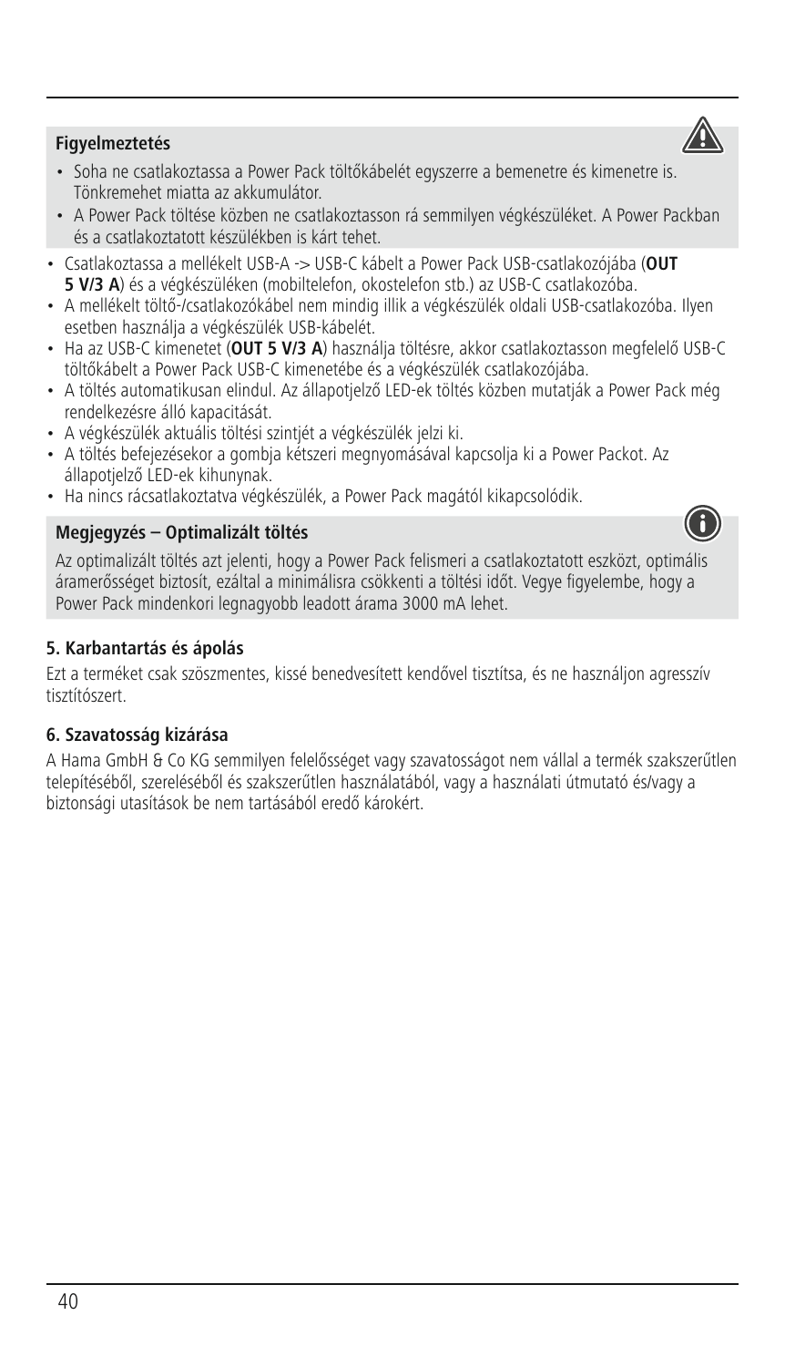**Figyelmeztetés**

- Soha ne csatlakoztassa a Power Pack töltőkábelét egyszerre a bemenetre és kimenetre is. Tönkremehet miatta az akkumulátor.
- A Power Pack töltése közben ne csatlakoztasson rá semmilyen végkészüléket. A Power Packban és a csatlakoztatott készülékben is kárt tehet.

- Csatlakoztassa a mellékelt USB-A -> USB-C kábelt a Power Pack USB-csatlakozójába (**OUT 5 V/3 A**) és a végkészüléken (mobiltelefon, okostelefon stb.) az USB-C csatlakozóba.
- A mellékelt töltő-/csatlakozókábel nem mindig illik a végkészülék oldali USB-csatlakozóba. Ilyen esetben használja a végkészülék USB-kábelét.
- Ha az USB-C kimenetet (**OUT 5 V/3 A**) használja töltésre, akkor csatlakoztasson megfelelő USB-C töltőkábelt a Power Pack USB-C kimenetébe és a végkészülék csatlakozójába.
- A töltés automatikusan elindul. Az állapotjelző LED-ek töltés közben mutatják a Power Pack még rendelkezésre álló kapacitását.
- A végkészülék aktuális töltési szintjét a végkészülék jelzi ki.
- A töltés befejezésekor a gombja kétszeri megnyomásával kapcsolja ki a Power Packot. Az állapotjelző LED-ek kihunynak.
- Ha nincs rácsatlakoztatva végkészülék, a Power Pack magától kikapcsolódik.

**Megjegyzés – Optimalizált töltés**

Az optimalizált töltés azt jelenti, hogy a Power Pack felismeri a csatlakoztatott eszközt, optimális áramerősséget biztosít, ezáltal a minimálisra csökkenti a töltési időt. Vegye figyelembe, hogy a Power Pack mindenkori legnagyobb leadott árama 3000 mA lehet.

## 5. Karbantartás és ápolás

Ezt a terméket csak szöszmentes, kissé benedvesített kendővel tisztítsa, és ne használjon agresszív tisztítószert.

## 6. Szavatosság kizárása

A Hama GmbH & Co KG semmilyen felelősséget vagy szavatosságot nem vállal a termék szakszerűtlen telepítéséből, szereléséből és szakszerűtlen használatából, vagy a használati útmutató és/vagy a biztonsági utasítások be nem tartásából eredő károkért.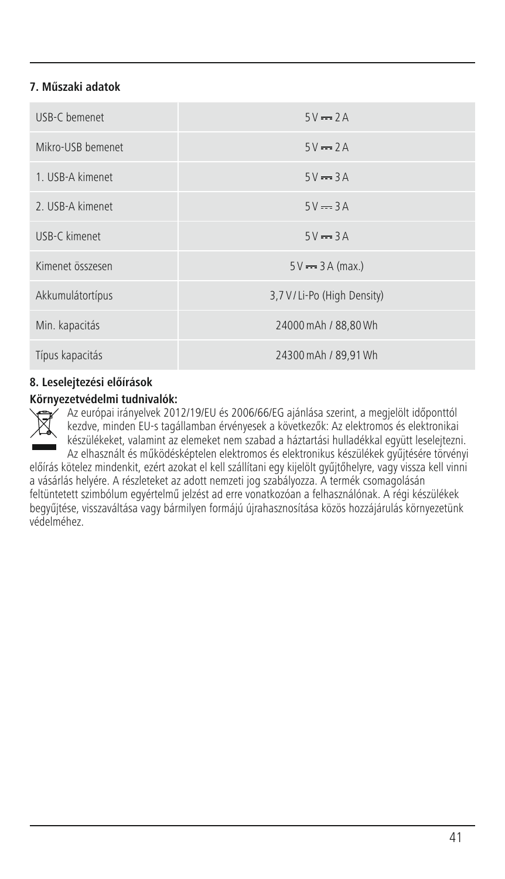## 7. Műszaki adatok

| | |
|---|---|
| USB-C bemenet | 5 V ⎓ 2 A |
| Mikro-USB bemenet | 5 V ⎓ 2 A |
| 1. USB-A kimenet | 5 V ⎓ 3 A |
| 2. USB-A kimenet | 5 V ⎓ 3 A |
| USB-C kimenet | 5 V ⎓ 3 A |
| Kimenet összesen | 5 V ⎓ 3 A (max.) |
| Akkumulátortípus | 3,7 V / Li-Po (High Density) |
| Min. kapacitás | 24000 mAh / 88,80 Wh |
| Típus kapacitás | 24300 mAh / 89,91 Wh |

## 8. Leselejtezési előírások

**Környezetvédelmi tudnivalók:**

Az európai irányelvek 2012/19/EU és 2006/66/EG ajánlása szerint, a megjelölt időponttól kezdve, minden EU-s tagállamban érvényesek a következők: Az elektromos és elektronikai készülékeket, valamint az elemeket nem szabad a háztartási hulladékkal együtt leselejtezni. Az elhasznált és működésképtelen elektromos és elektronikus készülékek gyűjtésére törvényi előírás kötelez mindenkit, ezért azokat el kell szállítani egy kijelölt gyűjtőhelyre, vagy vissza kell vinni a vásárlás helyére. A részleteket az adott nemzeti jog szabályozza. A termék csomagolásán feltüntetett szimbólum egyértelmű jelzést ad erre vonatkozóan a felhasználónak. A régi készülékek begyűjtése, visszaváltása vagy bármilyen formájú újrahasznosítása közös hozzájárulás környezetünk védelméhez.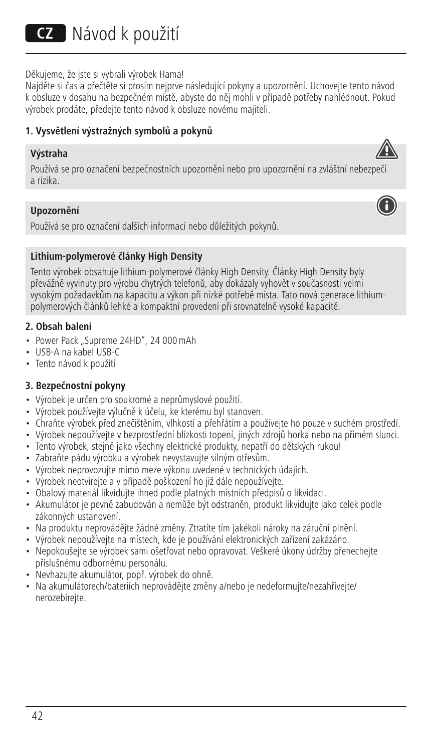# CZ Návod k použití

Děkujeme, že jste si vybrali výrobek Hama!

Najděte si čas a přečtěte si prosím nejprve následující pokyny a upozornění. Uchovejte tento návod k obsluze v dosahu na bezpečném místě, abyste do něj mohli v případě potřeby nahlédnout. Pokud výrobek prodáte, předejte tento návod k obsluze novému majiteli.

## 1. Vysvětlení výstražných symbolů a pokynů

**Výstraha**

Používá se pro označení bezpečnostních upozornění nebo pro upozornění na zvláštní nebezpečí a rizika.

**Upozornění**

Používá se pro označení dalších informací nebo důležitých pokynů.

**Lithium-polymerové články High Density**

Tento výrobek obsahuje lithium-polymerové články High Density. Články High Density byly převážně vyvinuty pro výrobu chytrých telefonů, aby dokázaly vyhovět v současnosti velmi vysokým požadavkům na kapacitu a výkon při nízké potřebě místa. Tato nová generace lithium-polymerových článků lehké a kompaktní provedení při srovnatelně vysoké kapacitě.

## 2. Obsah balení

- Power Pack „Supreme 24HD", 24 000 mAh
- USB-A na kabel USB-C
- Tento návod k použití

## 3. Bezpečnostní pokyny

- Výrobek je určen pro soukromé a neprůmyslové použití.
- Výrobek používejte výlučně k účelu, ke kterému byl stanoven.
- Chraňte výrobek před znečištěním, vlhkostí a přehřátím a používejte ho pouze v suchém prostředí.
- Výrobek nepoužívejte v bezprostřední blízkosti topení, jiných zdrojů horka nebo na přímém slunci.
- Tento výrobek, stejně jako všechny elektrické produkty, nepatří do dětských rukou!
- Zabraňte pádu výrobku a výrobek nevystavujte silným otřesům.
- Výrobek neprovozujte mimo meze výkonu uvedené v technických údajích.
- Výrobek neotvírejte a v případě poškození ho již dále nepoužívejte.
- Obalový materiál likvidujte ihned podle platných místních předpisů o likvidaci.
- Akumulátor je pevně zabudován a nemůže být odstraněn, produkt likvidujte jako celek podle zákonných ustanovení.
- Na produktu neprovádějte žádné změny. Ztratíte tím jakékoli nároky na záruční plnění.
- Výrobek nepoužívejte na místech, kde je používání elektronických zařízení zakázáno.
- Nepokoušejte se výrobek sami ošetřovat nebo opravovat. Veškeré úkony údržby přenechejte příslušnému odbornému personálu.
- Nevhazujte akumulátor, popř. výrobek do ohně.
- Na akumulátorech/bateriích neprovádějte změny a/nebo je nedeformujte/nezahřívejte/nerozebírejte.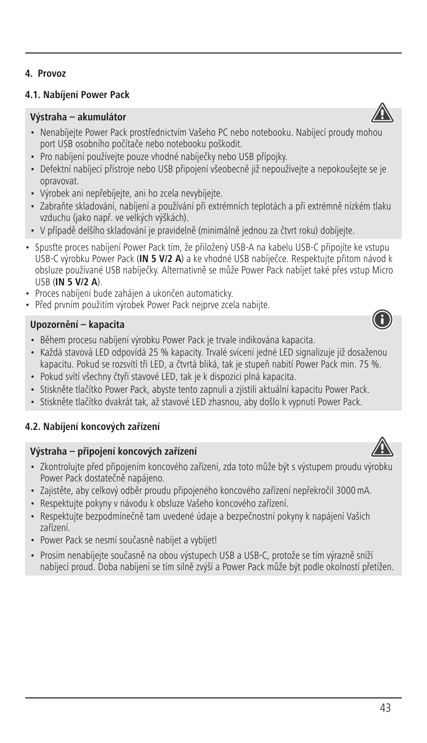## 4. Provoz

### 4.1. Nabíjení Power Pack

**Výstraha – akumulátor**

- Nenabíjejte Power Pack prostřednictvím Vašeho PC nebo notebooku. Nabíjecí proudy mohou port USB osobního počítače nebo notebooku poškodit.
- Pro nabíjení používejte pouze vhodné nabíječky nebo USB přípojky.
- Defektní nabíjecí přístroje nebo USB připojení všeobecně již nepoužívejte a nepokoušejte se je opravovat.
- Výrobek ani nepřebíjejte, ani ho zcela nevybíjejte.
- Zabraňte skladování, nabíjení a používání při extrémních teplotách a při extrémně nízkém tlaku vzduchu (jako např. ve velkých výškách).
- V případě delšího skladování je pravidelně (minimálně jednou za čtvrt roku) dobíjejte.

- Spusťte proces nabíjení Power Pack tím, že přiložený USB-A na kabelu USB-C připojíte ke vstupu USB-C výrobku Power Pack (**IN 5 V/2 A**) a ke vhodné USB nabíječce. Respektujte přitom návod k obsluze používané USB nabíječky. Alternativně se může Power Pack nabíjet také přes vstup Micro USB (**IN 5 V/2 A**).
- Proces nabíjení bude zahájen a ukončen automaticky.
- Před prvním použitím výrobek Power Pack nejprve zcela nabijte.

**Upozornění – kapacita**

- Během procesu nabíjení výrobku Power Pack je trvale indikována kapacita.
- Každá stavová LED odpovídá 25 % kapacity. Trvalé svícení jedné LED signalizuje již dosaženou kapacitu. Pokud se rozsvítí tři LED, a čtvrtá bliká, tak je stupeň nabití Power Pack min. 75 %.
- Pokud svítí všechny čtyři stavové LED, tak je k dispozici plná kapacita.
- Stiskněte tlačítko Power Pack, abyste tento zapnuli a zjistili aktuální kapacitu Power Pack.
- Stiskněte tlačítko dvakrát tak, až stavové LED zhasnou, aby došlo k vypnutí Power Pack.

### 4.2. Nabíjení koncových zařízení

**Výstraha – připojení koncových zařízení**

- Zkontrolujte před připojením koncového zařízení, zda toto může být s výstupem proudu výrobku Power Pack dostatečně napájeno.
- Zajistěte, aby celkový odběr proudu připojeného koncového zařízení nepřekročil 3000 mA.
- Respektujte pokyny v návodu k obsluze Vašeho koncového zařízení.
- Respektujte bezpodmínečně tam uvedené údaje a bezpečnostní pokyny k napájení Vašich zařízení.
- Power Pack se nesmí současně nabíjet a vybíjet!
- Prosím nenabíjejte současně na obou výstupech USB a USB-C, protože se tím výrazně sníží nabíjecí proud. Doba nabíjení se tím silně zvýší a Power Pack může být podle okolností přetížen.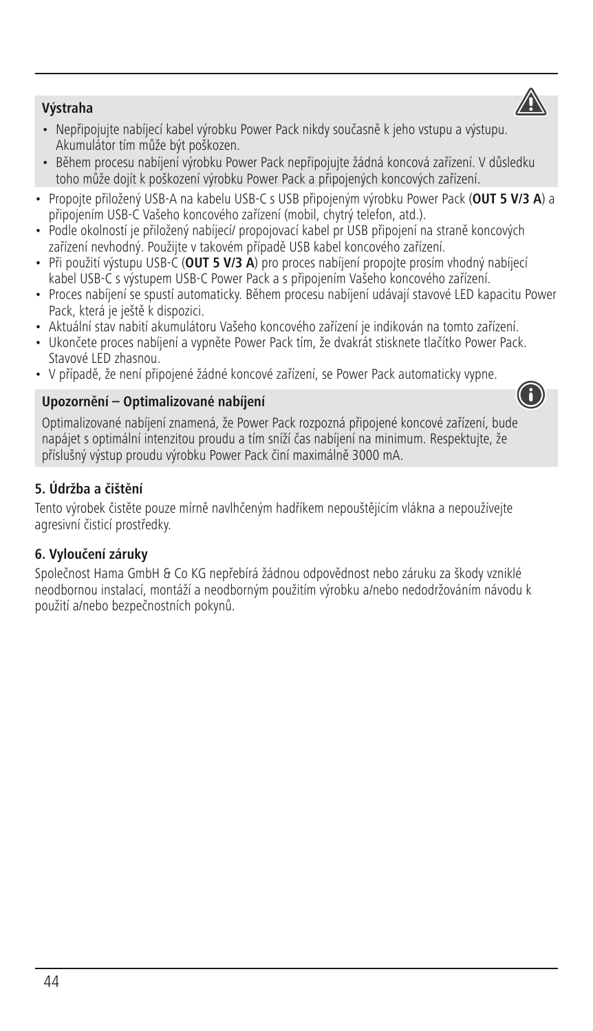**Výstraha**

- Nepřipojujte nabíjecí kabel výrobku Power Pack nikdy současně k jeho vstupu a výstupu. Akumulátor tím může být poškozen.
- Během procesu nabíjení výrobku Power Pack nepřipojujte žádná koncová zařízení. V důsledku toho může dojít k poškození výrobku Power Pack a připojených koncových zařízení.

- Propojte přiložený USB-A na kabelu USB-C s USB připojeným výrobku Power Pack (**OUT 5 V/3 A**) a připojením USB-C Vašeho koncového zařízení (mobil, chytrý telefon, atd.).
- Podle okolností je přiložený nabíjecí/ propojovací kabel pr USB připojení na straně koncových zařízení nevhodný. Použijte v takovém případě USB kabel koncového zařízení.
- Při použití výstupu USB-C (**OUT 5 V/3 A**) pro proces nabíjení propojte prosím vhodný nabíjecí kabel USB-C s výstupem USB-C Power Pack a s připojením Vašeho koncového zařízení.
- Proces nabíjení se spustí automaticky. Během procesu nabíjení udávají stavové LED kapacitu Power Pack, která je ještě k dispozici.
- Aktuální stav nabití akumulátoru Vašeho koncového zařízení je indikován na tomto zařízení.
- Ukončete proces nabíjení a vypněte Power Pack tím, že dvakrát stisknete tlačítko Power Pack. Stavové LED zhasnou.
- V případě, že není připojené žádné koncové zařízení, se Power Pack automaticky vypne.

**Upozornění – Optimalizované nabíjení**

Optimalizované nabíjení znamená, že Power Pack rozpozná připojené koncové zařízení, bude napájet s optimální intenzitou proudu a tím sníží čas nabíjení na minimum. Respektujte, že příslušný výstup proudu výrobku Power Pack činí maximálně 3000 mA.

## 5. Údržba a čištění

Tento výrobek čistěte pouze mírně navlhčeným hadříkem nepouštějícím vlákna a nepoužívejte agresivní čisticí prostředky.

## 6. Vyloučení záruky

Společnost Hama GmbH & Co KG nepřebírá žádnou odpovědnost nebo záruku za škody vzniklé neodbornou instalací, montáží a neodborným použitím výrobku a/nebo nedodržováním návodu k použití a/nebo bezpečnostních pokynů.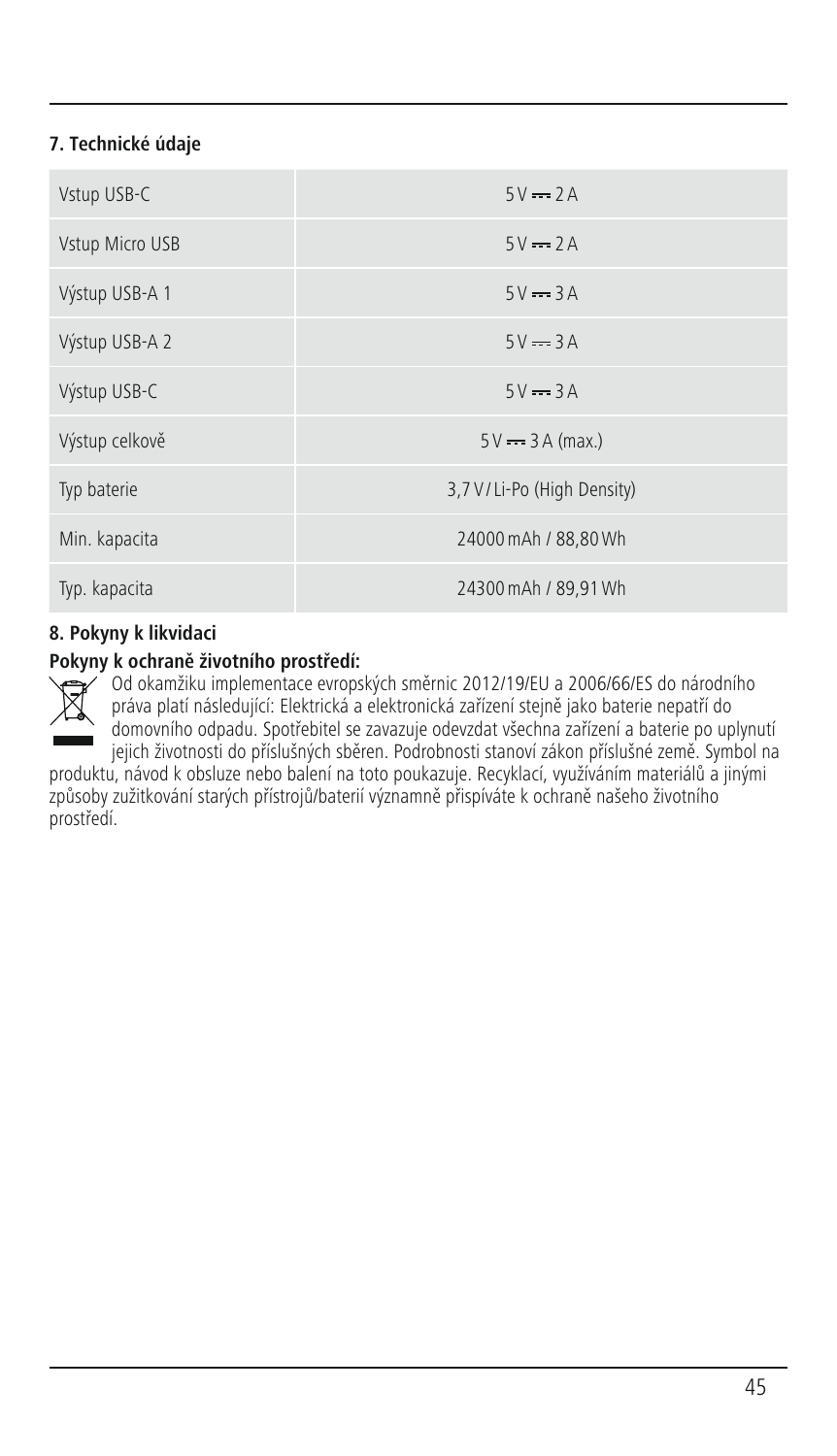## 7. Technické údaje

| | |
|---|---|
| Vstup USB-C | 5 V ⎓ 2 A |
| Vstup Micro USB | 5 V ⎓ 2 A |
| Výstup USB-A 1 | 5 V ⎓ 3 A |
| Výstup USB-A 2 | 5 V ⎓ 3 A |
| Výstup USB-C | 5 V ⎓ 3 A |
| Výstup celkově | 5 V ⎓ 3 A (max.) |
| Typ baterie | 3,7 V / Li-Po (High Density) |
| Min. kapacita | 24000 mAh / 88,80 Wh |
| Typ. kapacita | 24300 mAh / 89,91 Wh |

## 8. Pokyny k likvidaci

**Pokyny k ochraně životního prostředí:**

Od okamžiku implementace evropských směrnic 2012/19/EU a 2006/66/ES do národního práva platí následující: Elektrická a elektronická zařízení stejně jako baterie nepatří do domovního odpadu. Spotřebitel se zavazuje odevzdat všechna zařízení a baterie po uplynutí jejich životnosti do příslušných sběren. Podrobnosti stanoví zákon příslušné země. Symbol na produktu, návod k obsluze nebo balení na toto poukazuje. Recyklací, využíváním materiálů a jinými způsoby zužitkování starých přístrojů/baterií významně přispíváte k ochraně našeho životního prostředí.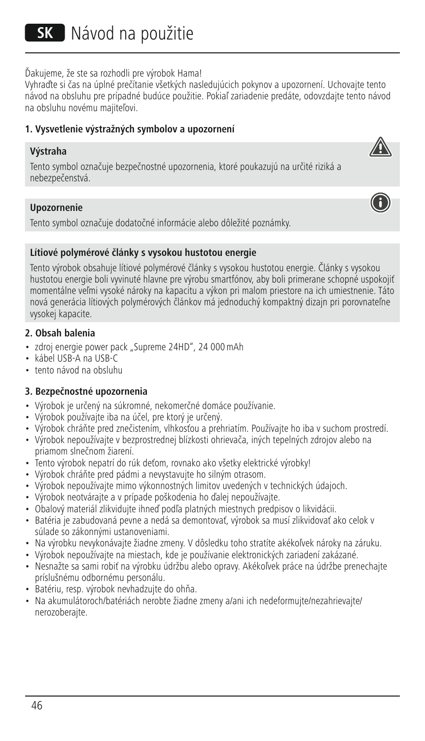# SK Návod na použitie

Ďakujeme, že ste sa rozhodli pre výrobok Hama!
Vyhraďte si čas na úplné prečítanie všetkých nasledujúcich pokynov a upozornení. Uchovajte tento návod na obsluhu pre prípadné budúce použitie. Pokiaľ zariadenie predáte, odovzdajte tento návod na obsluhu novému majiteľovi.

### 1. Vysvetlenie výstražných symbolov a upozornení

**Výstraha**

Tento symbol označuje bezpečnostné upozornenia, ktoré poukazujú na určité riziká a nebezpečenstvá.

**Upozornenie**

Tento symbol označuje dodatočné informácie alebo dôležité poznámky.

**Lítiové polymérové články s vysokou hustotou energie**

Tento výrobok obsahuje lítiové polymérové články s vysokou hustotou energie. Články s vysokou hustotou energie boli vyvinuté hlavne pre výrobu smartfónov, aby boli primerane schopné uspokojiť momentálne veľmi vysoké nároky na kapacitu a výkon pri malom priestore na ich umiestnenie. Táto nová generácia lítiových polymérových článkov má jednoduchý kompaktný dizajn pri porovnateľne vysokej kapacite.

### 2. Obsah balenia

- zdroj energie power pack „Supreme 24HD", 24 000 mAh
- kábel USB-A na USB-C
- tento návod na obsluhu

### 3. Bezpečnostné upozornenia

- Výrobok je určený na súkromné, nekomerčné domáce používanie.
- Výrobok používajte iba na účel, pre ktorý je určený.
- Výrobok chráňte pred znečistením, vlhkosťou a prehriatím. Používajte ho iba v suchom prostredí.
- Výrobok nepoužívajte v bezprostrednej blízkosti ohrievača, iných tepelných zdrojov alebo na priamom slnečnom žiarení.
- Tento výrobok nepatrí do rúk deťom, rovnako ako všetky elektrické výrobky!
- Výrobok chráňte pred pádmi a nevystavujte ho silným otrasom.
- Výrobok nepoužívajte mimo výkonnostných limitov uvedených v technických údajoch.
- Výrobok neotvárajte a v prípade poškodenia ho ďalej nepoužívajte.
- Obalový materiál zlikvidujte ihneď podľa platných miestnych predpisov o likvidácii.
- Batéria je zabudovaná pevne a nedá sa demontovať, výrobok sa musí zlikvidovať ako celok v súlade so zákonnými ustanoveniami.
- Na výrobku nevykonávajte žiadne zmeny. V dôsledku toho stratíte akékoľvek nároky na záruku.
- Výrobok nepoužívajte na miestach, kde je používanie elektronických zariadení zakázané.
- Nesnažte sa sami robiť na výrobku údržbu alebo opravy. Akékoľvek práce na údržbe prenechajte príslušnému odbornému personálu.
- Batériu, resp. výrobok nevhadzujte do ohňa.
- Na akumulátoroch/batériách nerobte žiadne zmeny a/ani ich nedeformujte/nezahrievajte/nerozoberajte.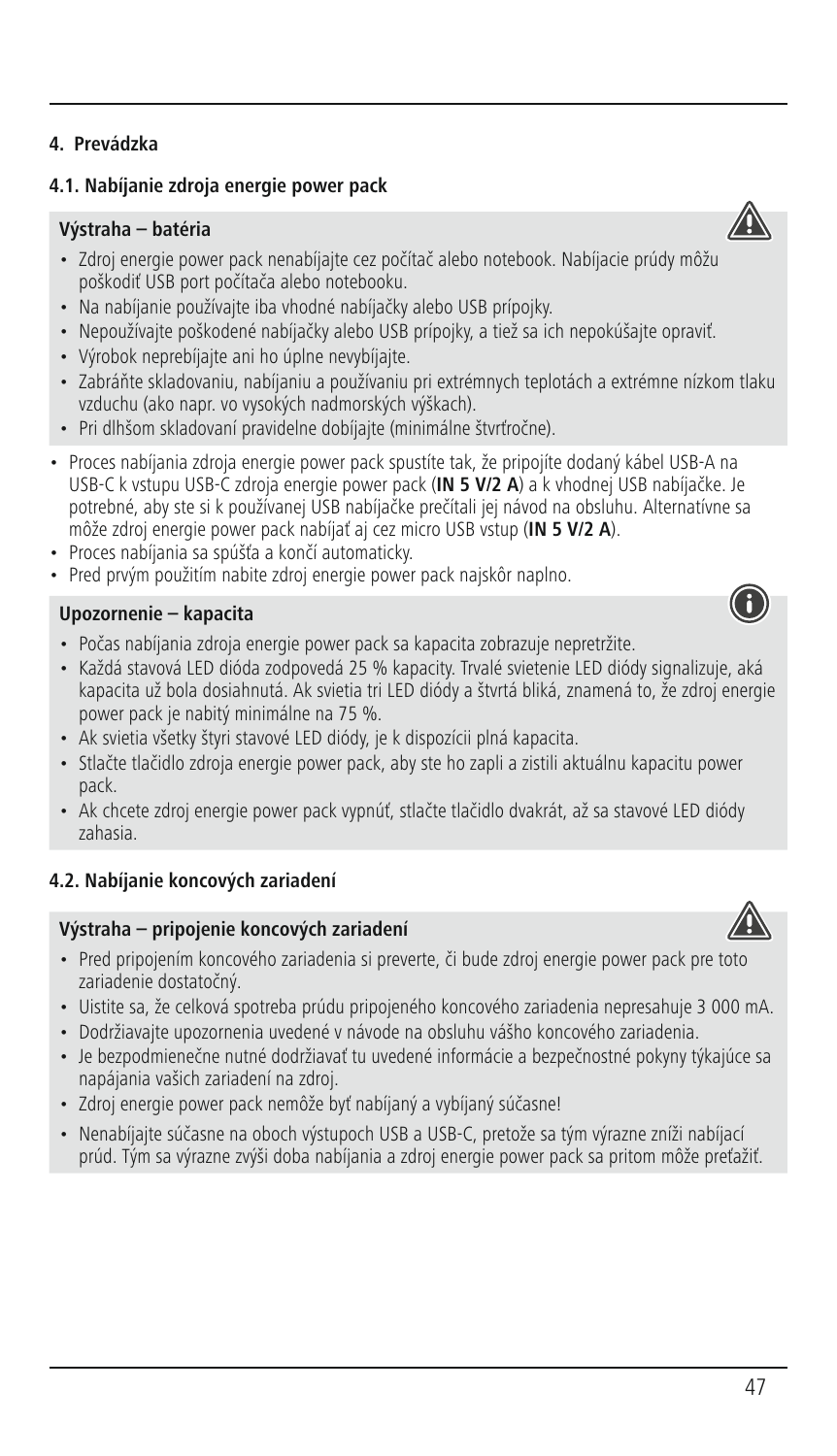## 4. Prevádzka

### 4.1. Nabíjanie zdroja energie power pack

**Výstraha – batéria**

- Zdroj energie power pack nenabíjajte cez počítač alebo notebook. Nabíjacie prúdy môžu poškodiť USB port počítača alebo notebooku.
- Na nabíjanie používajte iba vhodné nabíjačky alebo USB prípojky.
- Nepoužívajte poškodené nabíjačky alebo USB prípojky, a tiež sa ich nepokúšajte opraviť.
- Výrobok neprebíjajte ani ho úplne nevybíjajte.
- Zabráňte skladovaniu, nabíjaniu a používaniu pri extrémnych teplotách a extrémne nízkom tlaku vzduchu (ako napr. vo vysokých nadmorských výškach).
- Pri dlhšom skladovaní pravidelne dobíjajte (minimálne štvrťročne).

- Proces nabíjania zdroja energie power pack spustíte tak, že pripojíte dodaný kábel USB-A na USB-C k vstupu USB-C zdroja energie power pack (**IN 5 V/2 A**) a k vhodnej USB nabíjačke. Je potrebné, aby ste si k používanej USB nabíjačke prečítali jej návod na obsluhu. Alternatívne sa môže zdroj energie power pack nabíjať aj cez micro USB vstup (**IN 5 V/2 A**).
- Proces nabíjania sa spúšťa a končí automaticky.
- Pred prvým použitím nabite zdroj energie power pack najskôr naplno.

**Upozornenie – kapacita**

- Počas nabíjania zdroja energie power pack sa kapacita zobrazuje nepretržite.
- Každá stavová LED dióda zodpovedá 25 % kapacity. Trvalé svietenie LED diódy signalizuje, aká kapacita už bola dosiahnutá. Ak svietia tri LED diódy a štvrtá bliká, znamená to, že zdroj energie power pack je nabitý minimálne na 75 %.
- Ak svietia všetky štyri stavové LED diódy, je k dispozícii plná kapacita.
- Stlačte tlačidlo zdroja energie power pack, aby ste ho zapli a zistili aktuálnu kapacitu power pack.
- Ak chcete zdroj energie power pack vypnúť, stlačte tlačidlo dvakrát, až sa stavové LED diódy zahasia.

### 4.2. Nabíjanie koncových zariadení

**Výstraha – pripojenie koncových zariadení**

- Pred pripojením koncového zariadenia si preverte, či bude zdroj energie power pack pre toto zariadenie dostatočný.
- Uistite sa, že celková spotreba prúdu pripojeného koncového zariadenia nepresahuje 3 000 mA.
- Dodržiavajte upozornenia uvedené v návode na obsluhu vášho koncového zariadenia.
- Je bezpodmienečne nutné dodržiavať tu uvedené informácie a bezpečnostné pokyny týkajúce sa napájania vašich zariadení na zdroj.
- Zdroj energie power pack nemôže byť nabíjaný a vybíjaný súčasne!
- Nenabíjajte súčasne na oboch výstupoch USB a USB-C, pretože sa tým výrazne zníži nabíjací prúd. Tým sa výrazne zvýši doba nabíjania a zdroj energie power pack sa pritom môže preťažiť.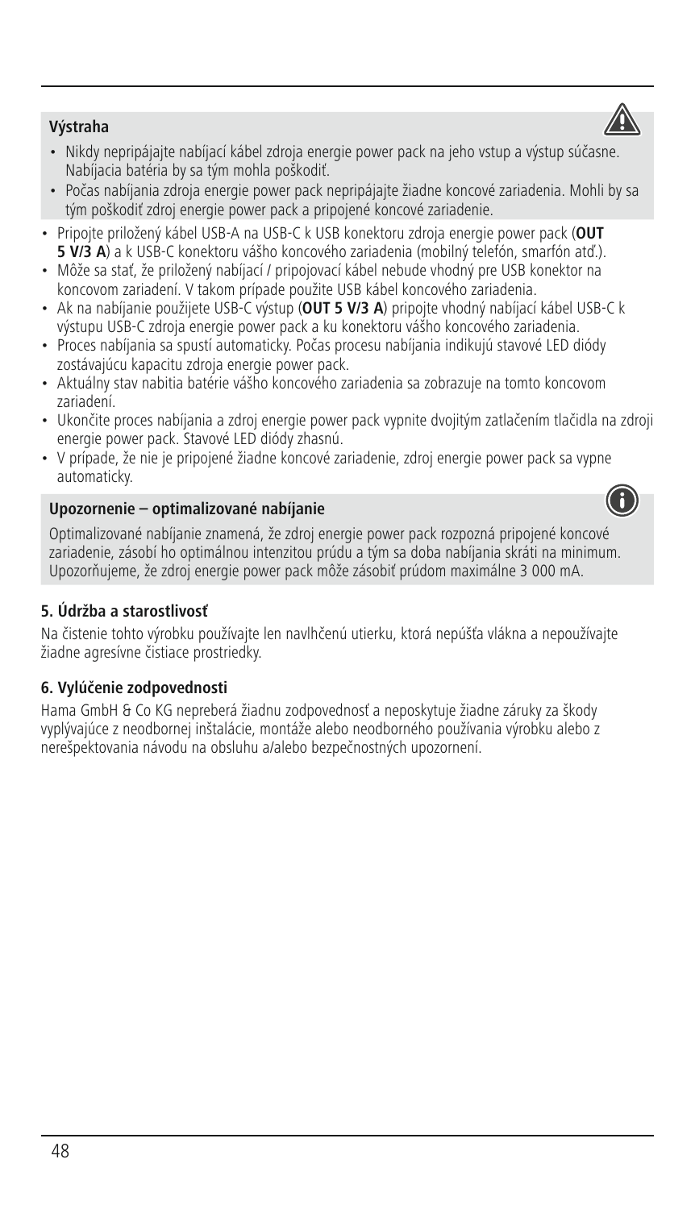**Výstraha**

- Nikdy nepripájajte nabíjací kábel zdroja energie power pack na jeho vstup a výstup súčasne. Nabíjacia batéria by sa tým mohla poškodiť.
- Počas nabíjania zdroja energie power pack nepripájajte žiadne koncové zariadenia. Mohli by sa tým poškodiť zdroj energie power pack a pripojené koncové zariadenie.

- Pripojte priložený kábel USB-A na USB-C k USB konektoru zdroja energie power pack (**OUT 5 V/3 A**) a k USB-C konektoru vášho koncového zariadenia (mobilný telefón, smarfón atď.).
- Môže sa stať, že priložený nabíjací / pripojovací kábel nebude vhodný pre USB konektor na koncovom zariadení. V takom prípade použite USB kábel koncového zariadenia.
- Ak na nabíjanie použijete USB-C výstup (**OUT 5 V/3 A**) pripojte vhodný nabíjací kábel USB-C k výstupu USB-C zdroja energie power pack a ku konektoru vášho koncového zariadenia.
- Proces nabíjania sa spustí automaticky. Počas procesu nabíjania indikujú stavové LED diódy zostávajúcu kapacitu zdroja energie power pack.
- Aktuálny stav nabitia batérie vášho koncového zariadenia sa zobrazuje na tomto koncovom zariadení.
- Ukončite proces nabíjania a zdroj energie power pack vypnite dvojitým zatlačením tlačidla na zdroji energie power pack. Stavové LED diódy zhasnú.
- V prípade, že nie je pripojené žiadne koncové zariadenie, zdroj energie power pack sa vypne automaticky.

**Upozornenie – optimalizované nabíjanie**

Optimalizované nabíjanie znamená, že zdroj energie power pack rozpozná pripojené koncové zariadenie, zásobí ho optimálnou intenzitou prúdu a tým sa doba nabíjania skráti na minimum. Upozorňujeme, že zdroj energie power pack môže zásobiť prúdom maximálne 3 000 mA.

### 5. Údržba a starostlivosť

Na čistenie tohto výrobku používajte len navlhčenú utierku, ktorá nepúšťa vlákna a nepoužívajte žiadne agresívne čistiace prostriedky.

### 6. Vylúčenie zodpovednosti

Hama GmbH & Co KG nepreberá žiadnu zodpovednosť a neposkytuje žiadne záruky za škody vyplývajúce z neodbornej inštalácie, montáže alebo neodborného používania výrobku alebo z nerešpektovania návodu na obsluhu a/alebo bezpečnostných upozornení.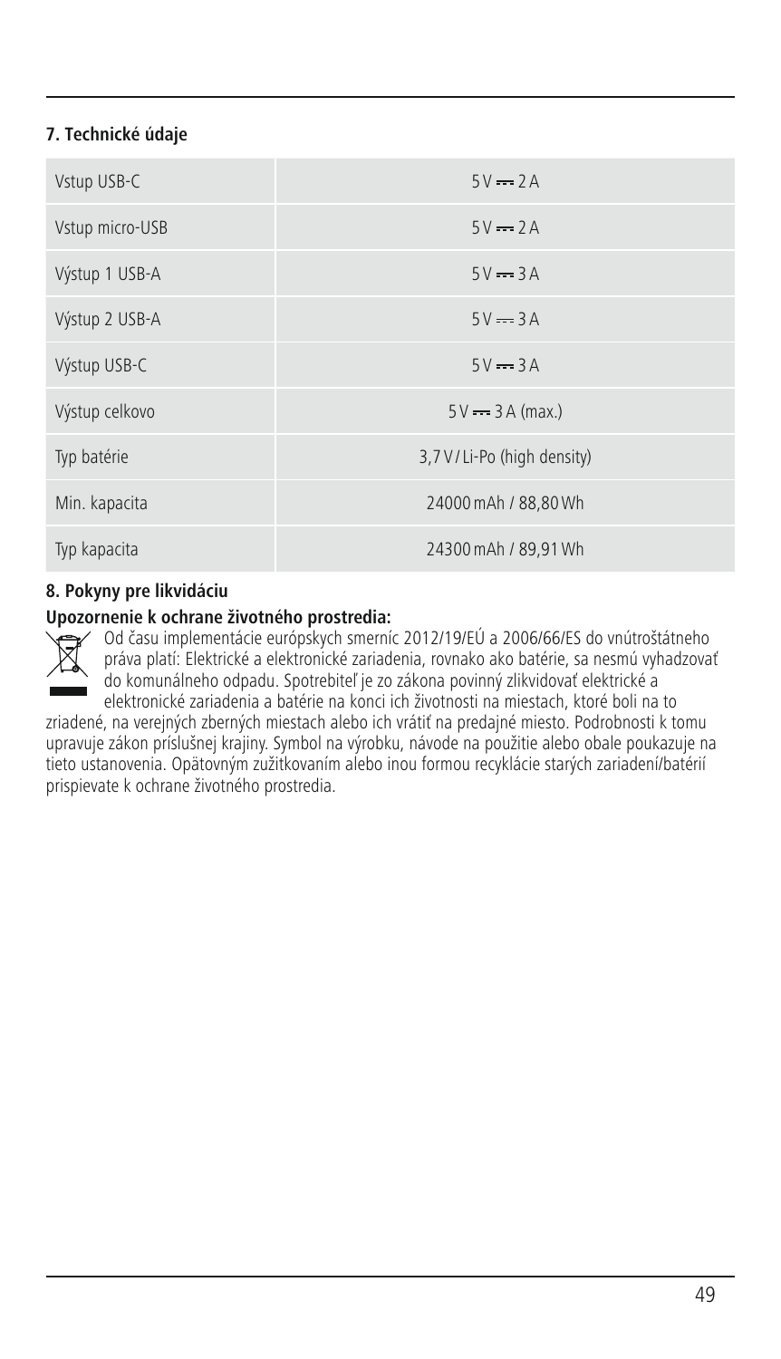## 7. Technické údaje

| | |
|---|---|
| Vstup USB-C | 5 V ⎓ 2 A |
| Vstup micro-USB | 5 V ⎓ 2 A |
| Výstup 1 USB-A | 5 V ⎓ 3 A |
| Výstup 2 USB-A | 5 V ⎓ 3 A |
| Výstup USB-C | 5 V ⎓ 3 A |
| Výstup celkovo | 5 V ⎓ 3 A (max.) |
| Typ batérie | 3,7 V / Li-Po (high density) |
| Min. kapacita | 24000 mAh / 88,80 Wh |
| Typ kapacita | 24300 mAh / 89,91 Wh |

## 8. Pokyny pre likvidáciu

**Upozornenie k ochrane životného prostredia:**

Od času implementácie európskych smerníc 2012/19/EÚ a 2006/66/ES do vnútroštátneho práva platí: Elektrické a elektronické zariadenia, rovnako ako batérie, sa nesmú vyhadzovať do komunálneho odpadu. Spotrebiteľ je zo zákona povinný zlikvidovať elektrické a elektronické zariadenia a batérie na konci ich životnosti na miestach, ktoré boli na to zriadené, na verejných zberných miestach alebo ich vrátiť na predajné miesto. Podrobnosti k tomu upravuje zákon príslušnej krajiny. Symbol na výrobku, návode na použitie alebo obale poukazuje na tieto ustanovenia. Opätovným zužitkovaním alebo inou formou recyklácie starých zariadení/batérií prispievate k ochrane životného prostredia.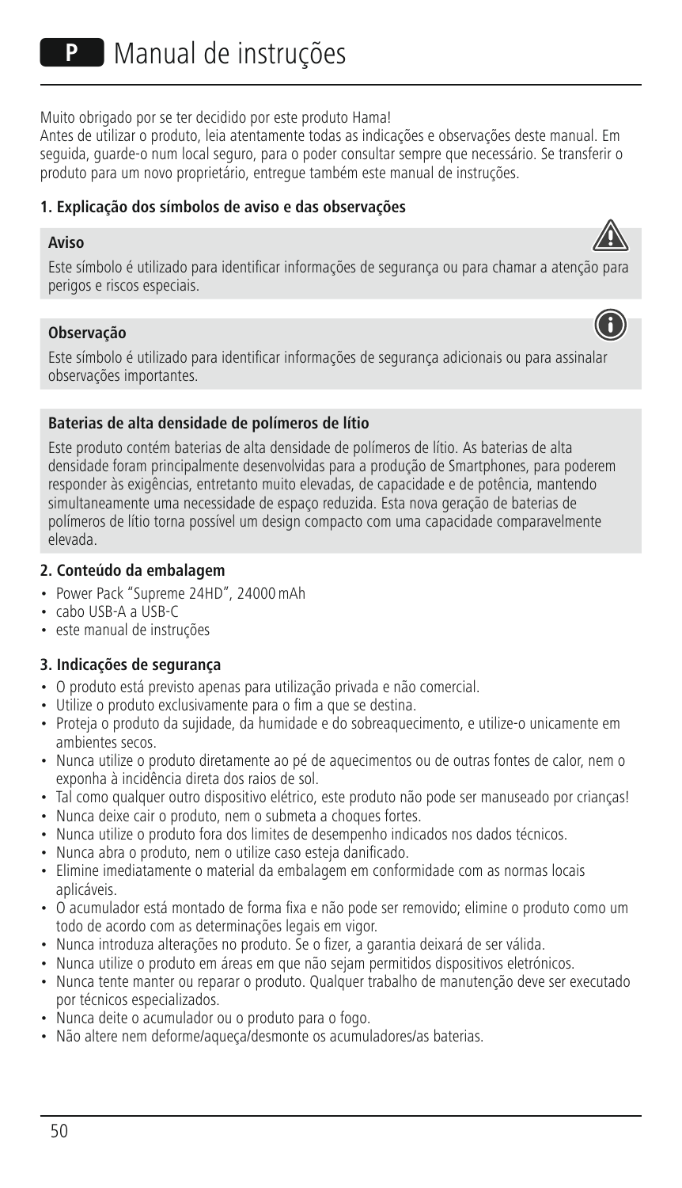# P Manual de instruções

Muito obrigado por se ter decidido por este produto Hama!
Antes de utilizar o produto, leia atentamente todas as indicações e observações deste manual. Em seguida, guarde-o num local seguro, para o poder consultar sempre que necessário. Se transferir o produto para um novo proprietário, entregue também este manual de instruções.

### 1. Explicação dos símbolos de aviso e das observações

**Aviso**

Este símbolo é utilizado para identificar informações de segurança ou para chamar a atenção para perigos e riscos especiais.

**Observação**

Este símbolo é utilizado para identificar informações de segurança adicionais ou para assinalar observações importantes.

**Baterias de alta densidade de polímeros de lítio**

Este produto contém baterias de alta densidade de polímeros de lítio. As baterias de alta densidade foram principalmente desenvolvidas para a produção de Smartphones, para poderem responder às exigências, entretanto muito elevadas, de capacidade e de potência, mantendo simultaneamente uma necessidade de espaço reduzida. Esta nova geração de baterias de polímeros de lítio torna possível um design compacto com uma capacidade comparavelmente elevada.

### 2. Conteúdo da embalagem

- Power Pack "Supreme 24HD", 24000 mAh
- cabo USB-A a USB-C
- este manual de instruções

### 3. Indicações de segurança

- O produto está previsto apenas para utilização privada e não comercial.
- Utilize o produto exclusivamente para o fim a que se destina.
- Proteja o produto da sujidade, da humidade e do sobreaquecimento, e utilize-o unicamente em ambientes secos.
- Nunca utilize o produto diretamente ao pé de aquecimentos ou de outras fontes de calor, nem o exponha à incidência direta dos raios de sol.
- Tal como qualquer outro dispositivo elétrico, este produto não pode ser manuseado por crianças!
- Nunca deixe cair o produto, nem o submeta a choques fortes.
- Nunca utilize o produto fora dos limites de desempenho indicados nos dados técnicos.
- Nunca abra o produto, nem o utilize caso esteja danificado.
- Elimine imediatamente o material da embalagem em conformidade com as normas locais aplicáveis.
- O acumulador está montado de forma fixa e não pode ser removido; elimine o produto como um todo de acordo com as determinações legais em vigor.
- Nunca introduza alterações no produto. Se o fizer, a garantia deixará de ser válida.
- Nunca utilize o produto em áreas em que não sejam permitidos dispositivos eletrónicos.
- Nunca tente manter ou reparar o produto. Qualquer trabalho de manutenção deve ser executado por técnicos especializados.
- Nunca deite o acumulador ou o produto para o fogo.
- Não altere nem deforme/aqueça/desmonte os acumuladores/as baterias.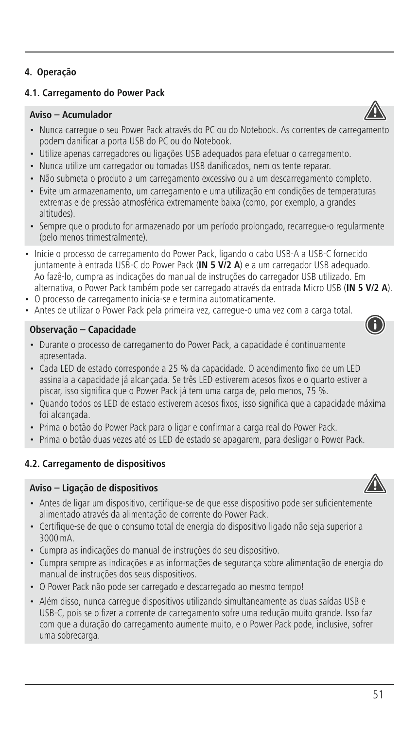## 4. Operação

### 4.1. Carregamento do Power Pack

**Aviso – Acumulador**

- Nunca carregue o seu Power Pack através do PC ou do Notebook. As correntes de carregamento podem danificar a porta USB do PC ou do Notebook.
- Utilize apenas carregadores ou ligações USB adequados para efetuar o carregamento.
- Nunca utilize um carregador ou tomadas USB danificados, nem os tente reparar.
- Não submeta o produto a um carregamento excessivo ou a um descarregamento completo.
- Evite um armazenamento, um carregamento e uma utilização em condições de temperaturas extremas e de pressão atmosférica extremamente baixa (como, por exemplo, a grandes altitudes).
- Sempre que o produto for armazenado por um período prolongado, recarregue-o regularmente (pelo menos trimestralmente).

- Inicie o processo de carregamento do Power Pack, ligando o cabo USB-A a USB-C fornecido juntamente à entrada USB-C do Power Pack (**IN 5 V/2 A**) e a um carregador USB adequado. Ao fazê-lo, cumpra as indicações do manual de instruções do carregador USB utilizado. Em alternativa, o Power Pack também pode ser carregado através da entrada Micro USB (**IN 5 V/2 A**).
- O processo de carregamento inicia-se e termina automaticamente.
- Antes de utilizar o Power Pack pela primeira vez, carregue-o uma vez com a carga total.

**Observação – Capacidade**

- Durante o processo de carregamento do Power Pack, a capacidade é continuamente apresentada.
- Cada LED de estado corresponde a 25 % da capacidade. O acendimento fixo de um LED assinala a capacidade já alcançada. Se três LED estiverem acesos fixos e o quarto estiver a piscar, isso significa que o Power Pack já tem uma carga de, pelo menos, 75 %.
- Quando todos os LED de estado estiverem acesos fixos, isso significa que a capacidade máxima foi alcançada.
- Prima o botão do Power Pack para o ligar e confirmar a carga real do Power Pack.
- Prima o botão duas vezes até os LED de estado se apagarem, para desligar o Power Pack.

### 4.2. Carregamento de dispositivos

**Aviso – Ligação de dispositivos**

- Antes de ligar um dispositivo, certifique-se de que esse dispositivo pode ser suficientemente alimentado através da alimentação de corrente do Power Pack.
- Certifique-se de que o consumo total de energia do dispositivo ligado não seja superior a 3000 mA.
- Cumpra as indicações do manual de instruções do seu dispositivo.
- Cumpra sempre as indicações e as informações de segurança sobre alimentação de energia do manual de instruções dos seus dispositivos.
- O Power Pack não pode ser carregado e descarregado ao mesmo tempo!
- Além disso, nunca carregue dispositivos utilizando simultaneamente as duas saídas USB e USB-C, pois se o fizer a corrente de carregamento sofre uma redução muito grande. Isso faz com que a duração do carregamento aumente muito, e o Power Pack pode, inclusive, sofrer uma sobrecarga.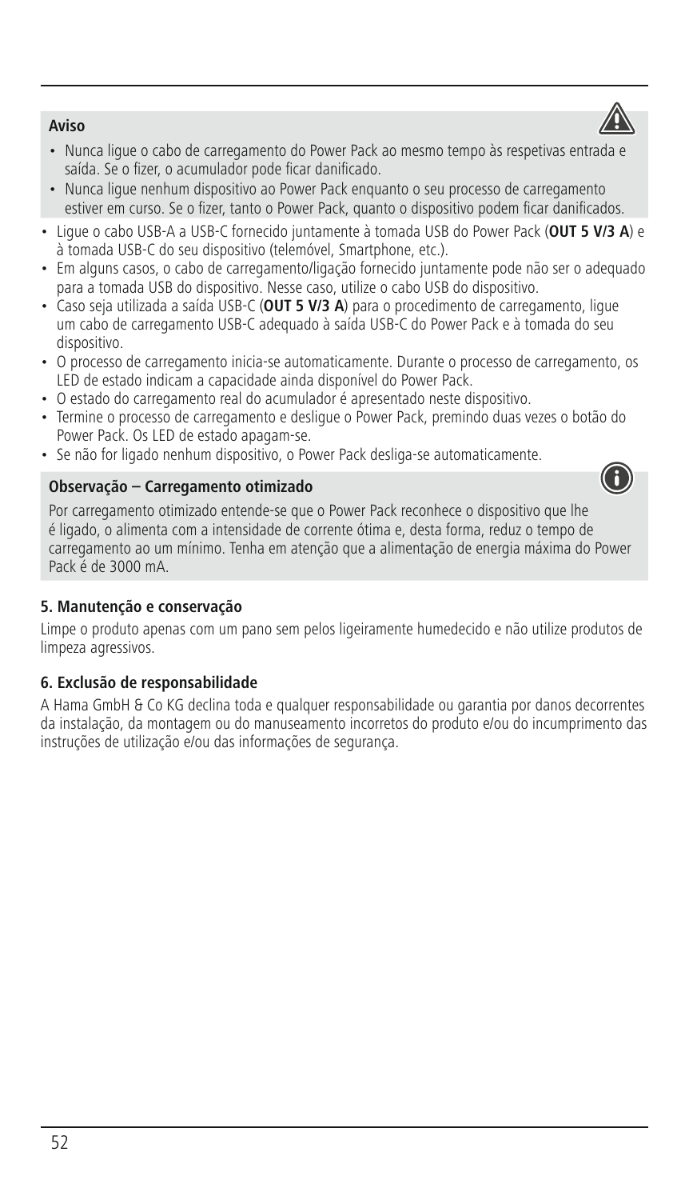**Aviso**

- Nunca ligue o cabo de carregamento do Power Pack ao mesmo tempo às respetivas entrada e saída. Se o fizer, o acumulador pode ficar danificado.
- Nunca ligue nenhum dispositivo ao Power Pack enquanto o seu processo de carregamento estiver em curso. Se o fizer, tanto o Power Pack, quanto o dispositivo podem ficar danificados.

- Ligue o cabo USB-A a USB-C fornecido juntamente à tomada USB do Power Pack (**OUT 5 V/3 A**) e à tomada USB-C do seu dispositivo (telemóvel, Smartphone, etc.).
- Em alguns casos, o cabo de carregamento/ligação fornecido juntamente pode não ser o adequado para a tomada USB do dispositivo. Nesse caso, utilize o cabo USB do dispositivo.
- Caso seja utilizada a saída USB-C (**OUT 5 V/3 A**) para o procedimento de carregamento, ligue um cabo de carregamento USB-C adequado à saída USB-C do Power Pack e à tomada do seu dispositivo.
- O processo de carregamento inicia-se automaticamente. Durante o processo de carregamento, os LED de estado indicam a capacidade ainda disponível do Power Pack.
- O estado do carregamento real do acumulador é apresentado neste dispositivo.
- Termine o processo de carregamento e desligue o Power Pack, premindo duas vezes o botão do Power Pack. Os LED de estado apagam-se.
- Se não for ligado nenhum dispositivo, o Power Pack desliga-se automaticamente.

**Observação – Carregamento otimizado**

Por carregamento otimizado entende-se que o Power Pack reconhece o dispositivo que lhe é ligado, o alimenta com a intensidade de corrente ótima e, desta forma, reduz o tempo de carregamento ao um mínimo. Tenha em atenção que a alimentação de energia máxima do Power Pack é de 3000 mA.

### 5. Manutenção e conservação

Limpe o produto apenas com um pano sem pelos ligeiramente humedecido e não utilize produtos de limpeza agressivos.

### 6. Exclusão de responsabilidade

A Hama GmbH & Co KG declina toda e qualquer responsabilidade ou garantia por danos decorrentes da instalação, da montagem ou do manuseamento incorretos do produto e/ou do incumprimento das instruções de utilização e/ou das informações de segurança.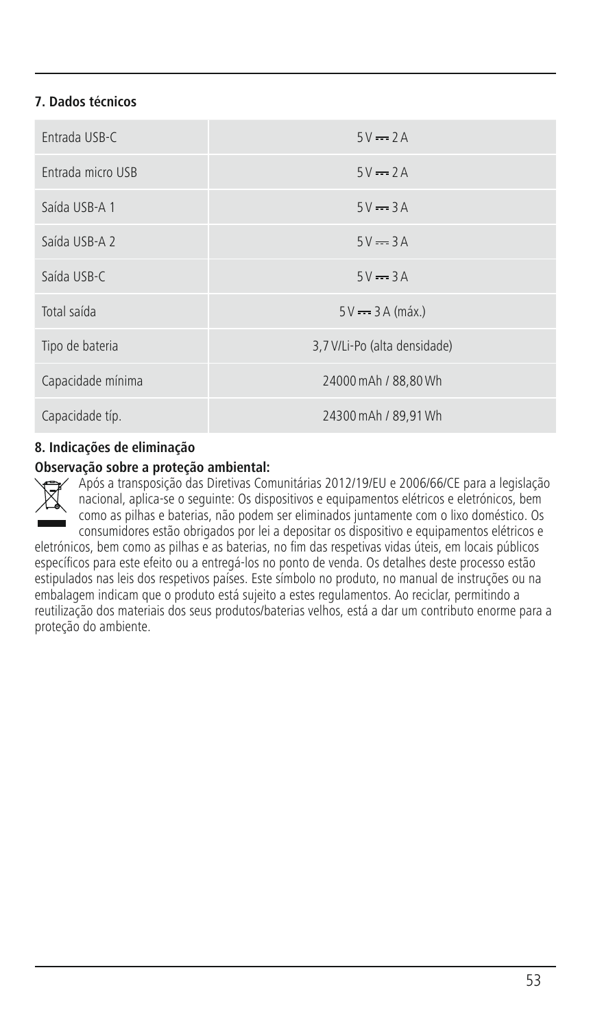## 7. Dados técnicos

| | |
|---|---|
| Entrada USB-C | 5 V ⎓ 2 A |
| Entrada micro USB | 5 V ⎓ 2 A |
| Saída USB-A 1 | 5 V ⎓ 3 A |
| Saída USB-A 2 | 5 V ⎓ 3 A |
| Saída USB-C | 5 V ⎓ 3 A |
| Total saída | 5 V ⎓ 3 A (máx.) |
| Tipo de bateria | 3,7 V/Li-Po (alta densidade) |
| Capacidade mínima | 24000 mAh / 88,80 Wh |
| Capacidade típ. | 24300 mAh / 89,91 Wh |

## 8. Indicações de eliminação

**Observação sobre a proteção ambiental:**

Após a transposição das Diretivas Comunitárias 2012/19/EU e 2006/66/CE para a legislação nacional, aplica-se o seguinte: Os dispositivos e equipamentos elétricos e eletrónicos, bem como as pilhas e baterias, não podem ser eliminados juntamente com o lixo doméstico. Os consumidores estão obrigados por lei a depositar os dispositivo e equipamentos elétricos e eletrónicos, bem como as pilhas e as baterias, no fim das respetivas vidas úteis, em locais públicos específicos para este efeito ou a entregá-los no ponto de venda. Os detalhes deste processo estão estipulados nas leis dos respetivos países. Este símbolo no produto, no manual de instruções ou na embalagem indicam que o produto está sujeito a estes regulamentos. Ao reciclar, permitindo a reutilização dos materiais dos seus produtos/baterias velhos, está a dar um contributo enorme para a proteção do ambiente.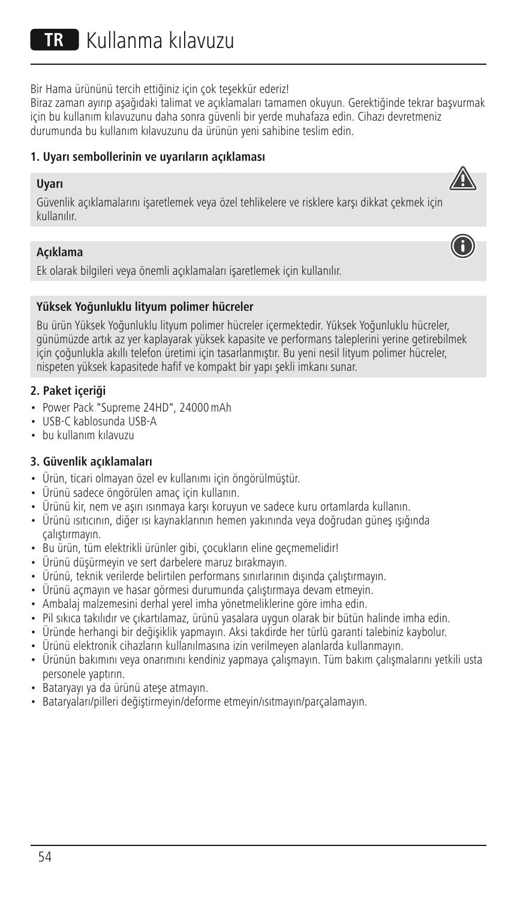# TR Kullanma kılavuzu

Bir Hama ürününü tercih ettiğiniz için çok teşekkür ederiz!
Biraz zaman ayırıp aşağıdaki talimat ve açıklamaları tamamen okuyun. Gerektiğinde tekrar başvurmak için bu kullanım kılavuzunu daha sonra güvenli bir yerde muhafaza edin. Cihazı devretmeniz durumunda bu kullanım kılavuzunu da ürünün yeni sahibine teslim edin.

### 1. Uyarı sembollerinin ve uyarıların açıklaması

**Uyarı**

Güvenlik açıklamalarını işaretlemek veya özel tehlikelere ve risklere karşı dikkat çekmek için kullanılır.

**Açıklama**

Ek olarak bilgileri veya önemli açıklamaları işaretlemek için kullanılır.

**Yüksek Yoğunluklu lityum polimer hücreler**

Bu ürün Yüksek Yoğunluklu lityum polimer hücreler içermektedir. Yüksek Yoğunluklu hücreler, günümüzde artık az yer kaplayarak yüksek kapasite ve performans taleplerini yerine getirebilmek için çoğunlukla akıllı telefon üretimi için tasarlanmıştır. Bu yeni nesil lityum polimer hücreler, nispeten yüksek kapasitede hafif ve kompakt bir yapı şekli imkanı sunar.

### 2. Paket içeriği

- Power Pack "Supreme 24HD", 24000 mAh
- USB-C kablosunda USB-A
- bu kullanım kılavuzu

### 3. Güvenlik açıklamaları

- Ürün, ticari olmayan özel ev kullanımı için öngörülmüştür.
- Ürünü sadece öngörülen amaç için kullanın.
- Ürünü kir, nem ve aşırı ısınmaya karşı koruyun ve sadece kuru ortamlarda kullanın.
- Ürünü ısıtıcının, diğer ısı kaynaklarının hemen yakınında veya doğrudan güneş ışığında çalıştırmayın.
- Bu ürün, tüm elektrikli ürünler gibi, çocukların eline geçmemelidir!
- Ürünü düşürmeyin ve sert darbelere maruz bırakmayın.
- Ürünü, teknik verilerde belirtilen performans sınırlarının dışında çalıştırmayın.
- Ürünü açmayın ve hasar görmesi durumunda çalıştırmaya devam etmeyin.
- Ambalaj malzemesini derhal yerel imha yönetmeliklerine göre imha edin.
- Pil sıkıca takılıdır ve çıkartılamaz, ürünü yasalara uygun olarak bir bütün halinde imha edin.
- Üründe herhangi bir değişiklik yapmayın. Aksi takdirde her türlü garanti talebiniz kaybolur.
- Ürünü elektronik cihazların kullanılmasına izin verilmeyen alanlarda kullanmayın.
- Ürünün bakımını veya onarımını kendiniz yapmaya çalışmayın. Tüm bakım çalışmalarını yetkili usta personele yaptırın.
- Bataryayı ya da ürünü ateşe atmayın.
- Bataryaları/pilleri değiştirmeyin/deforme etmeyin/ısıtmayın/parçalamayın.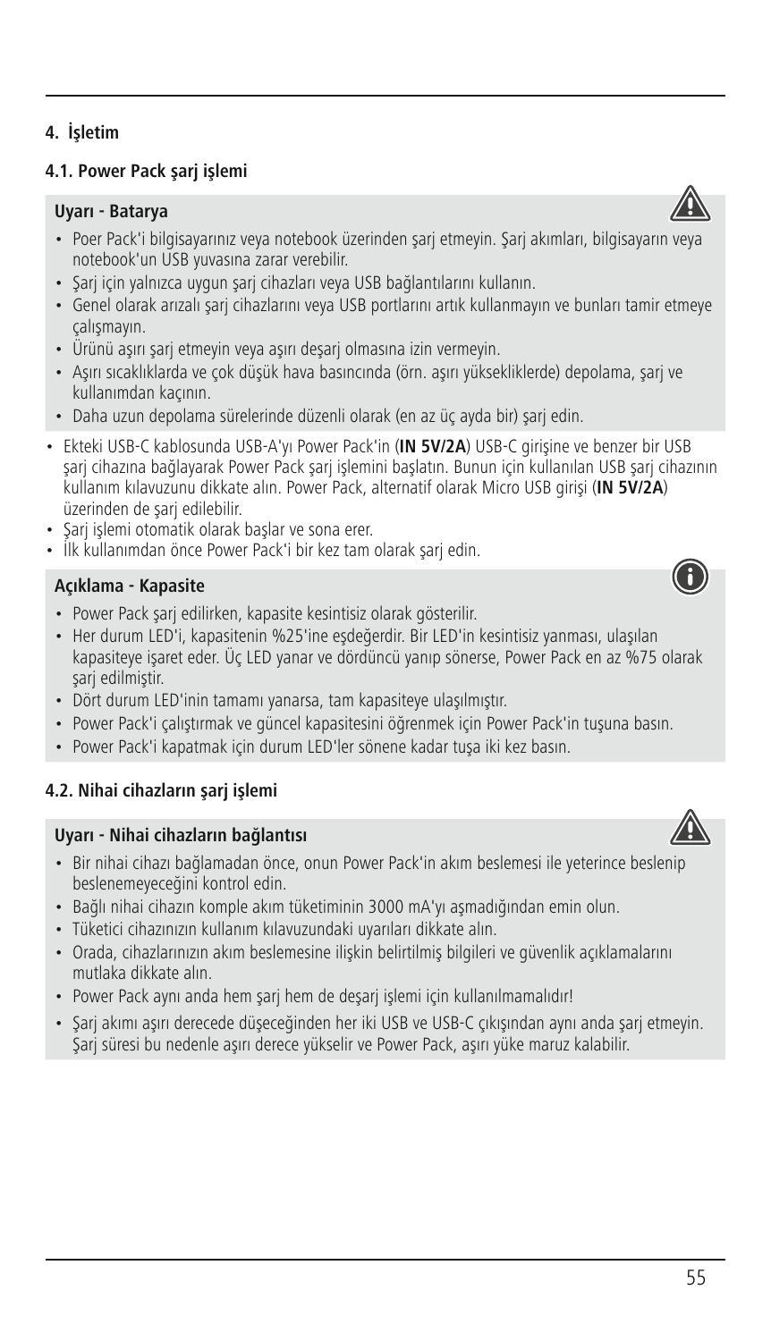## 4. İşletim

### 4.1. Power Pack şarj işlemi

**Uyarı - Batarya**

- Poer Pack'i bilgisayarınız veya notebook üzerinden şarj etmeyin. Şarj akımları, bilgisayarın veya notebook'un USB yuvasına zarar verebilir.
- Şarj için yalnızca uygun şarj cihazları veya USB bağlantılarını kullanın.
- Genel olarak arızalı şarj cihazlarını veya USB portlarını artık kullanmayın ve bunları tamir etmeye çalışmayın.
- Ürünü aşırı şarj etmeyin veya aşırı deşarj olmasına izin vermeyin.
- Aşırı sıcaklıklarda ve çok düşük hava basıncında (örn. aşırı yüksekliklerde) depolama, şarj ve kullanımdan kaçının.
- Daha uzun depolama sürelerinde düzenli olarak (en az üç ayda bir) şarj edin.

- Ekteki USB-C kablosunda USB-A'yı Power Pack'in (**IN 5V/2A**) USB-C girişine ve benzer bir USB şarj cihazına bağlayarak Power Pack şarj işlemini başlatın. Bunun için kullanılan USB şarj cihazının kullanım kılavuzunu dikkate alın. Power Pack, alternatif olarak Micro USB girişi (**IN 5V/2A**) üzerinden de şarj edilebilir.
- Şarj işlemi otomatik olarak başlar ve sona erer.
- İlk kullanımdan önce Power Pack'i bir kez tam olarak şarj edin.

**Açıklama - Kapasite**

- Power Pack şarj edilirken, kapasite kesintisiz olarak gösterilir.
- Her durum LED'i, kapasitenin %25'ine eşdeğerdir. Bir LED'in kesintisiz yanması, ulaşılan kapasiteye işaret eder. Üç LED yanar ve dördüncü yanıp sönerse, Power Pack en az %75 olarak şarj edilmiştir.
- Dört durum LED'inin tamamı yanarsa, tam kapasiteye ulaşılmıştır.
- Power Pack'i çalıştırmak ve güncel kapasitesini öğrenmek için Power Pack'in tuşuna basın.
- Power Pack'i kapatmak için durum LED'ler sönene kadar tuşa iki kez basın.

### 4.2. Nihai cihazların şarj işlemi

**Uyarı - Nihai cihazların bağlantısı**

- Bir nihai cihazı bağlamadan önce, onun Power Pack'in akım beslemesi ile yeterince beslenip beslenemeyeceğini kontrol edin.
- Bağlı nihai cihazın komple akım tüketiminin 3000 mA'yı aşmadığından emin olun.
- Tüketici cihazınızın kullanım kılavuzundaki uyarıları dikkate alın.
- Orada, cihazlarınızın akım beslemesine ilişkin belirtilmiş bilgileri ve güvenlik açıklamalarını mutlaka dikkate alın.
- Power Pack aynı anda hem şarj hem de deşarj işlemi için kullanılmamalıdır!
- Şarj akımı aşırı derecede düşeceğinden her iki USB ve USB-C çıkışından aynı anda şarj etmeyin. Şarj süresi bu nedenle aşırı derece yükselir ve Power Pack, aşırı yüke maruz kalabilir.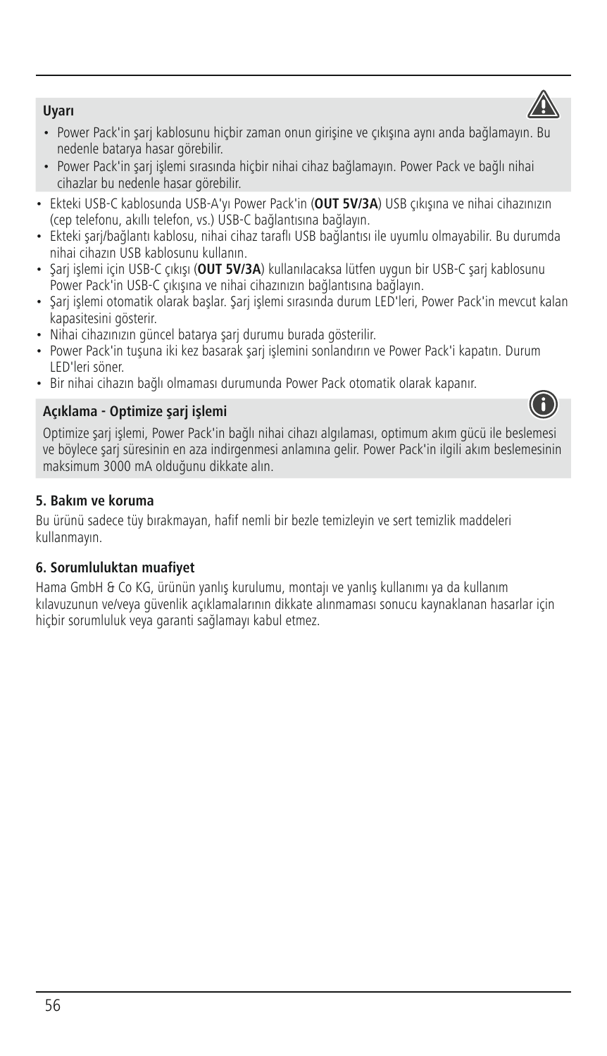**Uyarı**

- Power Pack'in şarj kablosunu hiçbir zaman onun girişine ve çıkışına aynı anda bağlamayın. Bu nedenle batarya hasar görebilir.
- Power Pack'in şarj işlemi sırasında hiçbir nihai cihaz bağlamayın. Power Pack ve bağlı nihai cihazlar bu nedenle hasar görebilir.

- Ekteki USB-C kablosunda USB-A'yı Power Pack'in (**OUT 5V/3A**) USB çıkışına ve nihai cihazınızın (cep telefonu, akıllı telefon, vs.) USB-C bağlantısına bağlayın.
- Ekteki şarj/bağlantı kablosu, nihai cihaz taraflı USB bağlantısı ile uyumlu olmayabilir. Bu durumda nihai cihazın USB kablosunu kullanın.
- Şarj işlemi için USB-C çıkışı (**OUT 5V/3A**) kullanılacaksa lütfen uygun bir USB-C şarj kablosunu Power Pack'in USB-C çıkışına ve nihai cihazınızın bağlantısına bağlayın.
- Şarj işlemi otomatik olarak başlar. Şarj işlemi sırasında durum LED'leri, Power Pack'in mevcut kalan kapasitesini gösterir.
- Nihai cihazınızın güncel batarya şarj durumu burada gösterilir.
- Power Pack'in tuşuna iki kez basarak şarj işlemini sonlandırın ve Power Pack'i kapatın. Durum LED'leri söner.
- Bir nihai cihazın bağlı olmaması durumunda Power Pack otomatik olarak kapanır.

**Açıklama - Optimize şarj işlemi**

Optimize şarj işlemi, Power Pack'in bağlı nihai cihazı algılaması, optimum akım gücü ile beslemesi ve böylece şarj süresinin en aza indirgenmesi anlamına gelir. Power Pack'in ilgili akım beslemesinin maksimum 3000 mA olduğunu dikkate alın.

### 5. Bakım ve koruma

Bu ürünü sadece tüy bırakmayan, hafif nemli bir bezle temizleyin ve sert temizlik maddeleri kullanmayın.

### 6. Sorumluluktan muafiyet

Hama GmbH & Co KG, ürünün yanlış kurulumu, montajı ve yanlış kullanımı ya da kullanım kılavuzunun ve/veya güvenlik açıklamalarının dikkate alınmaması sonucu kaynaklanan hasarlar için hiçbir sorumluluk veya garanti sağlamayı kabul etmez.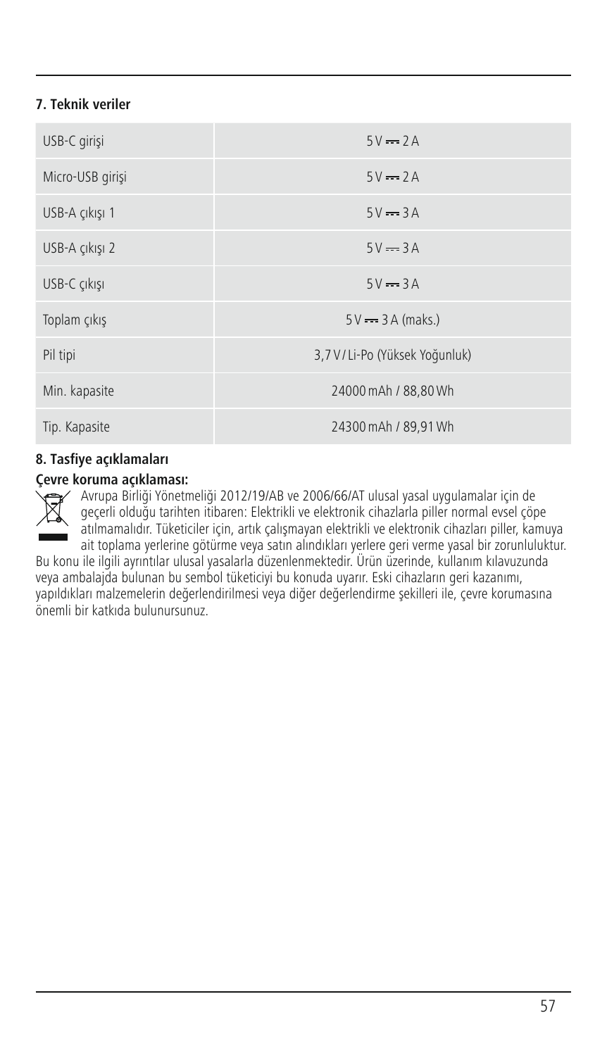## 7. Teknik veriler

| | |
|---|---|
| USB-C girişi | 5 V ⎓ 2 A |
| Micro-USB girişi | 5 V ⎓ 2 A |
| USB-A çıkışı 1 | 5 V ⎓ 3 A |
| USB-A çıkışı 2 | 5 V ⎓ 3 A |
| USB-C çıkışı | 5 V ⎓ 3 A |
| Toplam çıkış | 5 V ⎓ 3 A (maks.) |
| Pil tipi | 3,7 V / Li-Po (Yüksek Yoğunluk) |
| Min. kapasite | 24000 mAh / 88,80 Wh |
| Tip. Kapasite | 24300 mAh / 89,91 Wh |

## 8. Tasfiye açıklamaları

**Çevre koruma açıklaması:**

Avrupa Birliği Yönetmeliği 2012/19/AB ve 2006/66/AT ulusal yasal uygulamalar için de geçerli olduğu tarihten itibaren: Elektrikli ve elektronik cihazlarla piller normal evsel çöpe atılmamalıdır. Tüketiciler için, artık çalışmayan elektrikli ve elektronik cihazları piller, kamuya ait toplama yerlerine götürme veya satın alındıkları yerlere geri verme yasal bir zorunluluktur. Bu konu ile ilgili ayrıntılar ulusal yasalarla düzenlenmektedir. Ürün üzerinde, kullanım kılavuzunda veya ambalajda bulunan bu sembol tüketiciyi bu konuda uyarır. Eski cihazların geri kazanımı, yapıldıkları malzemelerin değerlendirilmesi veya diğer değerlendirme şekilleri ile, çevre korumasına önemli bir katkıda bulunursunuz.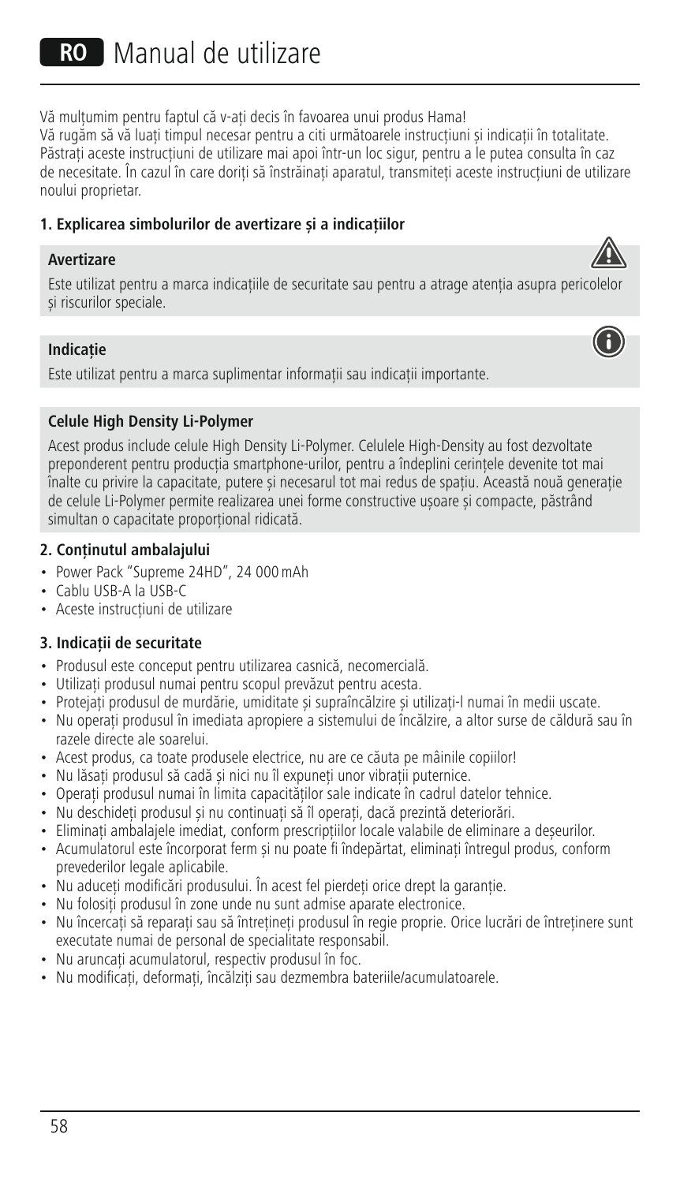# RO Manual de utilizare

Vă mulțumim pentru faptul că v-ați decis în favoarea unui produs Hama!
Vă rugăm să vă luați timpul necesar pentru a citi următoarele instrucțiuni și indicații în totalitate. Păstrați aceste instrucțiuni de utilizare mai apoi într-un loc sigur, pentru a le putea consulta în caz de necesitate. În cazul în care doriți să înstrăinați aparatul, transmiteți aceste instrucțiuni de utilizare noului proprietar.

**1. Explicarea simbolurilor de avertizare și a indicațiilor**

**Avertizare**

Este utilizat pentru a marca indicațiile de securitate sau pentru a atrage atenția asupra pericolelor și riscurilor speciale.

**Indicație**

Este utilizat pentru a marca suplimentar informații sau indicații importante.

**Celule High Density Li-Polymer**

Acest produs include celule High Density Li-Polymer. Celulele High-Density au fost dezvoltate preponderent pentru producția smartphone-urilor, pentru a îndeplini cerințele devenite tot mai înalte cu privire la capacitate, putere și necesarul tot mai redus de spațiu. Această nouă generație de celule Li-Polymer permite realizarea unei forme constructive ușoare și compacte, păstrând simultan o capacitate proporțional ridicată.

**2. Conținutul ambalajului**

- Power Pack "Supreme 24HD", 24 000 mAh
- Cablu USB-A la USB-C
- Aceste instrucțiuni de utilizare

**3. Indicații de securitate**

- Produsul este conceput pentru utilizarea casnică, necomercială.
- Utilizați produsul numai pentru scopul prevăzut pentru acesta.
- Protejați produsul de murdărie, umiditate și supraîncălzire și utilizați-l numai în medii uscate.
- Nu operați produsul în imediata apropiere a sistemului de încălzire, a altor surse de căldură sau în razele directe ale soarelui.
- Acest produs, ca toate produsele electrice, nu are ce căuta pe mâinile copiilor!
- Nu lăsați produsul să cadă și nici nu îl expuneți unor vibrații puternice.
- Operați produsul numai în limita capacităților sale indicate în cadrul datelor tehnice.
- Nu deschideți produsul și nu continuați să îl operați, dacă prezintă deteriorări.
- Eliminați ambalajele imediat, conform prescripțiilor locale valabile de eliminare a deșeurilor.
- Acumulatorul este încorporat ferm și nu poate fi îndepărtat, eliminați întregul produs, conform prevederilor legale aplicabile.
- Nu aduceți modificări produsului. În acest fel pierdeți orice drept la garanție.
- Nu folosiți produsul în zone unde nu sunt admise aparate electronice.
- Nu încercați să reparați sau să întrețineți produsul în regie proprie. Orice lucrări de întreținere sunt executate numai de personal de specialitate responsabil.
- Nu aruncați acumulatorul, respectiv produsul în foc.
- Nu modificați, deformați, încălziți sau dezmembra bateriile/acumulatoarele.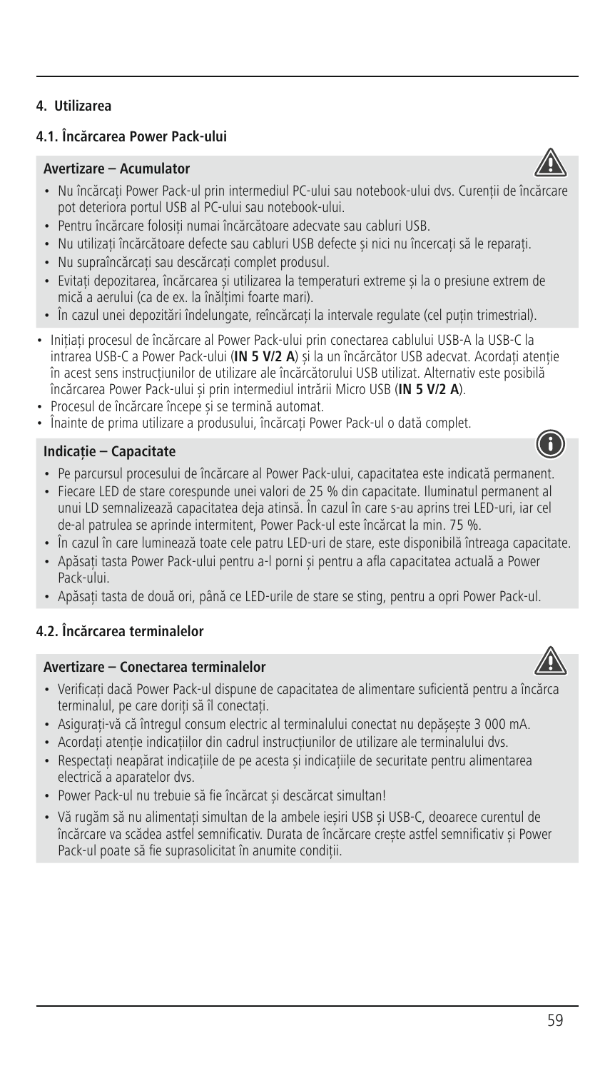## 4. Utilizarea

### 4.1. Încărcarea Power Pack-ului

**Avertizare – Acumulator**

- Nu încărcați Power Pack-ul prin intermediul PC-ului sau notebook-ului dvs. Curenții de încărcare pot deteriora portul USB al PC-ului sau notebook-ului.
- Pentru încărcare folosiți numai încărcătoare adecvate sau cabluri USB.
- Nu utilizați încărcătoare defecte sau cabluri USB defecte și nici nu încercați să le reparați.
- Nu supraîncărcați sau descărcați complet produsul.
- Evitați depozitarea, încărcarea și utilizarea la temperaturi extreme și la o presiune extrem de mică a aerului (ca de ex. la înălțimi foarte mari).
- În cazul unei depozitări îndelungate, reîncărcați la intervale regulate (cel puțin trimestrial).

- Inițiați procesul de încărcare al Power Pack-ului prin conectarea cablului USB-A la USB-C la intrarea USB-C a Power Pack-ului (**IN 5 V/2 A**) și la un încărcător USB adecvat. Acordați atenție în acest sens instrucțiunilor de utilizare ale încărcătorului USB utilizat. Alternativ este posibilă încărcarea Power Pack-ului și prin intermediul intrării Micro USB (**IN 5 V/2 A**).
- Procesul de încărcare începe și se termină automat.
- Înainte de prima utilizare a produsului, încărcați Power Pack-ul o dată complet.

**Indicație – Capacitate**

- Pe parcursul procesului de încărcare al Power Pack-ului, capacitatea este indicată permanent.
- Fiecare LED de stare corespunde unei valori de 25 % din capacitate. Iluminatul permanent al unui LD semnalizează capacitatea deja atinsă. În cazul în care s-au aprins trei LED-uri, iar cel de-al patrulea se aprinde intermitent, Power Pack-ul este încărcat la min. 75 %.
- În cazul în care luminează toate cele patru LED-uri de stare, este disponibilă întreaga capacitate.
- Apăsați tasta Power Pack-ului pentru a-l porni și pentru a afla capacitatea actuală a Power Pack-ului.
- Apăsați tasta de două ori, până ce LED-urile de stare se sting, pentru a opri Power Pack-ul.

### 4.2. Încărcarea terminalelor

**Avertizare – Conectarea terminalelor**

- Verificați dacă Power Pack-ul dispune de capacitatea de alimentare suficientă pentru a încărca terminalul, pe care doriți să îl conectați.
- Asigurați-vă că întregul consum electric al terminalului conectat nu depășește 3 000 mA.
- Acordați atenție indicațiilor din cadrul instrucțiunilor de utilizare ale terminalului dvs.
- Respectați neapărat indicațiile de pe acesta și indicațiile de securitate pentru alimentarea electrică a aparatelor dvs.
- Power Pack-ul nu trebuie să fie încărcat și descărcat simultan!
- Vă rugăm să nu alimentați simultan de la ambele ieșiri USB și USB-C, deoarece curentul de încărcare va scădea astfel semnificativ. Durata de încărcare crește astfel semnificativ și Power Pack-ul poate să fie suprasolicitat în anumite condiții.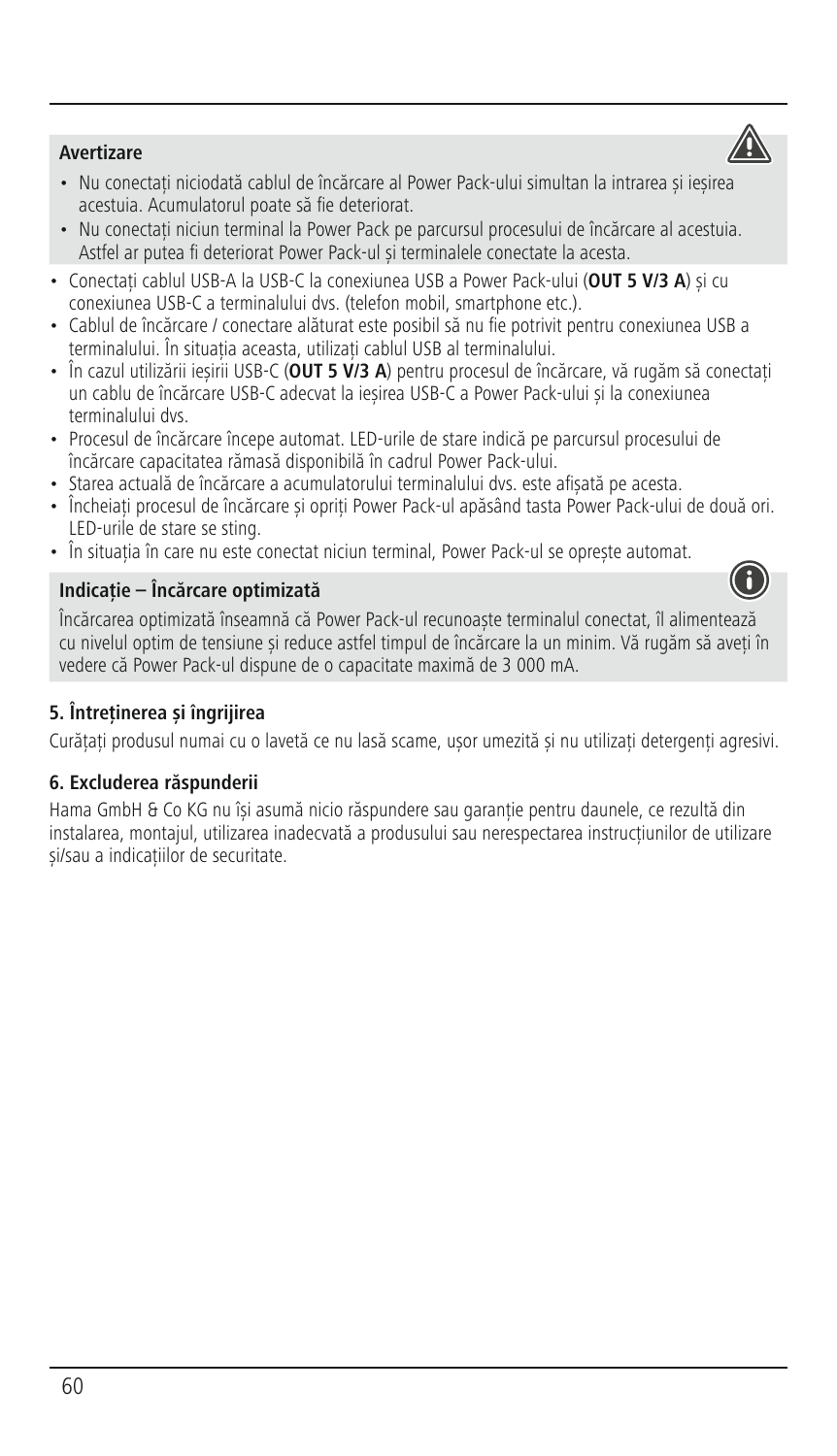**Avertizare**

- Nu conectați niciodată cablul de încărcare al Power Pack-ului simultan la intrarea și ieșirea acestuia. Acumulatorul poate să fie deteriorat.
- Nu conectați niciun terminal la Power Pack pe parcursul procesului de încărcare al acestuia. Astfel ar putea fi deteriorat Power Pack-ul și terminalele conectate la acesta.

- Conectați cablul USB-A la USB-C la conexiunea USB a Power Pack-ului (**OUT 5 V/3 A**) și cu conexiunea USB-C a terminalului dvs. (telefon mobil, smartphone etc.).
- Cablul de încărcare / conectare alăturat este posibil să nu fie potrivit pentru conexiunea USB a terminalului. În situația aceasta, utilizați cablul USB al terminalului.
- În cazul utilizării ieșirii USB-C (**OUT 5 V/3 A**) pentru procesul de încărcare, vă rugăm să conectați un cablu de încărcare USB-C adecvat la ieșirea USB-C a Power Pack-ului și la conexiunea terminalului dvs.
- Procesul de încărcare începe automat. LED-urile de stare indică pe parcursul procesului de încărcare capacitatea rămasă disponibilă în cadrul Power Pack-ului.
- Starea actuală de încărcare a acumulatorului terminalului dvs. este afișată pe acesta.
- Încheiați procesul de încărcare și opriți Power Pack-ul apăsând tasta Power Pack-ului de două ori. LED-urile de stare se sting.
- În situația în care nu este conectat niciun terminal, Power Pack-ul se oprește automat.

**Indicație – Încărcare optimizată**

Încărcarea optimizată înseamnă că Power Pack-ul recunoaște terminalul conectat, îl alimentează cu nivelul optim de tensiune și reduce astfel timpul de încărcare la un minim. Vă rugăm să aveți în vedere că Power Pack-ul dispune de o capacitate maximă de 3 000 mA.

## 5. Întreținerea și îngrijirea

Curățați produsul numai cu o lavetă ce nu lasă scame, ușor umezită și nu utilizați detergenți agresivi.

## 6. Excluderea răspunderii

Hama GmbH & Co KG nu își asumă nicio răspundere sau garanție pentru daunele, ce rezultă din instalarea, montajul, utilizarea inadecvată a produsului sau nerespectarea instrucțiunilor de utilizare și/sau a indicațiilor de securitate.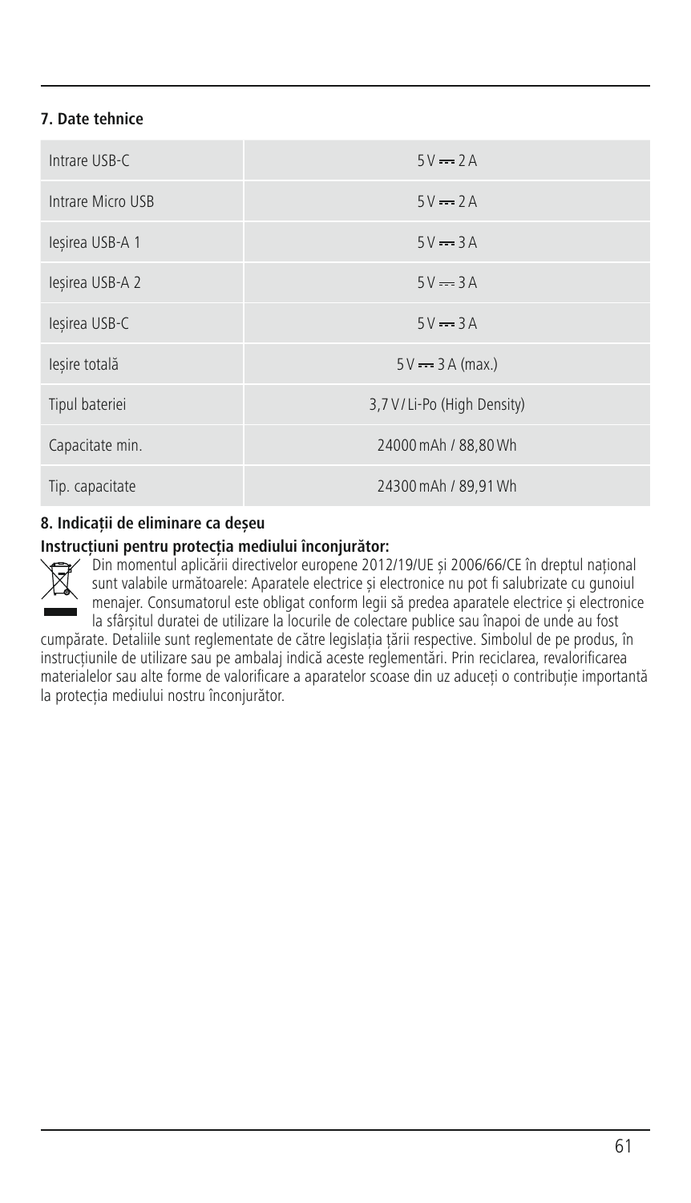## 7. Date tehnice

| | |
|---|---|
| Intrare USB-C | 5 V ⎓ 2 A |
| Intrare Micro USB | 5 V ⎓ 2 A |
| Ieșirea USB-A 1 | 5 V ⎓ 3 A |
| Ieșirea USB-A 2 | 5 V ⎓ 3 A |
| Ieșirea USB-C | 5 V ⎓ 3 A |
| Ieșire totală | 5 V ⎓ 3 A (max.) |
| Tipul bateriei | 3,7 V / Li-Po (High Density) |
| Capacitate min. | 24000 mAh / 88,80 Wh |
| Tip. capacitate | 24300 mAh / 89,91 Wh |

## 8. Indicații de eliminare ca deșeu

**Instrucțiuni pentru protecția mediului înconjurător:**

Din momentul aplicării directivelor europene 2012/19/UE și 2006/66/CE în dreptul național sunt valabile următoarele: Aparatele electrice și electronice nu pot fi salubrizate cu gunoiul menajer. Consumatorul este obligat conform legii să predea aparatele electrice și electronice la sfârșitul duratei de utilizare la locurile de colectare publice sau înapoi de unde au fost cumpărate. Detaliile sunt reglementate de către legislația țării respective. Simbolul de pe produs, în instrucțiunile de utilizare sau pe ambalaj indică aceste reglementări. Prin reciclarea, revalorificarea materialelor sau alte forme de valorificare a aparatelor scoase din uz aduceți o contribuție importantă la protecția mediului nostru înconjurător.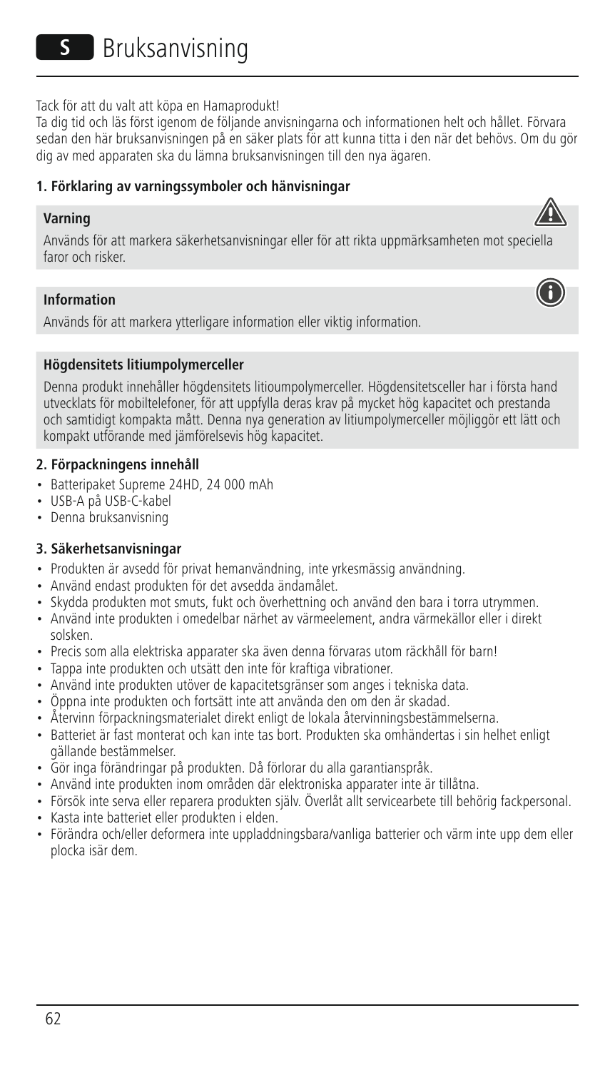# S Bruksanvisning

Tack för att du valt att köpa en Hamaprodukt!

Ta dig tid och läs först igenom de följande anvisningarna och informationen helt och hållet. Förvara sedan den här bruksanvisningen på en säker plats för att kunna titta i den när det behövs. Om du gör dig av med apparaten ska du lämna bruksanvisningen till den nya ägaren.

### 1. Förklaring av varningssymboler och hänvisningar

**Varning**

Används för att markera säkerhetsanvisningar eller för att rikta uppmärksamheten mot speciella faror och risker.

**Information**

Används för att markera ytterligare information eller viktig information.

**Högdensitets litiumpolymerceller**

Denna produkt innehåller högdensitets litioumpolymerceller. Högdensitetsceller har i första hand utvecklats för mobiltelefoner, för att uppfylla deras krav på mycket hög kapacitet och prestanda och samtidigt kompakta mått. Denna nya generation av litiumpolymerceller möjliggör ett lätt och kompakt utförande med jämförelsevis hög kapacitet.

### 2. Förpackningens innehåll

- Batteripaket Supreme 24HD, 24 000 mAh
- USB-A på USB-C-kabel
- Denna bruksanvisning

### 3. Säkerhetsanvisningar

- Produkten är avsedd för privat hemanvändning, inte yrkesmässig användning.
- Använd endast produkten för det avsedda ändamålet.
- Skydda produkten mot smuts, fukt och överhettning och använd den bara i torra utrymmen.
- Använd inte produkten i omedelbar närhet av värmeelement, andra värmekällor eller i direkt solsken.
- Precis som alla elektriska apparater ska även denna förvaras utom räckhåll för barn!
- Tappa inte produkten och utsätt den inte för kraftiga vibrationer.
- Använd inte produkten utöver de kapacitetsgränser som anges i tekniska data.
- Öppna inte produkten och fortsätt inte att använda den om den är skadad.
- Återvinn förpackningsmaterialet direkt enligt de lokala återvinningsbestämmelserna.
- Batteriet är fast monterat och kan inte tas bort. Produkten ska omhändertas i sin helhet enligt gällande bestämmelser.
- Gör inga förändringar på produkten. Då förlorar du alla garantianspråk.
- Använd inte produkten inom områden där elektroniska apparater inte är tillåtna.
- Försök inte serva eller reparera produkten själv. Överlåt allt servicearbete till behörig fackpersonal.
- Kasta inte batteriet eller produkten i elden.
- Förändra och/eller deformera inte uppladdningsbara/vanliga batterier och värm inte upp dem eller plocka isär dem.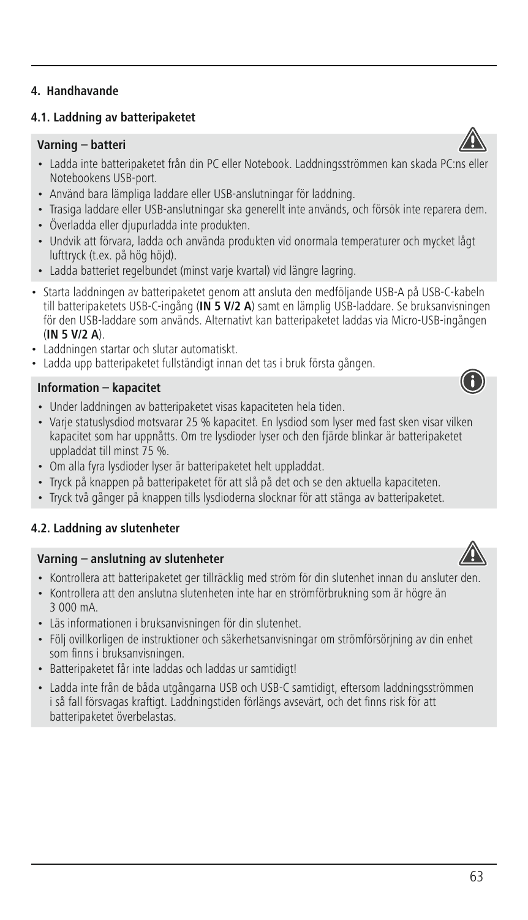## 4. Handhavande

### 4.1. Laddning av batteripaketet

**Varning – batteri**

- Ladda inte batteripaketet från din PC eller Notebook. Laddningsströmmen kan skada PC:ns eller Notebookens USB-port.
- Använd bara lämpliga laddare eller USB-anslutningar för laddning.
- Trasiga laddare eller USB-anslutningar ska generellt inte används, och försök inte reparera dem.
- Överladda eller djupurladda inte produkten.
- Undvik att förvara, ladda och använda produkten vid onormala temperaturer och mycket lågt lufttryck (t.ex. på hög höjd).
- Ladda batteriet regelbundet (minst varje kvartal) vid längre lagring.

- Starta laddningen av batteripaketet genom att ansluta den medföljande USB-A på USB-C-kabeln till batteripaketets USB-C-ingång (**IN 5 V/2 A**) samt en lämplig USB-laddare. Se bruksanvisningen för den USB-laddare som används. Alternativt kan batteripaketet laddas via Micro-USB-ingången (**IN 5 V/2 A**).
- Laddningen startar och slutar automatiskt.
- Ladda upp batteripaketet fullständigt innan det tas i bruk första gången.

**Information – kapacitet**

- Under laddningen av batteripaketet visas kapaciteten hela tiden.
- Varje statuslysdiod motsvarar 25 % kapacitet. En lysdiod som lyser med fast sken visar vilken kapacitet som har uppnåtts. Om tre lysdioder lyser och den fjärde blinkar är batteripaketet uppladdat till minst 75 %.
- Om alla fyra lysdioder lyser är batteripaketet helt uppladdat.
- Tryck på knappen på batteripaketet för att slå på det och se den aktuella kapaciteten.
- Tryck två gånger på knappen tills lysdioderna slocknar för att stänga av batteripaketet.

### 4.2. Laddning av slutenheter

**Varning – anslutning av slutenheter**

- Kontrollera att batteripaketet ger tillräcklig med ström för din slutenhet innan du ansluter den.
- Kontrollera att den anslutna slutenheten inte har en strömförbrukning som är högre än 3 000 mA.
- Läs informationen i bruksanvisningen för din slutenhet.
- Följ ovillkorligen de instruktioner och säkerhetsanvisningar om strömförsörjning av din enhet som finns i bruksanvisningen.
- Batteripaketet får inte laddas och laddas ur samtidigt!
- Ladda inte från de båda utgångarna USB och USB-C samtidigt, eftersom laddningsströmmen i så fall försvagas kraftigt. Laddningstiden förlängs avsevärt, och det finns risk för att batteripaketet överbelastas.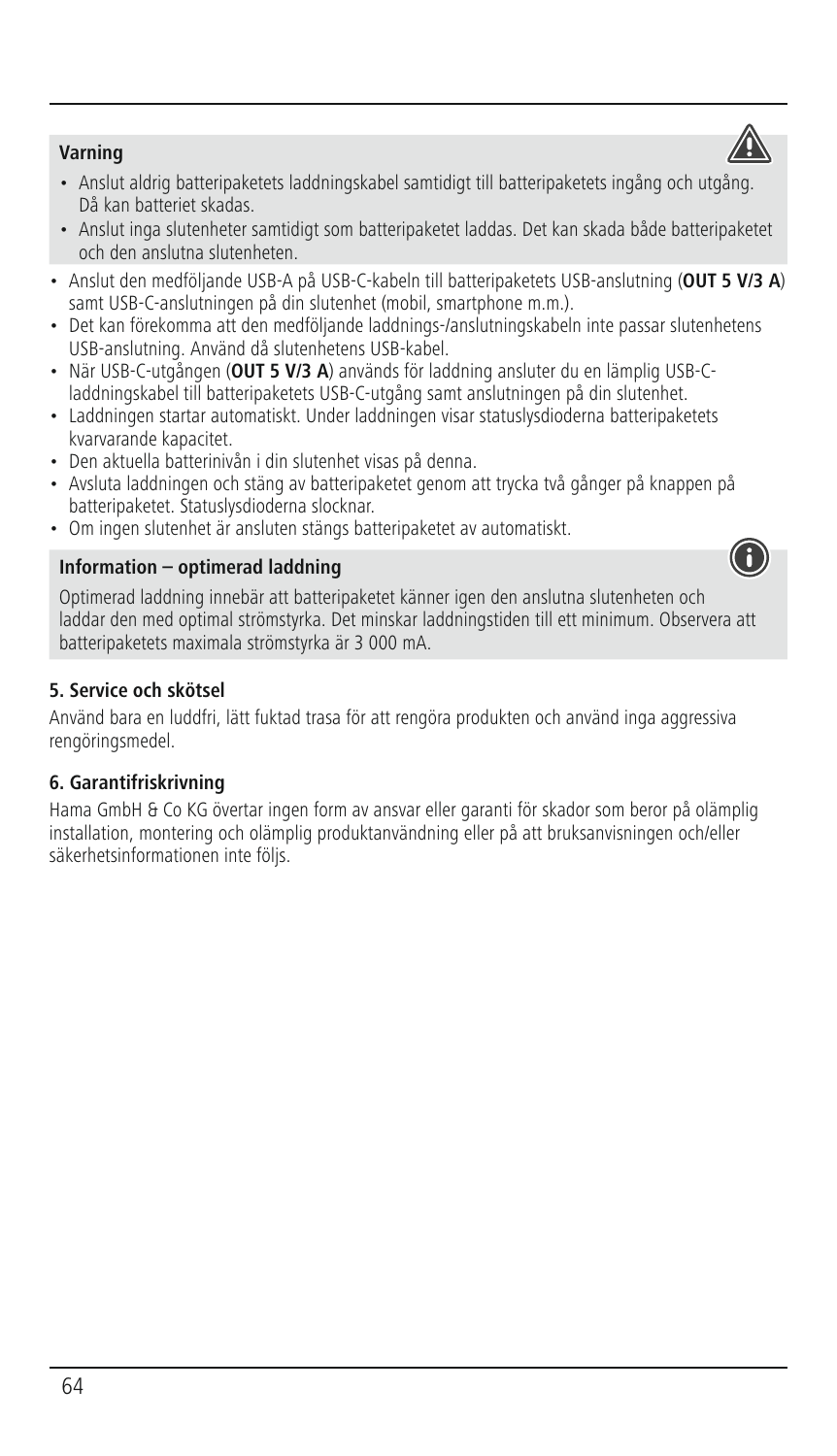**Varning**

- Anslut aldrig batteripaketets laddningskabel samtidigt till batteripaketets ingång och utgång. Då kan batteriet skadas.
- Anslut inga slutenheter samtidigt som batteripaketet laddas. Det kan skada både batteripaketet och den anslutna slutenheten.

- Anslut den medföljande USB-A på USB-C-kabeln till batteripaketets USB-anslutning (**OUT 5 V/3 A**) samt USB-C-anslutningen på din slutenhet (mobil, smartphone m.m.).
- Det kan förekomma att den medföljande laddnings-/anslutningskabeln inte passar slutenhetens USB-anslutning. Använd då slutenhetens USB-kabel.
- När USB-C-utgången (**OUT 5 V/3 A**) används för laddning ansluter du en lämplig USB-C-laddningskabel till batteripaketets USB-C-utgång samt anslutningen på din slutenhet.
- Laddningen startar automatiskt. Under laddningen visar statuslysdioderna batteripaketets kvarvarande kapacitet.
- Den aktuella batterinivån i din slutenhet visas på denna.
- Avsluta laddningen och stäng av batteripaketet genom att trycka två gånger på knappen på batteripaketet. Statuslysdioderna slocknar.
- Om ingen slutenhet är ansluten stängs batteripaketet av automatiskt.

**Information – optimerad laddning**

Optimerad laddning innebär att batteripaketet känner igen den anslutna slutenheten och laddar den med optimal strömstyrka. Det minskar laddningstiden till ett minimum. Observera att batteripaketets maximala strömstyrka är 3 000 mA.

## 5. Service och skötsel

Använd bara en luddfri, lätt fuktad trasa för att rengöra produkten och använd inga aggressiva rengöringsmedel.

## 6. Garantifriskrivning

Hama GmbH & Co KG övertar ingen form av ansvar eller garanti för skador som beror på olämplig installation, montering och olämplig produktanvändning eller på att bruksanvisningen och/eller säkerhetsinformationen inte följs.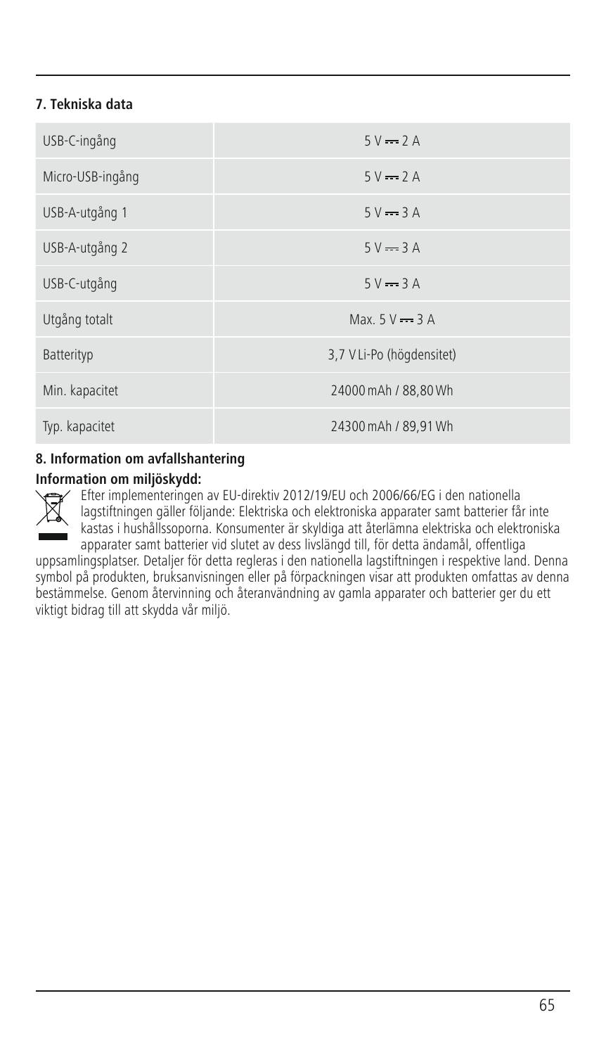## 7. Tekniska data

| | |
|---|---|
| USB-C-ingång | 5 V ⎓ 2 A |
| Micro-USB-ingång | 5 V ⎓ 2 A |
| USB-A-utgång 1 | 5 V ⎓ 3 A |
| USB-A-utgång 2 | 5 V ⎓ 3 A |
| USB-C-utgång | 5 V ⎓ 3 A |
| Utgång totalt | Max. 5 V ⎓ 3 A |
| Batterityp | 3,7 V Li-Po (högdensitet) |
| Min. kapacitet | 24000 mAh / 88,80 Wh |
| Typ. kapacitet | 24300 mAh / 89,91 Wh |

## 8. Information om avfallshantering

**Information om miljöskydd:**

Efter implementeringen av EU-direktiv 2012/19/EU och 2006/66/EG i den nationella lagstiftningen gäller följande: Elektriska och elektroniska apparater samt batterier får inte kastas i hushållssoporna. Konsumenter är skyldiga att återlämna elektriska och elektroniska apparater samt batterier vid slutet av dess livslängd till, för detta ändamål, offentliga uppsamlingsplatser. Detaljer för detta regleras i den nationella lagstiftningen i respektive land. Denna symbol på produkten, bruksanvisningen eller på förpackningen visar att produkten omfattas av denna bestämmelse. Genom återvinning och återanvändning av gamla apparater och batterier ger du ett viktigt bidrag till att skydda vår miljö.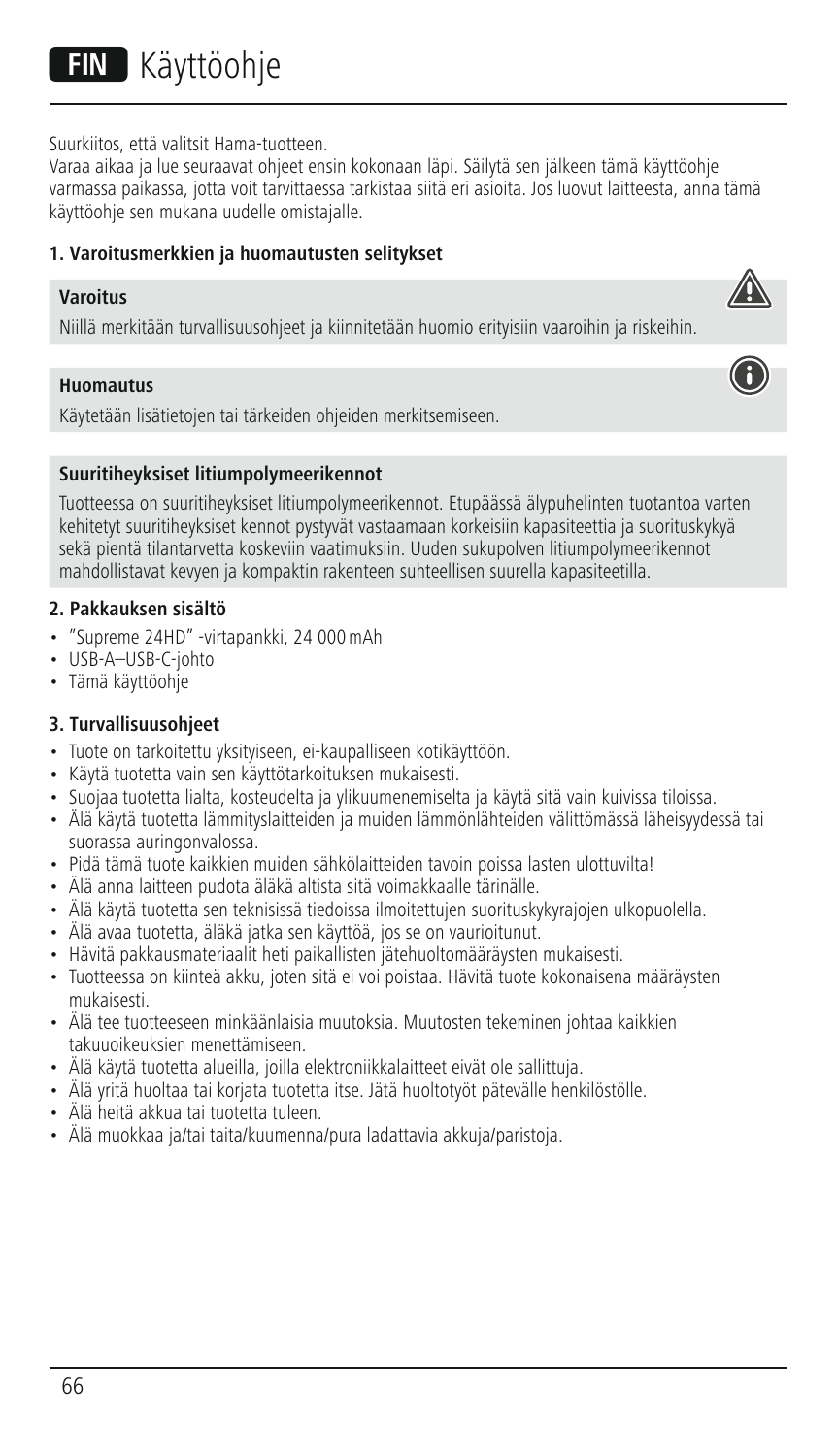# FIN Käyttöohje

Suurkiitos, että valitsit Hama-tuotteen.
Varaa aikaa ja lue seuraavat ohjeet ensin kokonaan läpi. Säilytä sen jälkeen tämä käyttöohje varmassa paikassa, jotta voit tarvittaessa tarkistaa siitä eri asioita. Jos luovut laitteesta, anna tämä käyttöohje sen mukana uudelle omistajalle.

### 1. Varoitusmerkkien ja huomautusten selitykset

**Varoitus**

Niillä merkitään turvallisuusohjeet ja kiinnitetään huomio erityisiin vaaroihin ja riskeihin.

**Huomautus**

Käytetään lisätietojen tai tärkeiden ohjeiden merkitsemiseen.

**Suuritiheyksiset litiumpolymeerikennot**

Tuotteessa on suuritiheyksiset litiumpolymeerikennot. Etupäässä älypuhelinten tuotantoa varten kehitetyt suuritiheyksiset kennot pystyvät vastaamaan korkeisiin kapasiteettia ja suorituskykyä sekä pientä tilantarvetta koskeviin vaatimuksiin. Uuden sukupolven litiumpolymeerikennot mahdollistavat kevyen ja kompaktin rakenteen suhteellisen suurella kapasiteetilla.

### 2. Pakkauksen sisältö

- "Supreme 24HD" -virtapankki, 24 000 mAh
- USB-A–USB-C-johto
- Tämä käyttöohje

### 3. Turvallisuusohjeet

- Tuote on tarkoitettu yksityiseen, ei-kaupalliseen kotikäyttöön.
- Käytä tuotetta vain sen käyttötarkoituksen mukaisesti.
- Suojaa tuotetta lialta, kosteudelta ja ylikuumenemiselta ja käytä sitä vain kuivissa tiloissa.
- Älä käytä tuotetta lämmityslaitteiden ja muiden lämmönlähteiden välittömässä läheisyydessä tai suorassa auringonvalossa.
- Pidä tämä tuote kaikkien muiden sähkölaitteiden tavoin poissa lasten ulottuvilta!
- Älä anna laitteen pudota äläkä altista sitä voimakkaalle tärinälle.
- Älä käytä tuotetta sen teknisissä tiedoissa ilmoitettujen suorituskykyrajojen ulkopuolella.
- Älä avaa tuotetta, äläkä jatka sen käyttöä, jos se on vaurioitunut.
- Hävitä pakkausmateriaalit heti paikallisten jätehuoltomääräysten mukaisesti.
- Tuotteessa on kiinteä akku, joten sitä ei voi poistaa. Hävitä tuote kokonaisena määräysten mukaisesti.
- Älä tee tuotteeseen minkäänlaisia muutoksia. Muutosten tekeminen johtaa kaikkien takuuoikeuksien menettämiseen.
- Älä käytä tuotetta alueilla, joilla elektroniikkalaitteet eivät ole sallittuja.
- Älä yritä huoltaa tai korjata tuotetta itse. Jätä huoltotyöt pätevälle henkilöstölle.
- Älä heitä akkua tai tuotetta tuleen.
- Älä muokkaa ja/tai taita/kuumenna/pura ladattavia akkuja/paristoja.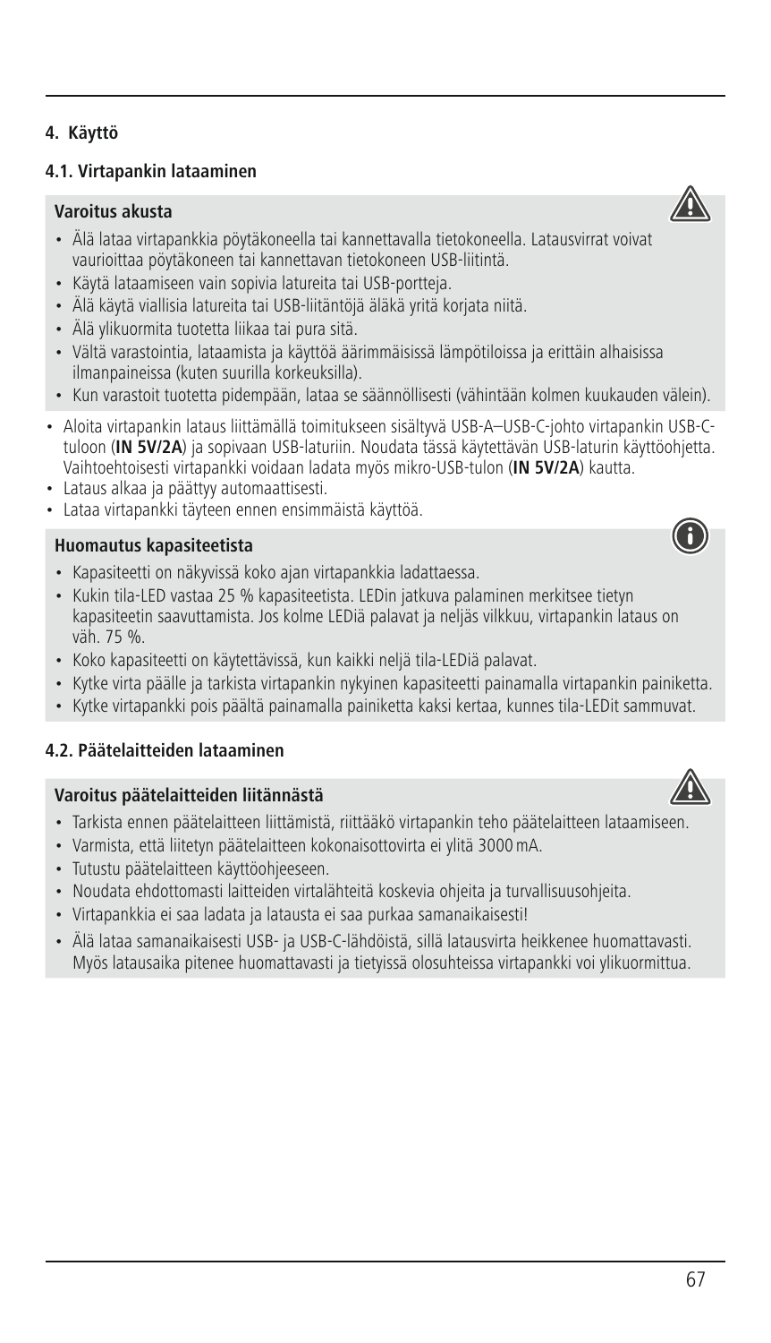## 4. Käyttö

### 4.1. Virtapankin lataaminen

**Varoitus akusta**

- Älä lataa virtapankkia pöytäkoneella tai kannettavalla tietokoneella. Latausvirrat voivat vaurioittaa pöytäkoneen tai kannettavan tietokoneen USB-liitintä.
- Käytä lataamiseen vain sopivia latureita tai USB-portteja.
- Älä käytä viallisia latureita tai USB-liitäntöjä äläkä yritä korjata niitä.
- Älä ylikuormita tuotetta liikaa tai pura sitä.
- Vältä varastointia, lataamista ja käyttöä äärimmäisissä lämpötiloissa ja erittäin alhaisissa ilmanpaineissa (kuten suurilla korkeuksilla).
- Kun varastoit tuotetta pidempään, lataa se säännöllisesti (vähintään kolmen kuukauden välein).

- Aloita virtapankin lataus liittämällä toimitukseen sisältyvä USB-A–USB-C-johto virtapankin USB-C-tuloon (**IN 5V/2A**) ja sopivaan USB-laturiin. Noudata tässä käytettävän USB-laturin käyttöohjetta. Vaihtoehtoisesti virtapankki voidaan ladata myös mikro-USB-tulon (**IN 5V/2A**) kautta.
- Lataus alkaa ja päättyy automaattisesti.
- Lataa virtapankki täyteen ennen ensimmäistä käyttöä.

**Huomautus kapasiteetista**

- Kapasiteetti on näkyvissä koko ajan virtapankkia ladattaessa.
- Kukin tila-LED vastaa 25 % kapasiteetista. LEDin jatkuva palaminen merkitsee tietyn kapasiteetin saavuttamista. Jos kolme LEDiä palavat ja neljäs vilkkuu, virtapankin lataus on väh. 75 %.
- Koko kapasiteetti on käytettävissä, kun kaikki neljä tila-LEDiä palavat.
- Kytke virta päälle ja tarkista virtapankin nykyinen kapasiteetti painamalla virtapankin painiketta.
- Kytke virtapankki pois päältä painamalla painiketta kaksi kertaa, kunnes tila-LEDit sammuvat.

### 4.2. Päätelaitteiden lataaminen

**Varoitus päätelaitteiden liitännästä**

- Tarkista ennen päätelaitteen liittämistä, riittääkö virtapankin teho päätelaitteen lataamiseen.
- Varmista, että liitetyn päätelaitteen kokonaisottovirta ei ylitä 3000 mA.
- Tutustu päätelaitteen käyttöohjeeseen.
- Noudata ehdottomasti laitteiden virtalähteitä koskevia ohjeita ja turvallisuusohjeita.
- Virtapankkia ei saa ladata ja latausta ei saa purkaa samanaikaisesti!
- Älä lataa samanaikaisesti USB- ja USB-C-lähdöistä, sillä latausvirta heikkenee huomattavasti. Myös latausaika pitenee huomattavasti ja tietyissä olosuhteissa virtapankki voi ylikuormittua.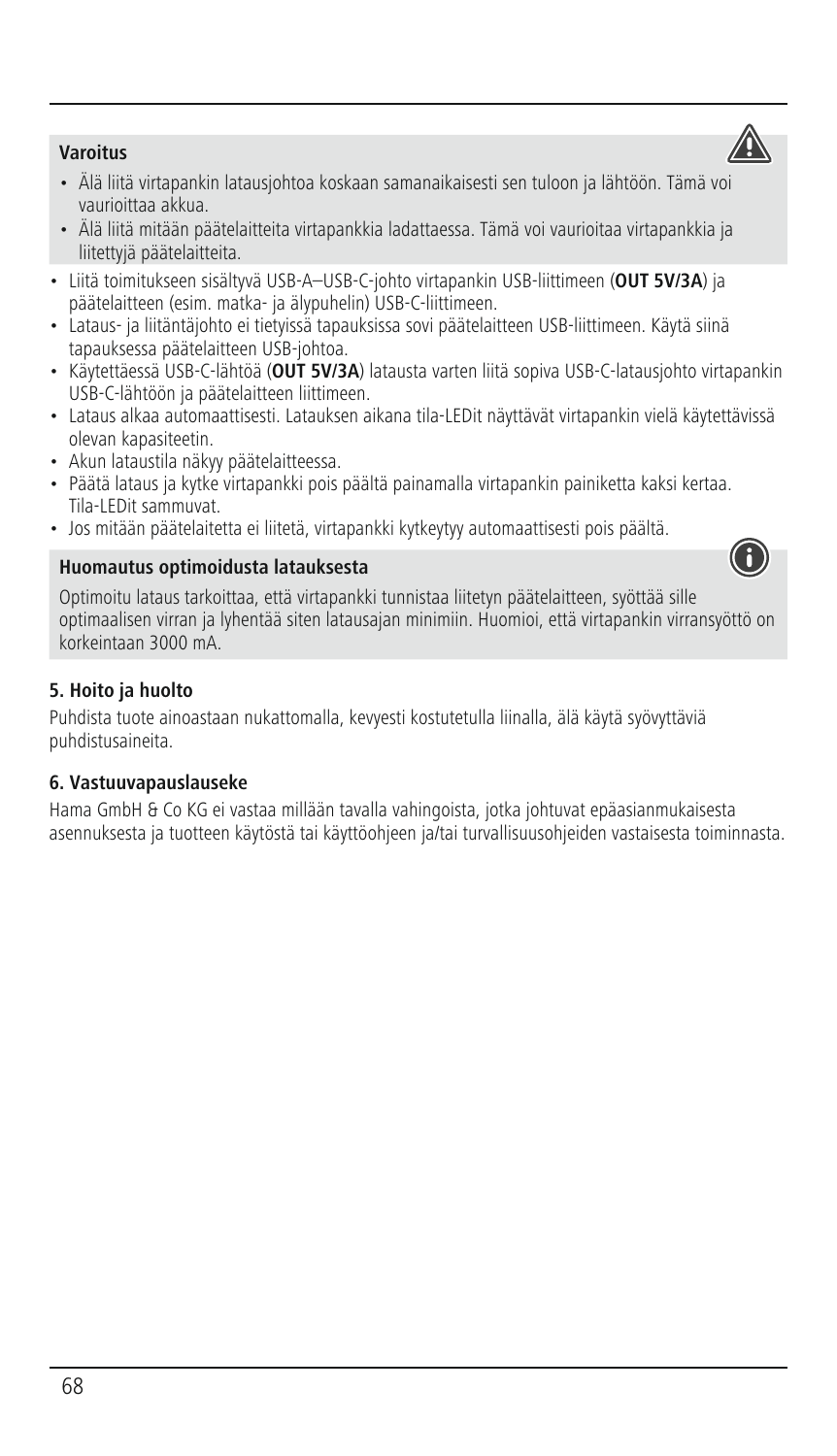**Varoitus**

- Älä liitä virtapankin latausjohtoa koskaan samanaikaisesti sen tuloon ja lähtöön. Tämä voi vaurioittaa akkua.
- Älä liitä mitään päätelaitteita virtapankkia ladattaessa. Tämä voi vaurioitaa virtapankkia ja liitettyjä päätelaitteita.

- Liitä toimitukseen sisältyvä USB-A–USB-C-johto virtapankin USB-liittimeen (**OUT 5V/3A**) ja päätelaitteen (esim. matka- ja älypuhelin) USB-C-liittimeen.
- Lataus- ja liitäntäjohto ei tietyissä tapauksissa sovi päätelaitteen USB-liittimeen. Käytä siinä tapauksessa päätelaitteen USB-johtoa.
- Käytettäessä USB-C-lähtöä (**OUT 5V/3A**) latausta varten liitä sopiva USB-C-latausjohto virtapankin USB-C-lähtöön ja päätelaitteen liittimeen.
- Lataus alkaa automaattisesti. Latauksen aikana tila-LEDit näyttävät virtapankin vielä käytettävissä olevan kapasiteetin.
- Akun lataustila näkyy päätelaitteessa.
- Päätä lataus ja kytke virtapankki pois päältä painamalla virtapankin painiketta kaksi kertaa. Tila-LEDit sammuvat.
- Jos mitään päätelaitetta ei liitetä, virtapankki kytkeytyy automaattisesti pois päältä.

**Huomautus optimoidusta latauksesta**

Optimoitu lataus tarkoittaa, että virtapankki tunnistaa liitetyn päätelaitteen, syöttää sille optimaalisen virran ja lyhentää siten latausajan minimiin. Huomioi, että virtapankin virransyöttö on korkeintaan 3000 mA.

## 5. Hoito ja huolto

Puhdista tuote ainoastaan nukattomalla, kevyesti kostutetulla liinalla, älä käytä syövyttäviä puhdistusaineita.

## 6. Vastuuvapauslauseke

Hama GmbH & Co KG ei vastaa millään tavalla vahingoista, jotka johtuvat epäasianmukaisesta asennuksesta ja tuotteen käytöstä tai käyttöohjeen ja/tai turvallisuusohjeiden vastaisesta toiminnasta.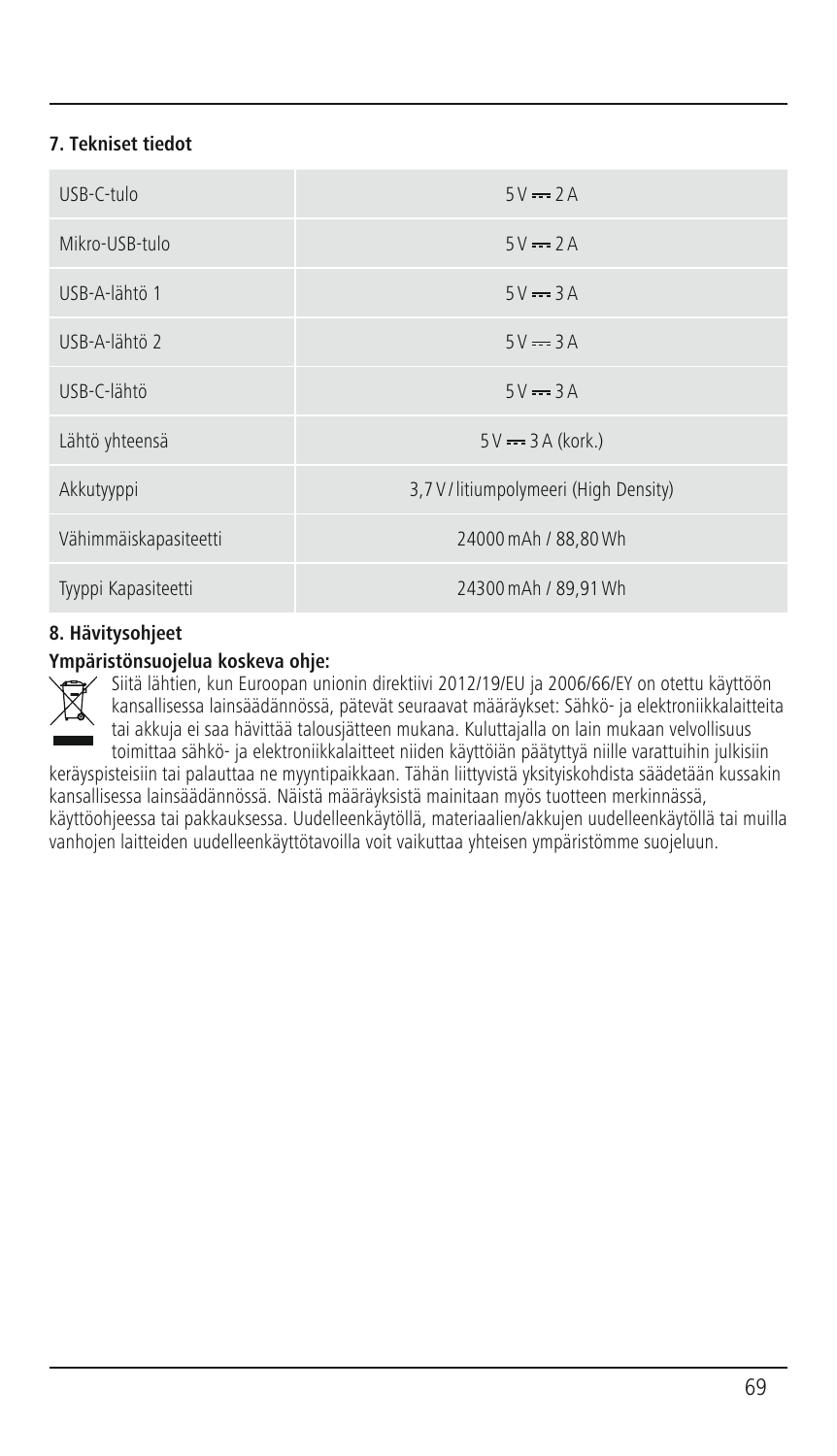## 7. Tekniset tiedot

| | |
|---|---|
| USB-C-tulo | 5 V ⎓ 2 A |
| Mikro-USB-tulo | 5 V ⎓ 2 A |
| USB-A-lähtö 1 | 5 V ⎓ 3 A |
| USB-A-lähtö 2 | 5 V ⎓ 3 A |
| USB-C-lähtö | 5 V ⎓ 3 A |
| Lähtö yhteensä | 5 V ⎓ 3 A (kork.) |
| Akkutyyppi | 3,7 V / litiumpolymeeri (High Density) |
| Vähimmäiskapasiteetti | 24000 mAh / 88,80 Wh |
| Tyyppi Kapasiteetti | 24300 mAh / 89,91 Wh |

## 8. Hävitysohjeet

**Ympäristönsuojelua koskeva ohje:**

Siitä lähtien, kun Euroopan unionin direktiivi 2012/19/EU ja 2006/66/EY on otettu käyttöön kansallisessa lainsäädännössä, pätevät seuraavat määräykset: Sähkö- ja elektroniikkalaitteita tai akkuja ei saa hävittää talousjätteen mukana. Kuluttajalla on lain mukaan velvollisuus toimittaa sähkö- ja elektroniikkalaitteet niiden käyttöiän päätyttyä niille varattuihin julkisiin keräyspisteisiin tai palauttaa ne myyntipaikkaan. Tähän liittyvistä yksityiskohdista säädetään kussakin kansallisessa lainsäädännössä. Näistä määräyksistä mainitaan myös tuotteen merkinnässä, käyttöohjeessa tai pakkauksessa. Uudelleenkäytöllä, materiaalien/akkujen uudelleenkäytöllä tai muilla vanhojen laitteiden uudelleenkäyttötavoilla voit vaikuttaa yhteisen ympäristömme suojeluun.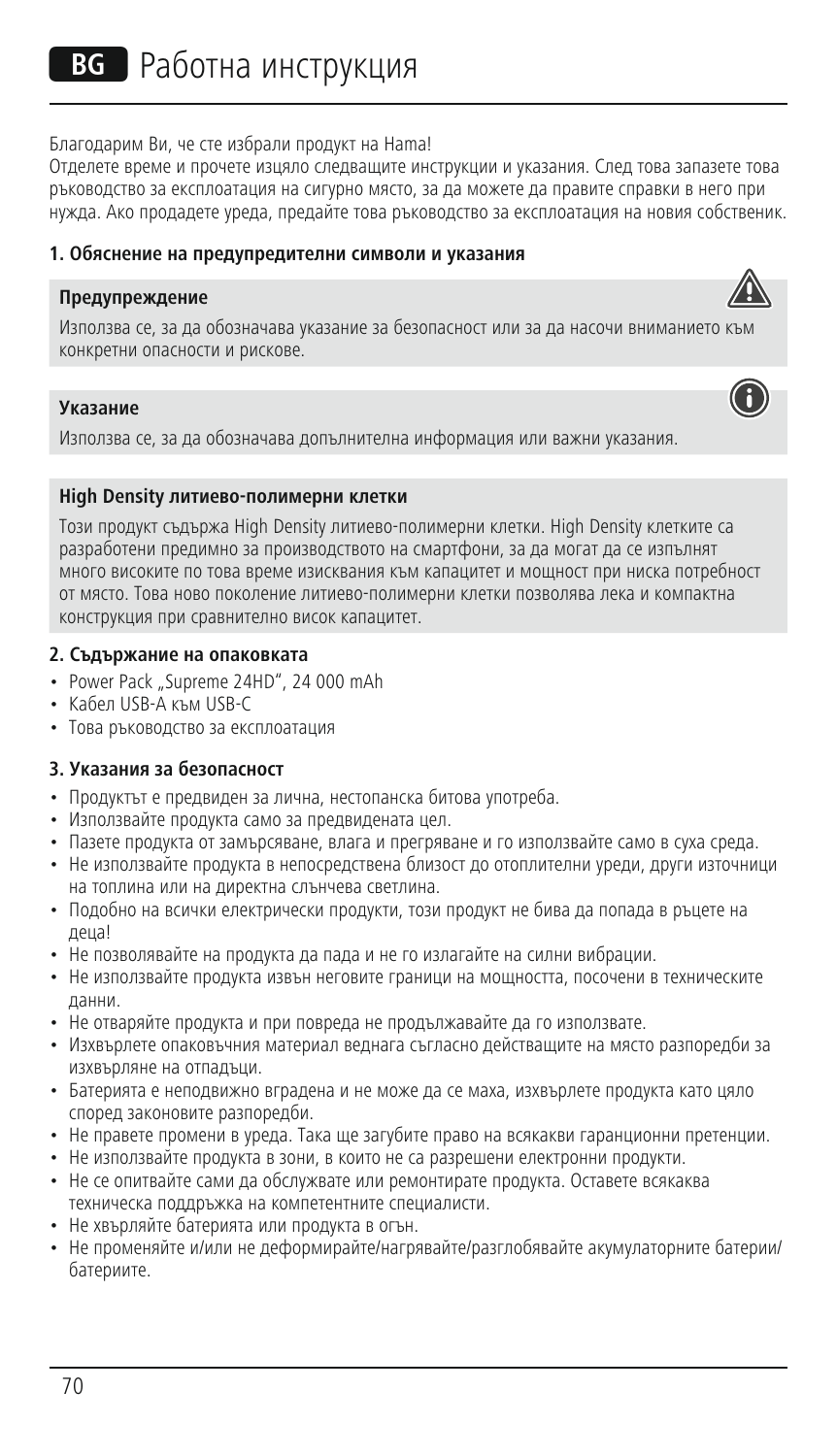# BG Работна инструкция

Благодарим Ви, че сте избрали продукт на Hama!
Отделете време и прочете изцяло следващите инструкции и указания. След това запазете това ръководство за експлоатация на сигурно място, за да можете да правите справки в него при нужда. Ако продадете уреда, предайте това ръководство за експлоатация на новия собственик.

## 1. Обяснение на предупредителни символи и указания

**Предупреждение**

Използва се, за да обозначава указание за безопасност или за да насочи вниманието към конкретни опасности и рискове.

**Указание**

Използва се, за да обозначава допълнителна информация или важни указания.

**High Density литиево-полимерни клетки**

Този продукт съдържа High Density литиево-полимерни клетки. High Density клетките са разработени предимно за производството на смартфони, за да могат да се изпълнят много високите по това време изисквания към капацитет и мощност при ниска потребност от място. Това ново поколение литиево-полимерни клетки позволява лека и компактна конструкция при сравнително висок капацитет.

## 2. Съдържание на опаковката

- Power Pack „Supreme 24HD", 24 000 mAh
- Кабел USB-A към USB-C
- Това ръководство за експлоатация

## 3. Указания за безопасност

- Продуктът е предвиден за лична, нестопанска битова употреба.
- Използвайте продукта само за предвидената цел.
- Пазете продукта от замърсяване, влага и прегряване и го използвайте само в суха среда.
- Не използвайте продукта в непосредствена близост до отоплителни уреди, други източници на топлина или на директна слънчева светлина.
- Подобно на всички електрически продукти, този продукт не бива да попада в ръцете на деца!
- Не позволявайте на продукта да пада и не го излагайте на силни вибрации.
- Не използвайте продукта извън неговите граници на мощността, посочени в техническите данни.
- Не отваряйте продукта и при повреда не продължавайте да го използвате.
- Изхвърлете опаковъчния материал веднага съгласно действащите на място разпоредби за изхвърляне на отпадъци.
- Батерията е неподвижно вградена и не може да се маха, изхвърлете продукта като цяло според законовите разпоредби.
- Не правете промени в уреда. Така ще загубите право на всякакви гаранционни претенции.
- Не използвайте продукта в зони, в които не са разрешени електронни продукти.
- Не се опитвайте сами да обслужвате или ремонтирате продукта. Оставете всякаква техническа поддръжка на компетентните специалисти.
- Не хвърляйте батерията или продукта в огън.
- Не променяйте и/или не деформирайте/нагрявайте/разглобявайте акумулаторните батерии/батериите.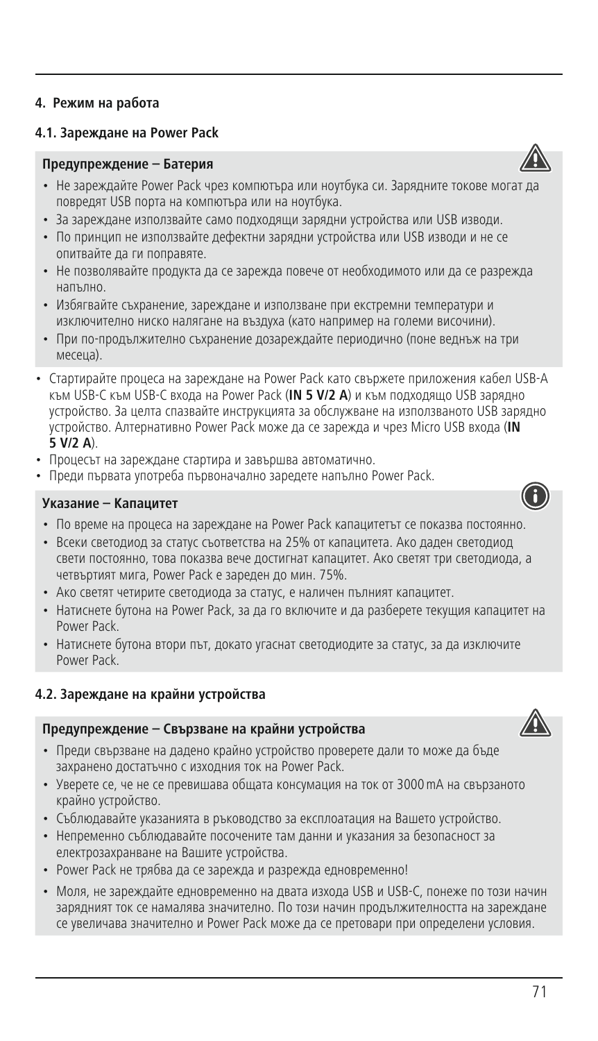## 4. Режим на работа

### 4.1. Зареждане на Power Pack

**Предупреждение – Батерия**

- Не зареждайте Power Pack чрез компютъра или ноутбука си. Зарядните токове могат да повредят USB порта на компютъра или на ноутбука.
- За зареждане използвайте само подходящи зарядни устройства или USB изводи.
- По принцип не използвайте дефектни зарядни устройства или USB изводи и не се опитвайте да ги поправяте.
- Не позволявайте продукта да се зарежда повече от необходимото или да се разрежда напълно.
- Избягвайте съхранение, зареждане и използване при екстремни температури и изключително ниско налягане на въздуха (като например на големи височини).
- При по-продължително съхранение дозареждайте периодично (поне веднъж на три месеца).

- Стартирайте процеса на зареждане на Power Pack като свържете приложения кабел USB-A към USB-C към USB-C входа на Power Pack (**IN 5 V/2 A**) и към подходящо USB зарядно устройство. За целта спазвайте инструкцията за обслужване на използваното USB зарядно устройство. Алтернативно Power Pack може да се зарежда и чрез Micro USB входа (**IN 5 V/2 A**).
- Процесът на зареждане стартира и завършва автоматично.
- Преди първата употреба първоначално заредете напълно Power Pack.

**Указание – Капацитет**

- По време на процеса на зареждане на Power Pack капацитетът се показва постоянно.
- Всеки светодиод за статус съответства на 25% от капацитета. Ако даден светодиод свети постоянно, това показва вече достигнат капацитет. Ако светят три светодиода, а четвъртият мига, Power Pack е зареден до мин. 75%.
- Ако светят четирите светодиода за статус, е наличен пълният капацитет.
- Натиснете бутона на Power Pack, за да го включите и да разберете текущия капацитет на Power Pack.
- Натиснете бутона втори път, докато угаснат светодиодите за статус, за да изключите Power Pack.

### 4.2. Зареждане на крайни устройства

**Предупреждение – Свързване на крайни устройства**

- Преди свързване на дадено крайно устройство проверете дали то може да бъде захранено достатъчно с изходния ток на Power Pack.
- Уверете се, че не се превишава общата консумация на ток от 3000 mA на свързаното крайно устройство.
- Съблюдавайте указанията в ръководство за експлоатация на Вашето устройство.
- Непременно съблюдавайте посочените там данни и указания за безопасност за електрозахранване на Вашите устройства.
- Power Pack не трябва да се зарежда и разрежда едновременно!
- Моля, не зареждайте едновременно на двата изхода USB и USB-C, понеже по този начин зарядният ток се намалява значително. По този начин продължителността на зареждане се увеличава значително и Power Pack може да се претовари при определени условия.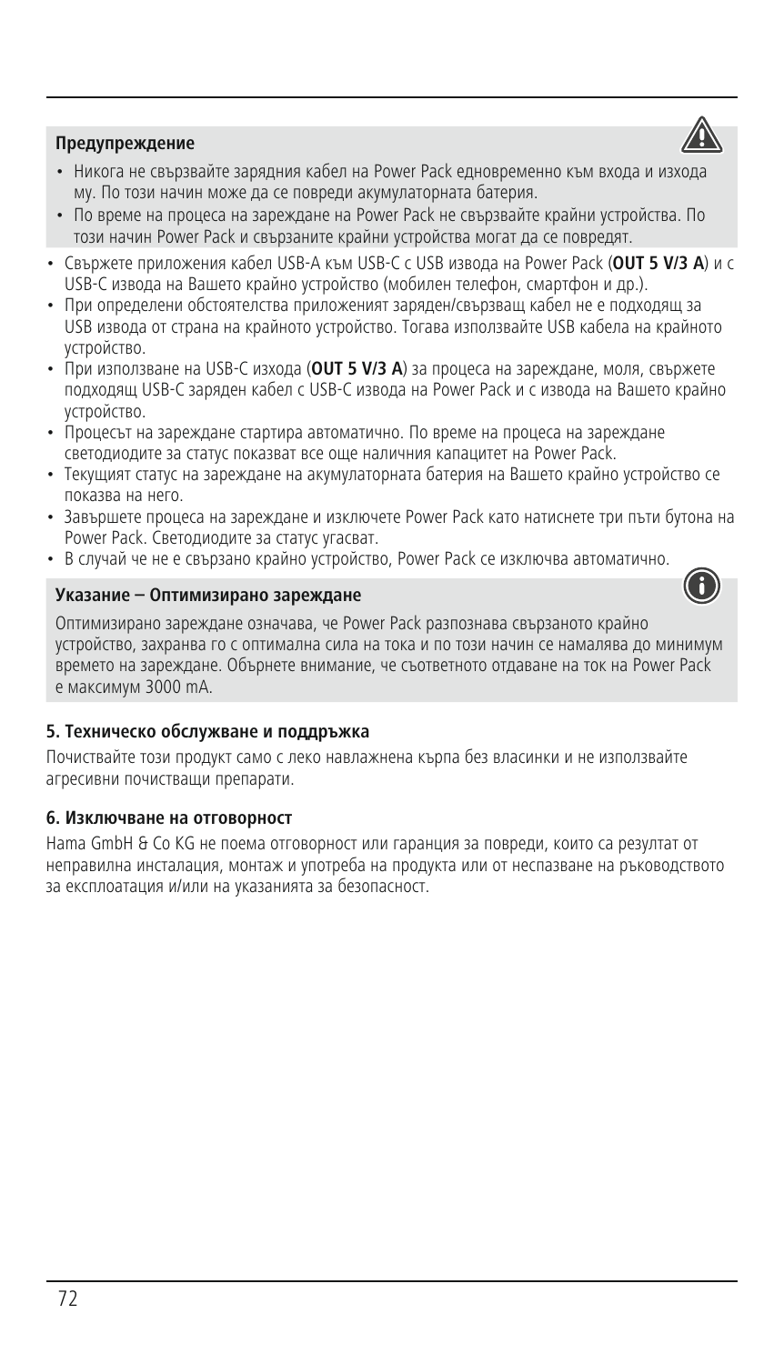**Предупреждение**

- Никога не свързвайте зарядния кабел на Power Pack едновременно към входа и изхода му. По този начин може да се повреди акумулаторната батерия.
- По време на процеса на зареждане на Power Pack не свързвайте крайни устройства. По този начин Power Pack и свързаните крайни устройства могат да се повредят.

- Свържете приложения кабел USB-A към USB-C с USB извода на Power Pack (**OUT 5 V/3 A**) и с USB-C извода на Вашето крайно устройство (мобилен телефон, смартфон и др.).
- При определени обстоятелства приложеният заряден/свързващ кабел не е подходящ за USB извода от страна на крайното устройство. Тогава използвайте USB кабела на крайното устройство.
- При използване на USB-C изхода (**OUT 5 V/3 A**) за процеса на зареждане, моля, свържете подходящ USB-C заряден кабел с USB-C извода на Power Pack и с извода на Вашето крайно устройство.
- Процесът на зареждане стартира автоматично. По време на процеса на зареждане светодиодите за статус показват все още наличния капацитет на Power Pack.
- Текущият статус на зареждане на акумулаторната батерия на Вашето крайно устройство се показва на него.
- Завършете процеса на зареждане и изключете Power Pack като натиснете три пъти бутона на Power Pack. Светодиодите за статус угасват.
- В случай че не е свързано крайно устройство, Power Pack се изключва автоматично.

**Указание – Оптимизирано зареждане**

Оптимизирано зареждане означава, че Power Pack разпознава свързаното крайно устройство, захранва го с оптимална сила на тока и по този начин се намалява до минимум времето на зареждане. Обърнете внимание, че съответното отдаване на ток на Power Pack е максимум 3000 mA.

## 5. Техническо обслужване и поддръжка

Почиствайте този продукт само с леко навлажнена кърпа без власинки и не използвайте агресивни почистващи препарати.

## 6. Изключване на отговорност

Hama GmbH & Co KG не поема отговорност или гаранция за повреди, които са резултат от неправилна инсталация, монтаж и употреба на продукта или от неспазване на ръководството за експлоатация и/или на указанията за безопасност.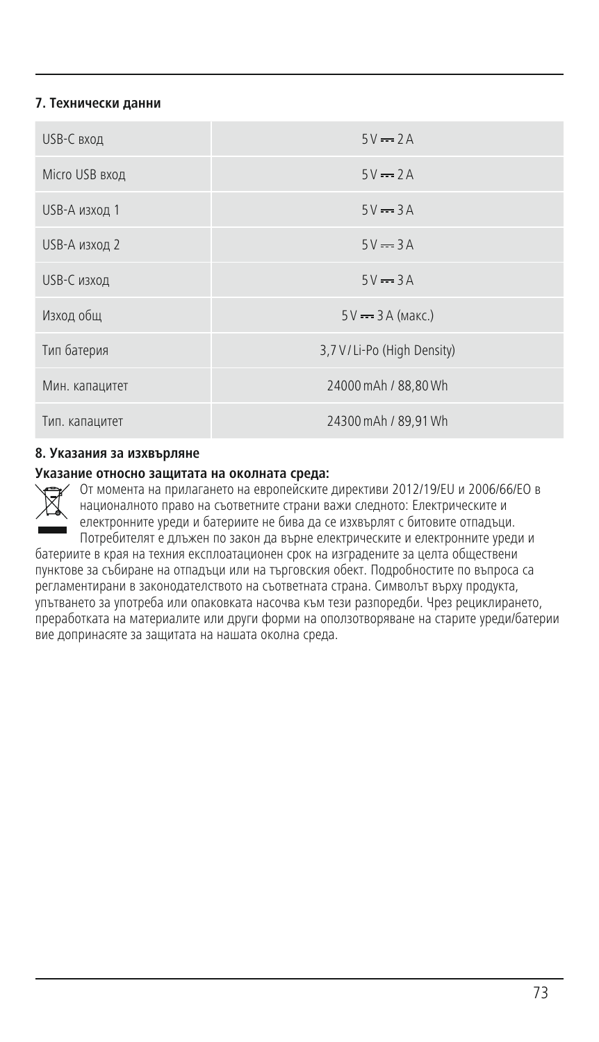## 7. Технически данни

| | |
|---|---|
| USB-C вход | 5 V ⎓ 2 A |
| Micro USB вход | 5 V ⎓ 2 A |
| USB-A изход 1 | 5 V ⎓ 3 A |
| USB-A изход 2 | 5 V ⎓ 3 A |
| USB-C изход | 5 V ⎓ 3 A |
| Изход общ | 5 V ⎓ 3 A (макс.) |
| Тип батерия | 3,7 V / Li-Po (High Density) |
| Мин. капацитет | 24000 mAh / 88,80 Wh |
| Тип. капацитет | 24300 mAh / 89,91 Wh |

## 8. Указания за изхвърляне

**Указание относно защитата на околната среда:**

От момента на прилагането на европейските директиви 2012/19/EU и 2006/66/EO в националното право на съответните страни важи следното: Електрическите и електронните уреди и батериите не бива да се изхвърлят с битовите отпадъци. Потребителят е длъжен по закон да върне електрическите и електронните уреди и батериите в края на техния експлоатационен срок на изградените за целта обществени пунктове за събиране на отпадъци или на търговския обект. Подробностите по въпроса са регламентирани в законодателството на съответната страна. Символът върху продукта, упътването за употреба или опаковката насочва към тези разпоредби. Чрез рециклирането, преработката на материалите или други форми на оползотворяване на старите уреди/батерии вие допринасяте за защитата на нашата околна среда.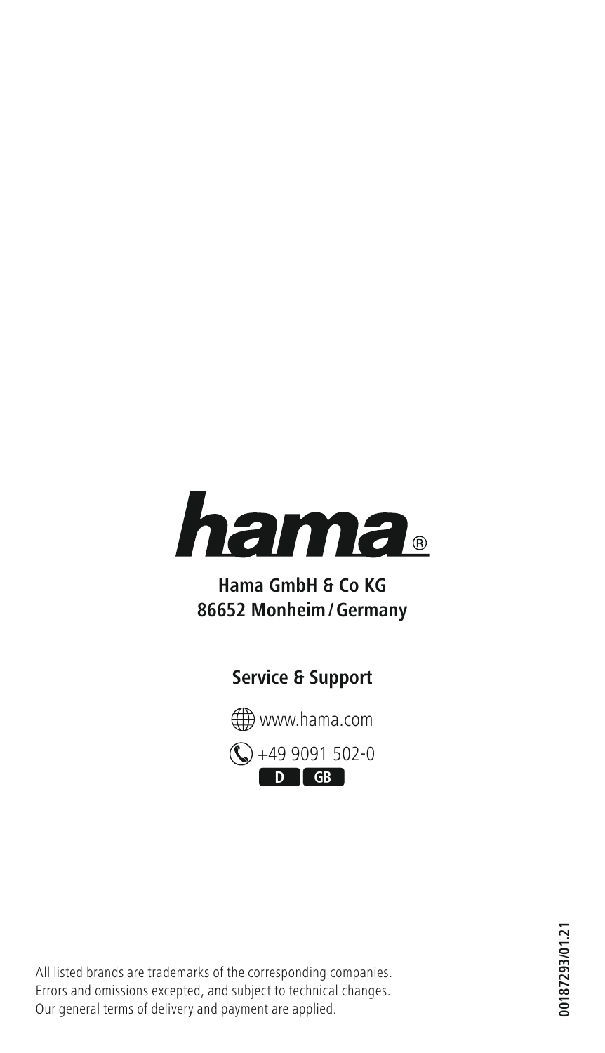hama®

**Hama GmbH & Co KG**
**86652 Monheim / Germany**

**Service & Support**

www.hama.com

+49 9091 502-0

D GB

All listed brands are trademarks of the corresponding companies.
Errors and omissions excepted, and subject to technical changes.
Our general terms of delivery and payment are applied.

00187293/01.21